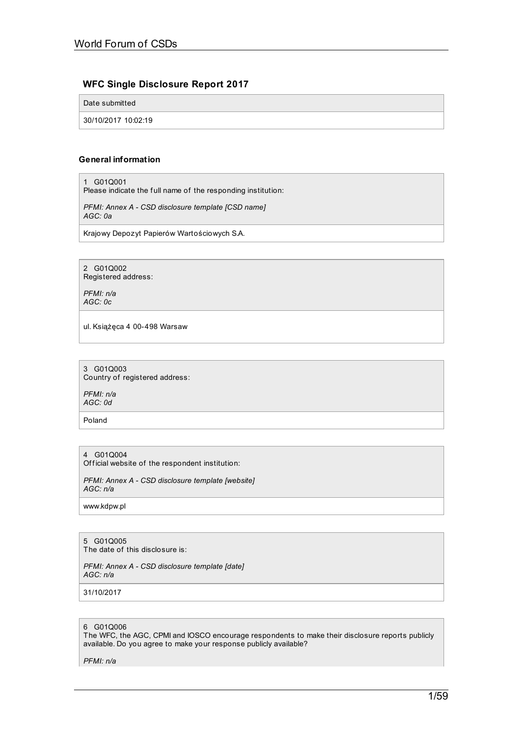## WFC Single Disclosure Report 2017

Date submitted

30/10/2017 10:02:19

### General information

1 G01Q001
Please indicate the full name of the responding institution:

*PFMI: Annex A - CSD disclosure template [CSD name]*
*AGC: 0a*

Krajowy Depozyt Papierów Wartościowych S.A.

2 G01Q002
Registered address:

*PFMI: n/a*
*AGC: 0c*

ul. Książęca 4 00-498 Warsaw

3 G01Q003
Country of registered address:

*PFMI: n/a*
*AGC: 0d*

Poland

4 G01Q004
Official website of the respondent institution:

*PFMI: Annex A - CSD disclosure template [website]*
*AGC: n/a*

www.kdpw.pl

5 G01Q005
The date of this disclosure is:

*PFMI: Annex A - CSD disclosure template [date]*
*AGC: n/a*

31/10/2017

6 G01Q006
The WFC, the AGC, CPMI and IOSCO encourage respondents to make their disclosure reports publicly available. Do you agree to make your response publicly available?

*PFMI: n/a*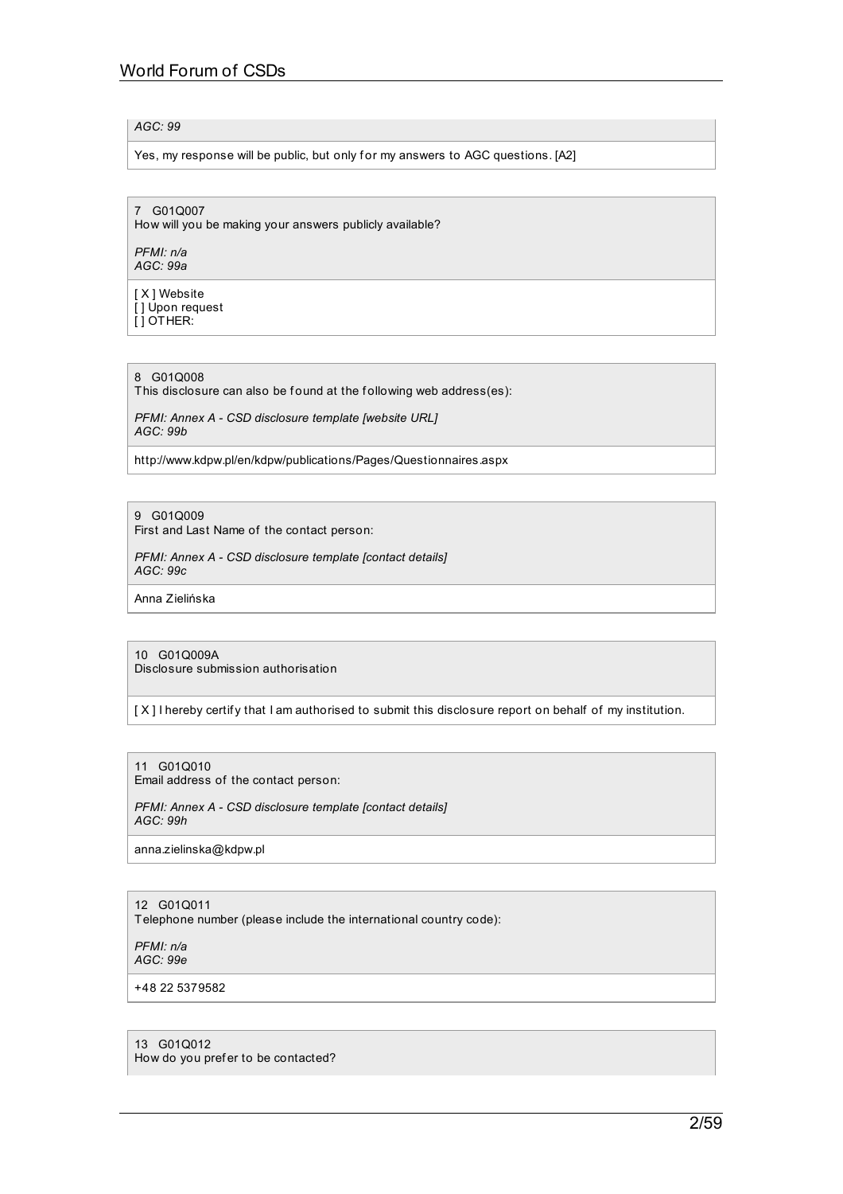*AGC: 99*

Yes, my response will be public, but only for my answers to AGC questions. [A2]

7 G01Q007
How will you be making your answers publicly available?

*PFMI: n/a*
*AGC: 99a*

[ X ] Website
[ ] Upon request
[ ] OTHER:

8 G01Q008
This disclosure can also be found at the following web address(es):

*PFMI: Annex A - CSD disclosure template [website URL]*
*AGC: 99b*

http://www.kdpw.pl/en/kdpw/publications/Pages/Questionnaires.aspx

9 G01Q009
First and Last Name of the contact person:

*PFMI: Annex A - CSD disclosure template [contact details]*
*AGC: 99c*

Anna Zielińska

10 G01Q009A
Disclosure submission authorisation

[ X ] I hereby certify that I am authorised to submit this disclosure report on behalf of my institution.

11 G01Q010
Email address of the contact person:

*PFMI: Annex A - CSD disclosure template [contact details]*
*AGC: 99h*

anna.zielinska@kdpw.pl

12 G01Q011
Telephone number (please include the international country code):

*PFMI: n/a*
*AGC: 99e*

+48 22 5379582

13 G01Q012
How do you prefer to be contacted?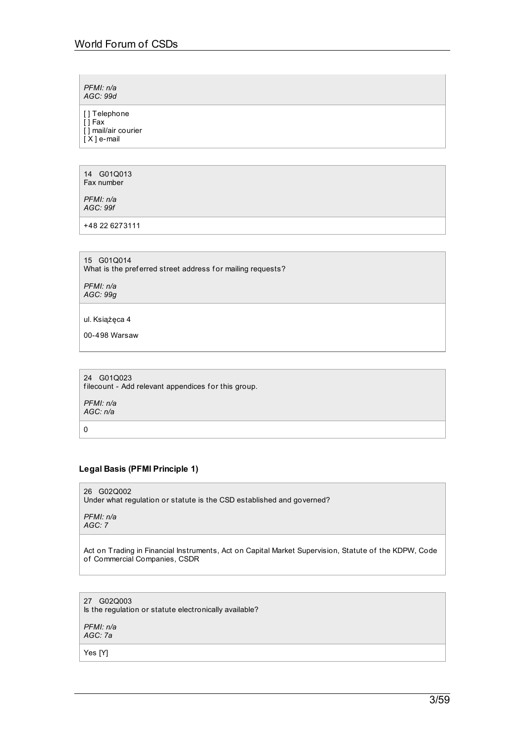*PFMI: n/a*
*AGC: 99d*

[ ] Telephone
[ ] Fax
[ ] mail/air courier
[ X ] e-mail

14 G01Q013
Fax number

*PFMI: n/a*
*AGC: 99f*

+48 22 6273111

15 G01Q014
What is the preferred street address for mailing requests?

*PFMI: n/a*
*AGC: 99g*

ul. Książęca 4

00-498 Warsaw

24 G01Q023
filecount - Add relevant appendices for this group.

*PFMI: n/a*
*AGC: n/a*

0

### Legal Basis (PFMI Principle 1)

26 G02Q002
Under what regulation or statute is the CSD established and governed?

*PFMI: n/a*
*AGC: 7*

Act on Trading in Financial Instruments, Act on Capital Market Supervision, Statute of the KDPW, Code of Commercial Companies, CSDR

27 G02Q003
Is the regulation or statute electronically available?

*PFMI: n/a*
*AGC: 7a*

Yes [Y]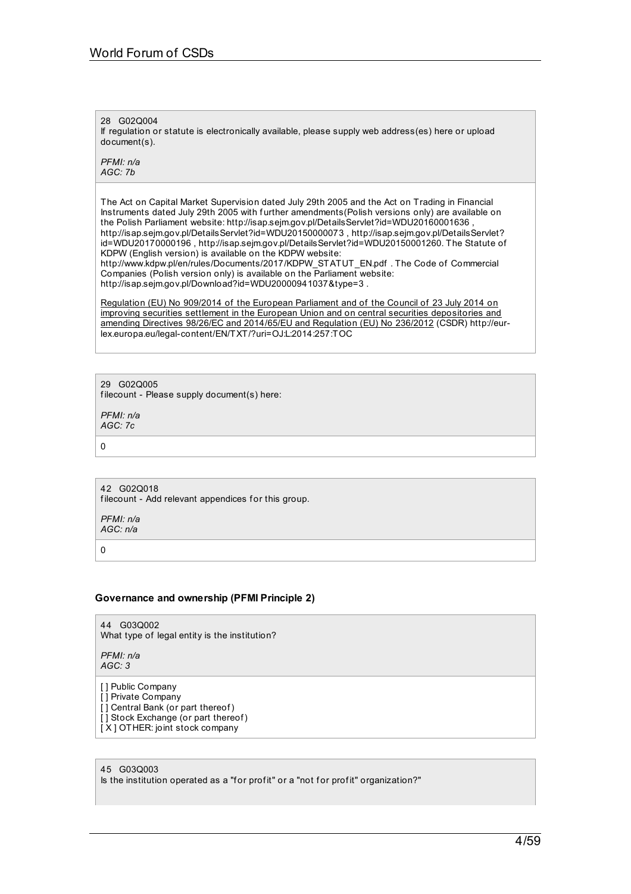28 G02Q004
If regulation or statute is electronically available, please supply web address(es) here or upload document(s).

*PFMI: n/a*
*AGC: 7b*

The Act on Capital Market Supervision dated July 29th 2005 and the Act on Trading in Financial Instruments dated July 29th 2005 with further amendments(Polish versions only) are available on the Polish Parliament website: http://isap.sejm.gov.pl/DetailsServlet?id=WDU20160001636 , http://isap.sejm.gov.pl/DetailsServlet?id=WDU20150000073 , http://isap.sejm.gov.pl/DetailsServlet?id=WDU20170000196 , http://isap.sejm.gov.pl/DetailsServlet?id=WDU20150001260. The Statute of KDPW (English version) is available on the KDPW website: http://www.kdpw.pl/en/rules/Documents/2017/KDPW_STATUT_EN.pdf . The Code of Commercial Companies (Polish version only) is available on the Parliament website: http://isap.sejm.gov.pl/Download?id=WDU20000941037&type=3 .

Regulation (EU) No 909/2014 of the European Parliament and of the Council of 23 July 2014 on improving securities settlement in the European Union and on central securities depositories and amending Directives 98/26/EC and 2014/65/EU and Regulation (EU) No 236/2012 (CSDR) http://eur-lex.europa.eu/legal-content/EN/TXT/?uri=OJ:L:2014:257:TOC

29 G02Q005
filecount - Please supply document(s) here:

*PFMI: n/a*
*AGC: 7c*

0

42 G02Q018
filecount - Add relevant appendices for this group.

*PFMI: n/a*
*AGC: n/a*

0

### Governance and ownership (PFMI Principle 2)

44 G03Q002
What type of legal entity is the institution?

*PFMI: n/a*
*AGC: 3*

[ ] Public Company
[ ] Private Company
[ ] Central Bank (or part thereof)
[ ] Stock Exchange (or part thereof)
[ X ] OTHER: joint stock company

45 G03Q003
Is the institution operated as a "for profit" or a "not for profit" organization?"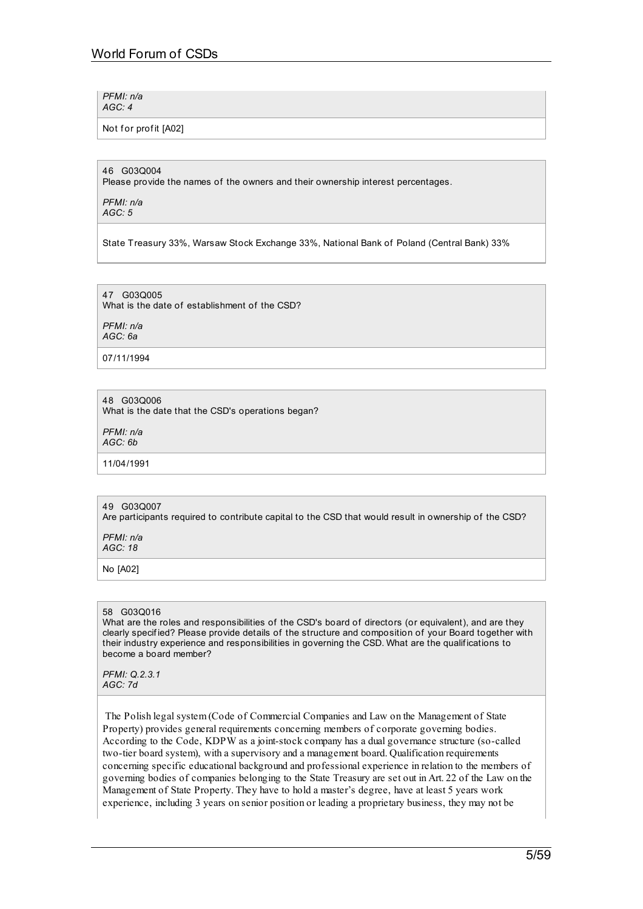*PFMI: n/a*
*AGC: 4*

Not for profit [A02]

46 G03Q004
Please provide the names of the owners and their ownership interest percentages.

*PFMI: n/a*
*AGC: 5*

State Treasury 33%, Warsaw Stock Exchange 33%, National Bank of Poland (Central Bank) 33%

47 G03Q005
What is the date of establishment of the CSD?

*PFMI: n/a*
*AGC: 6a*

07/11/1994

48 G03Q006
What is the date that the CSD's operations began?

*PFMI: n/a*
*AGC: 6b*

11/04/1991

49 G03Q007
Are participants required to contribute capital to the CSD that would result in ownership of the CSD?

*PFMI: n/a*
*AGC: 18*

No [A02]

58 G03Q016
What are the roles and responsibilities of the CSD's board of directors (or equivalent), and are they clearly specified? Please provide details of the structure and composition of your Board together with their industry experience and responsibilities in governing the CSD. What are the qualifications to become a board member?

*PFMI: Q.2.3.1*
*AGC: 7d*

The Polish legal system (Code of Commercial Companies and Law on the Management of State Property) provides general requirements concerning members of corporate governing bodies. According to the Code, KDPW as a joint-stock company has a dual governance structure (so-called two-tier board system), with a supervisory and a management board. Qualification requirements concerning specific educational background and professional experience in relation to the members of governing bodies of companies belonging to the State Treasury are set out in Art. 22 of the Law on the Management of State Property. They have to hold a master's degree, have at least 5 years work experience, including 3 years on senior position or leading a proprietary business, they may not be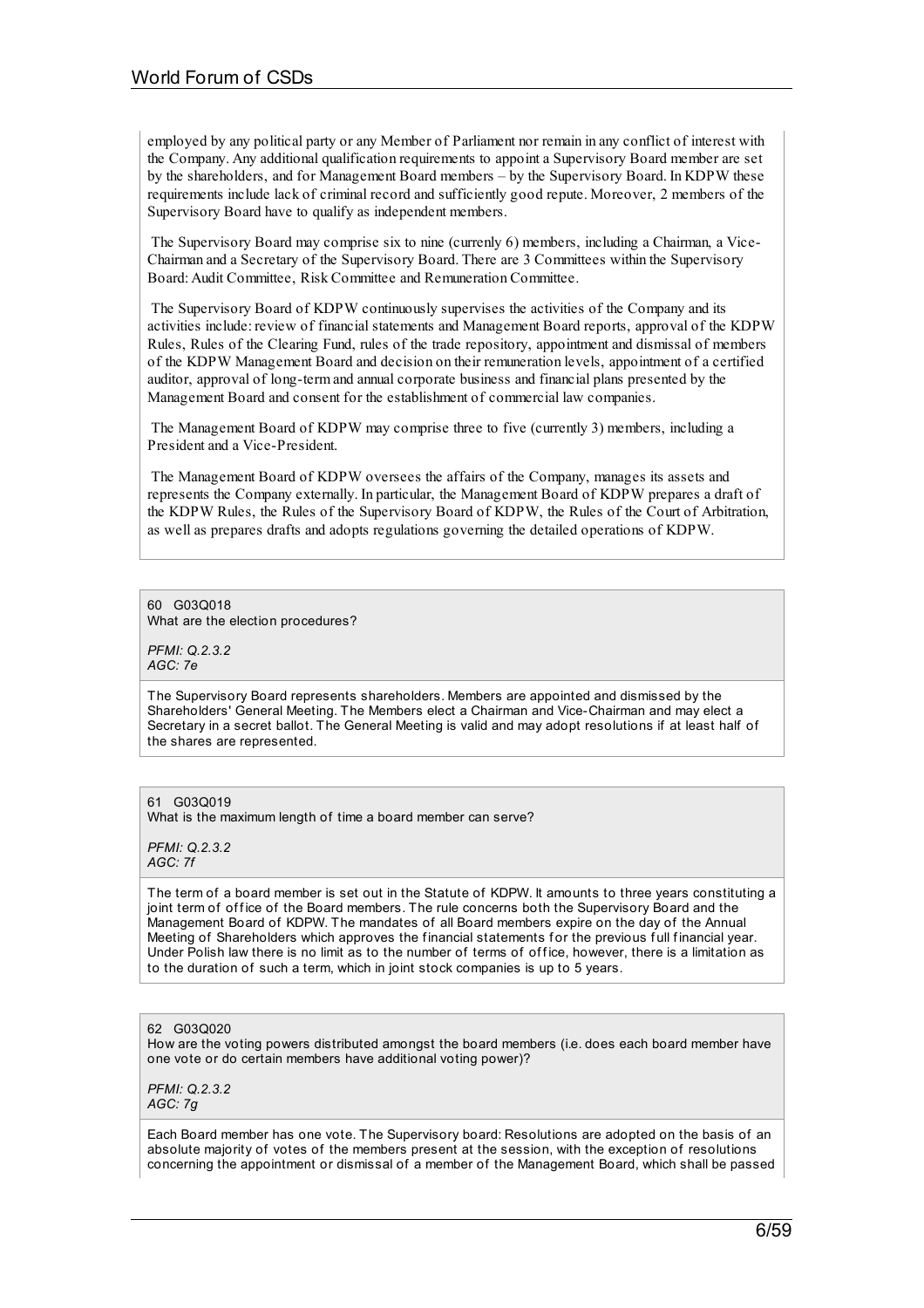employed by any political party or any Member of Parliament nor remain in any conflict of interest with the Company. Any additional qualification requirements to appoint a Supervisory Board member are set by the shareholders, and for Management Board members – by the Supervisory Board. In KDPW these requirements include lack of criminal record and sufficiently good repute. Moreover, 2 members of the Supervisory Board have to qualify as independent members.

The Supervisory Board may comprise six to nine (currenly 6) members, including a Chairman, a Vice-Chairman and a Secretary of the Supervisory Board. There are 3 Committees within the Supervisory Board: Audit Committee, Risk Committee and Remuneration Committee.

The Supervisory Board of KDPW continuously supervises the activities of the Company and its activities include: review of financial statements and Management Board reports, approval of the KDPW Rules, Rules of the Clearing Fund, rules of the trade repository, appointment and dismissal of members of the KDPW Management Board and decision on their remuneration levels, appointment of a certified auditor, approval of long-term and annual corporate business and financial plans presented by the Management Board and consent for the establishment of commercial law companies.

The Management Board of KDPW may comprise three to five (currently 3) members, including a President and a Vice-President.

The Management Board of KDPW oversees the affairs of the Company, manages its assets and represents the Company externally. In particular, the Management Board of KDPW prepares a draft of the KDPW Rules, the Rules of the Supervisory Board of KDPW, the Rules of the Court of Arbitration, as well as prepares drafts and adopts regulations governing the detailed operations of KDPW.

60 G03Q018
What are the election procedures?

*PFMI: Q.2.3.2*
*AGC: 7e*

The Supervisory Board represents shareholders. Members are appointed and dismissed by the Shareholders' General Meeting. The Members elect a Chairman and Vice-Chairman and may elect a Secretary in a secret ballot. The General Meeting is valid and may adopt resolutions if at least half of the shares are represented.

61 G03Q019
What is the maximum length of time a board member can serve?

*PFMI: Q.2.3.2*
*AGC: 7f*

The term of a board member is set out in the Statute of KDPW. It amounts to three years constituting a joint term of office of the Board members. The rule concerns both the Supervisory Board and the Management Board of KDPW. The mandates of all Board members expire on the day of the Annual Meeting of Shareholders which approves the financial statements for the previous full financial year. Under Polish law there is no limit as to the number of terms of office, however, there is a limitation as to the duration of such a term, which in joint stock companies is up to 5 years.

62 G03Q020
How are the voting powers distributed amongst the board members (i.e. does each board member have one vote or do certain members have additional voting power)?

*PFMI: Q.2.3.2*
*AGC: 7g*

Each Board member has one vote. The Supervisory board: Resolutions are adopted on the basis of an absolute majority of votes of the members present at the session, with the exception of resolutions concerning the appointment or dismissal of a member of the Management Board, which shall be passed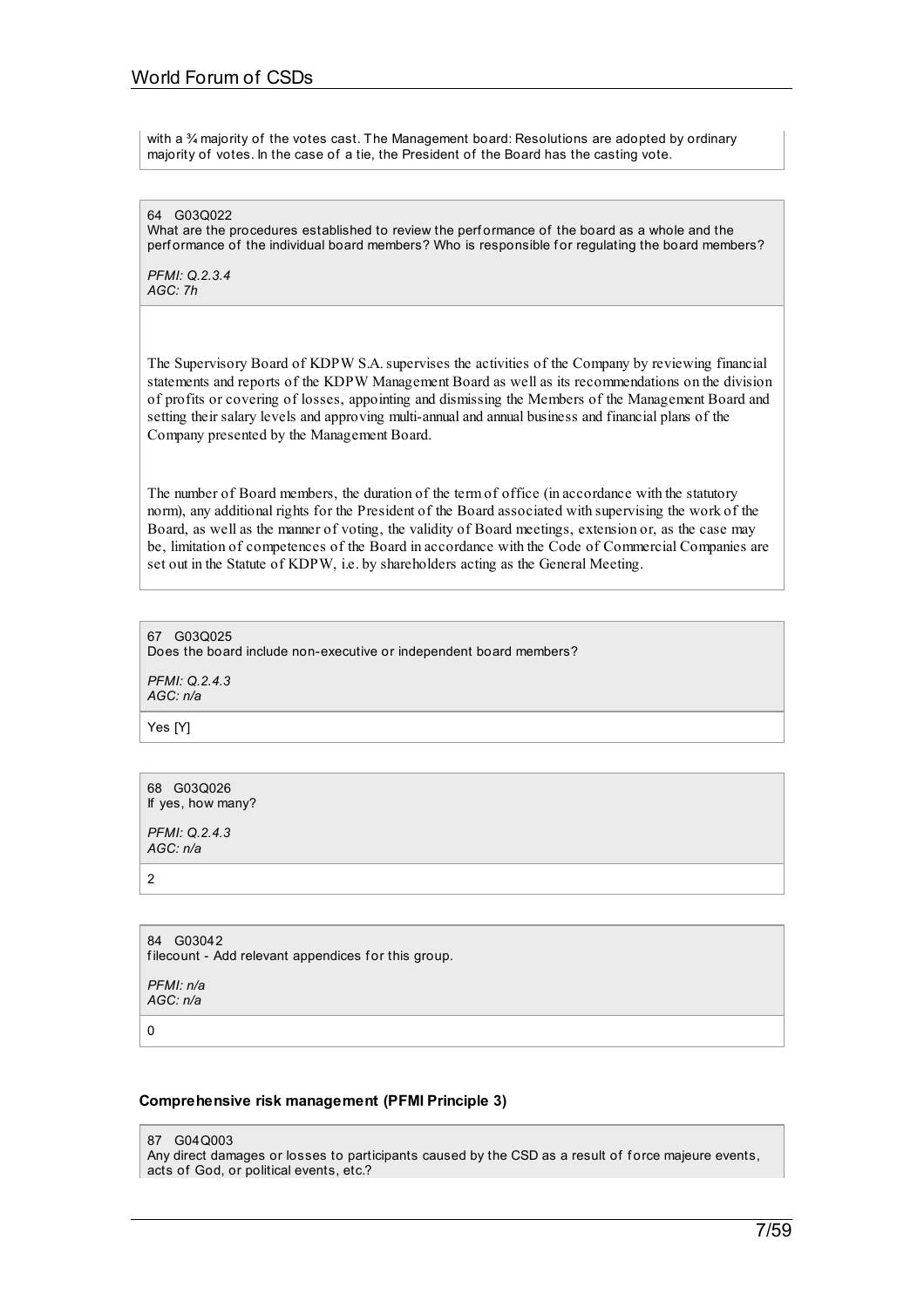with a ¾ majority of the votes cast. The Management board: Resolutions are adopted by ordinary majority of votes. In the case of a tie, the President of the Board has the casting vote.

64 G03Q022
What are the procedures established to review the performance of the board as a whole and the performance of the individual board members? Who is responsible for regulating the board members?

*PFMI: Q.2.3.4*
*AGC: 7h*

The Supervisory Board of KDPW S.A. supervises the activities of the Company by reviewing financial statements and reports of the KDPW Management Board as well as its recommendations on the division of profits or covering of losses, appointing and dismissing the Members of the Management Board and setting their salary levels and approving multi-annual and annual business and financial plans of the Company presented by the Management Board.

The number of Board members, the duration of the term of office (in accordance with the statutory norm), any additional rights for the President of the Board associated with supervising the work of the Board, as well as the manner of voting, the validity of Board meetings, extension or, as the case may be, limitation of competences of the Board in accordance with the Code of Commercial Companies are set out in the Statute of KDPW, i.e. by shareholders acting as the General Meeting.

67 G03Q025
Does the board include non-executive or independent board members?

*PFMI: Q.2.4.3*
*AGC: n/a*

Yes [Y]

68 G03Q026
If yes, how many?

*PFMI: Q.2.4.3*
*AGC: n/a*

2

84 G03042
filecount - Add relevant appendices for this group.

*PFMI: n/a*
*AGC: n/a*

0

**Comprehensive risk management (PFMI Principle 3)**

87 G04Q003
Any direct damages or losses to participants caused by the CSD as a result of force majeure events, acts of God, or political events, etc.?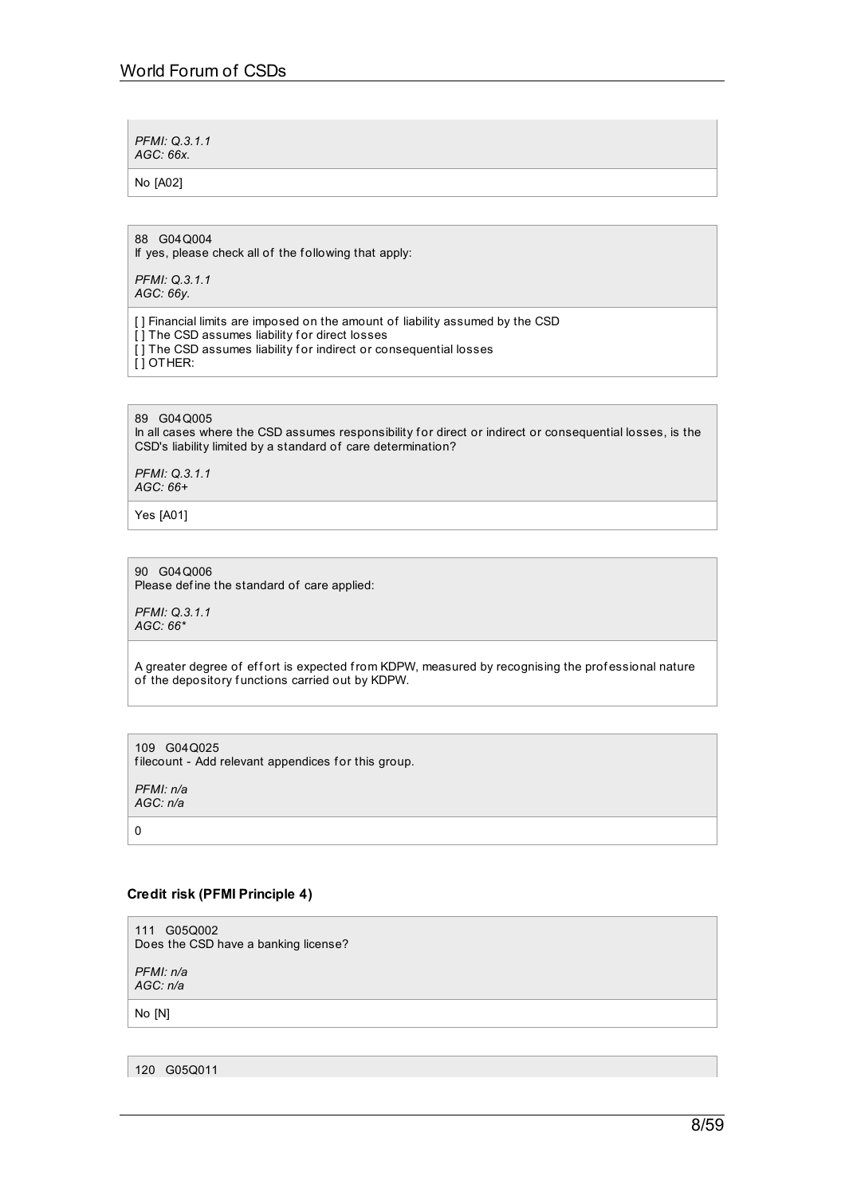*PFMI: Q.3.1.1*
*AGC: 66x.*

No [A02]

88 G04Q004
If yes, please check all of the following that apply:

*PFMI: Q.3.1.1*
*AGC: 66y.*

[ ] Financial limits are imposed on the amount of liability assumed by the CSD
[ ] The CSD assumes liability for direct losses
[ ] The CSD assumes liability for indirect or consequential losses
[ ] OTHER:

89 G04Q005
In all cases where the CSD assumes responsibility for direct or indirect or consequential losses, is the CSD's liability limited by a standard of care determination?

*PFMI: Q.3.1.1*
*AGC: 66+*

Yes [A01]

90 G04Q006
Please define the standard of care applied:

*PFMI: Q.3.1.1*
*AGC: 66**

A greater degree of effort is expected from KDPW, measured by recognising the professional nature of the depository functions carried out by KDPW.

109 G04Q025
filecount - Add relevant appendices for this group.

*PFMI: n/a*
*AGC: n/a*

0

### Credit risk (PFMI Principle 4)

111 G05Q002
Does the CSD have a banking license?

*PFMI: n/a*
*AGC: n/a*

No [N]

120 G05Q011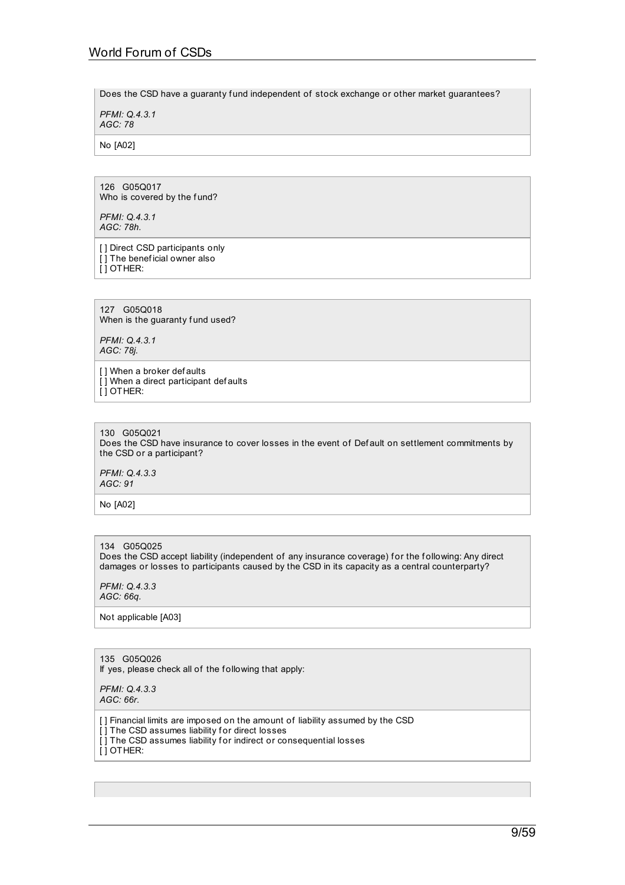Does the CSD have a guaranty fund independent of stock exchange or other market guarantees?

*PFMI: Q.4.3.1*
*AGC: 78*

No [A02]

126 G05Q017
Who is covered by the fund?

*PFMI: Q.4.3.1*
*AGC: 78h.*

[ ] Direct CSD participants only
[ ] The beneficial owner also
[ ] OTHER:

127 G05Q018
When is the guaranty fund used?

*PFMI: Q.4.3.1*
*AGC: 78j.*

[ ] When a broker defaults
[ ] When a direct participant defaults
[ ] OTHER:

130 G05Q021
Does the CSD have insurance to cover losses in the event of Default on settlement commitments by the CSD or a participant?

*PFMI: Q.4.3.3*
*AGC: 91*

No [A02]

134 G05Q025
Does the CSD accept liability (independent of any insurance coverage) for the following: Any direct damages or losses to participants caused by the CSD in its capacity as a central counterparty?

*PFMI: Q.4.3.3*
*AGC: 66q.*

Not applicable [A03]

135 G05Q026
If yes, please check all of the following that apply:

*PFMI: Q.4.3.3*
*AGC: 66r.*

[ ] Financial limits are imposed on the amount of liability assumed by the CSD
[ ] The CSD assumes liability for direct losses
[ ] The CSD assumes liability for indirect or consequential losses
[ ] OTHER: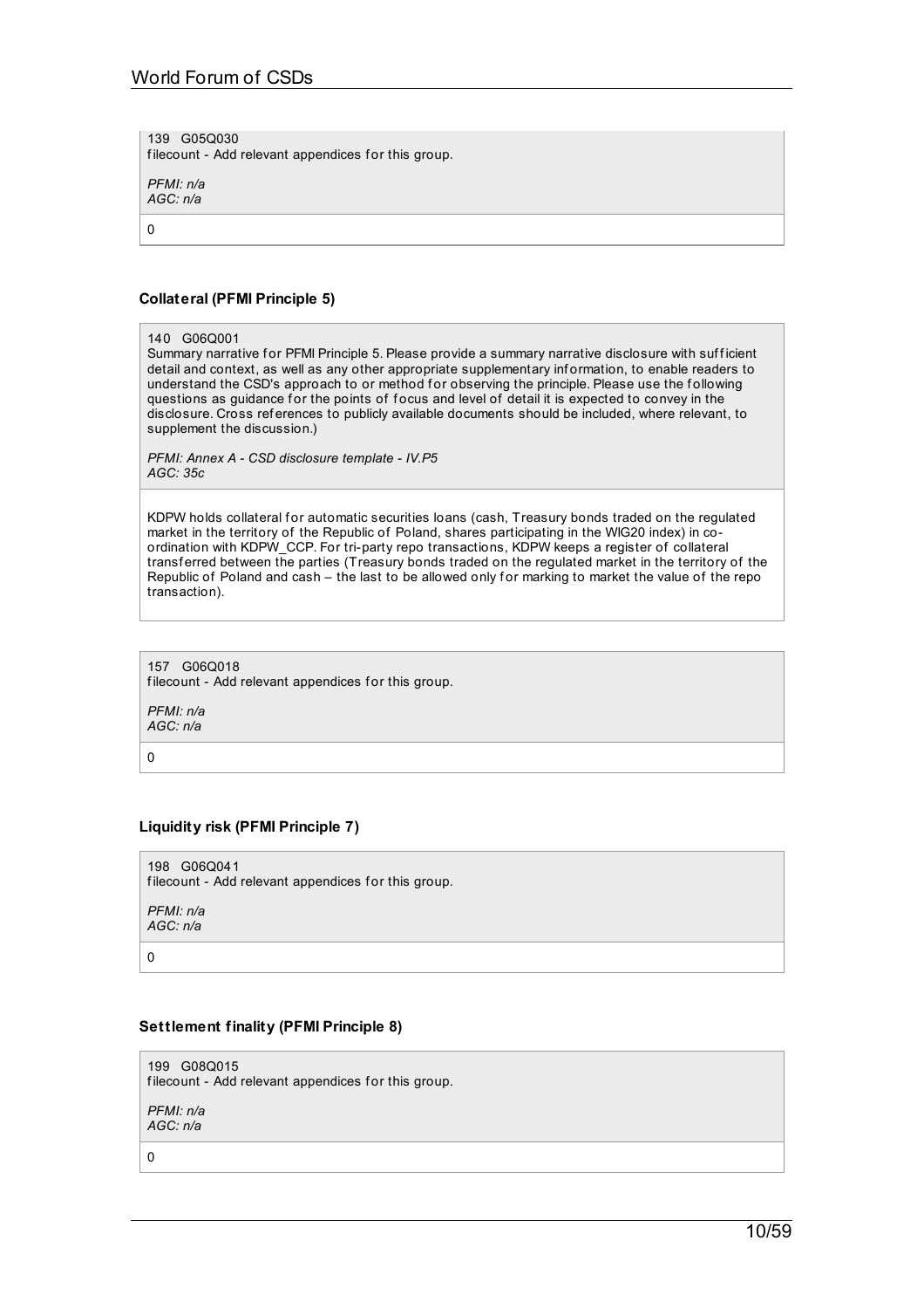139 G05Q030
filecount - Add relevant appendices for this group.

*PFMI: n/a*
*AGC: n/a*

0

### Collateral (PFMI Principle 5)

140 G06Q001
Summary narrative for PFMI Principle 5. Please provide a summary narrative disclosure with sufficient detail and context, as well as any other appropriate supplementary information, to enable readers to understand the CSD's approach to or method for observing the principle. Please use the following questions as guidance for the points of focus and level of detail it is expected to convey in the disclosure. Cross references to publicly available documents should be included, where relevant, to supplement the discussion.)

*PFMI: Annex A - CSD disclosure template - IV.P5*
*AGC: 35c*

KDPW holds collateral for automatic securities loans (cash, Treasury bonds traded on the regulated market in the territory of the Republic of Poland, shares participating in the WIG20 index) in co-ordination with KDPW_CCP. For tri-party repo transactions, KDPW keeps a register of collateral transferred between the parties (Treasury bonds traded on the regulated market in the territory of the Republic of Poland and cash – the last to be allowed only for marking to market the value of the repo transaction).

157 G06Q018
filecount - Add relevant appendices for this group.

*PFMI: n/a*
*AGC: n/a*

0

### Liquidity risk (PFMI Principle 7)

198 G06Q041
filecount - Add relevant appendices for this group.

*PFMI: n/a*
*AGC: n/a*

0

### Settlement finality (PFMI Principle 8)

199 G08Q015
filecount - Add relevant appendices for this group.

*PFMI: n/a*
*AGC: n/a*

0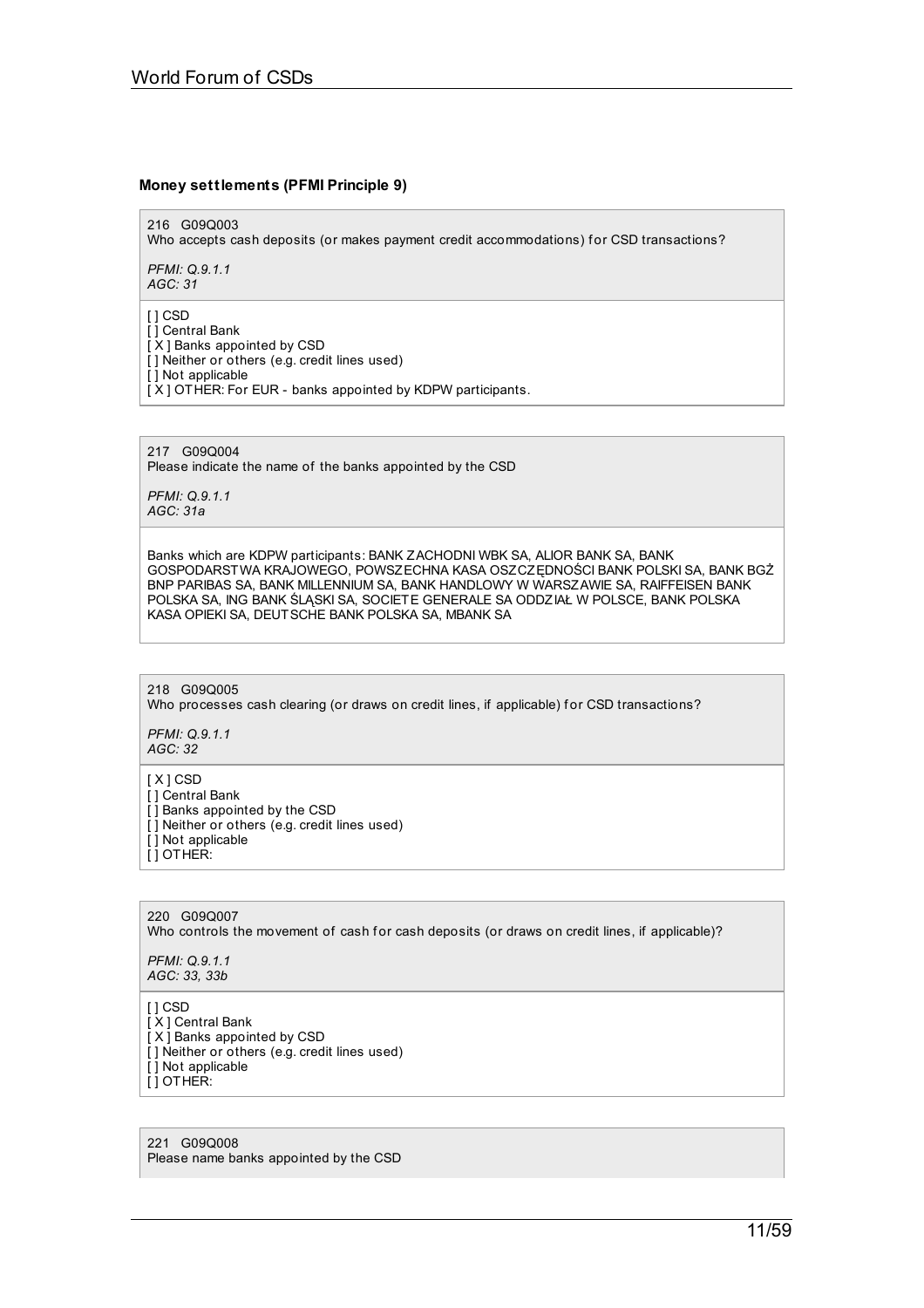### Money settlements (PFMI Principle 9)

216 G09Q003
Who accepts cash deposits (or makes payment credit accommodations) for CSD transactions?

*PFMI: Q.9.1.1*
*AGC: 31*

[ ] CSD
[ ] Central Bank
[ X ] Banks appointed by CSD
[ ] Neither or others (e.g. credit lines used)
[ ] Not applicable
[ X ] OTHER: For EUR - banks appointed by KDPW participants.

217 G09Q004
Please indicate the name of the banks appointed by the CSD

*PFMI: Q.9.1.1*
*AGC: 31a*

Banks which are KDPW participants: BANK ZACHODNI WBK SA, ALIOR BANK SA, BANK GOSPODARSTWA KRAJOWEGO, POWSZECHNA KASA OSZCZĘDNOŚCI BANK POLSKI SA, BANK BGŻ BNP PARIBAS SA, BANK MILLENNIUM SA, BANK HANDLOWY W WARSZAWIE SA, RAIFFEISEN BANK POLSKA SA, ING BANK ŚLĄSKI SA, SOCIETE GENERALE SA ODDZIAŁ W POLSCE, BANK POLSKA KASA OPIEKI SA, DEUTSCHE BANK POLSKA SA, MBANK SA

218 G09Q005
Who processes cash clearing (or draws on credit lines, if applicable) for CSD transactions?

*PFMI: Q.9.1.1*
*AGC: 32*

[ X ] CSD
[ ] Central Bank
[ ] Banks appointed by the CSD
[ ] Neither or others (e.g. credit lines used)
[ ] Not applicable
[ ] OTHER:

220 G09Q007
Who controls the movement of cash for cash deposits (or draws on credit lines, if applicable)?

*PFMI: Q.9.1.1*
*AGC: 33, 33b*

[ ] CSD
[ X ] Central Bank
[ X ] Banks appointed by CSD
[ ] Neither or others (e.g. credit lines used)
[ ] Not applicable
[ ] OTHER:

221 G09Q008
Please name banks appointed by the CSD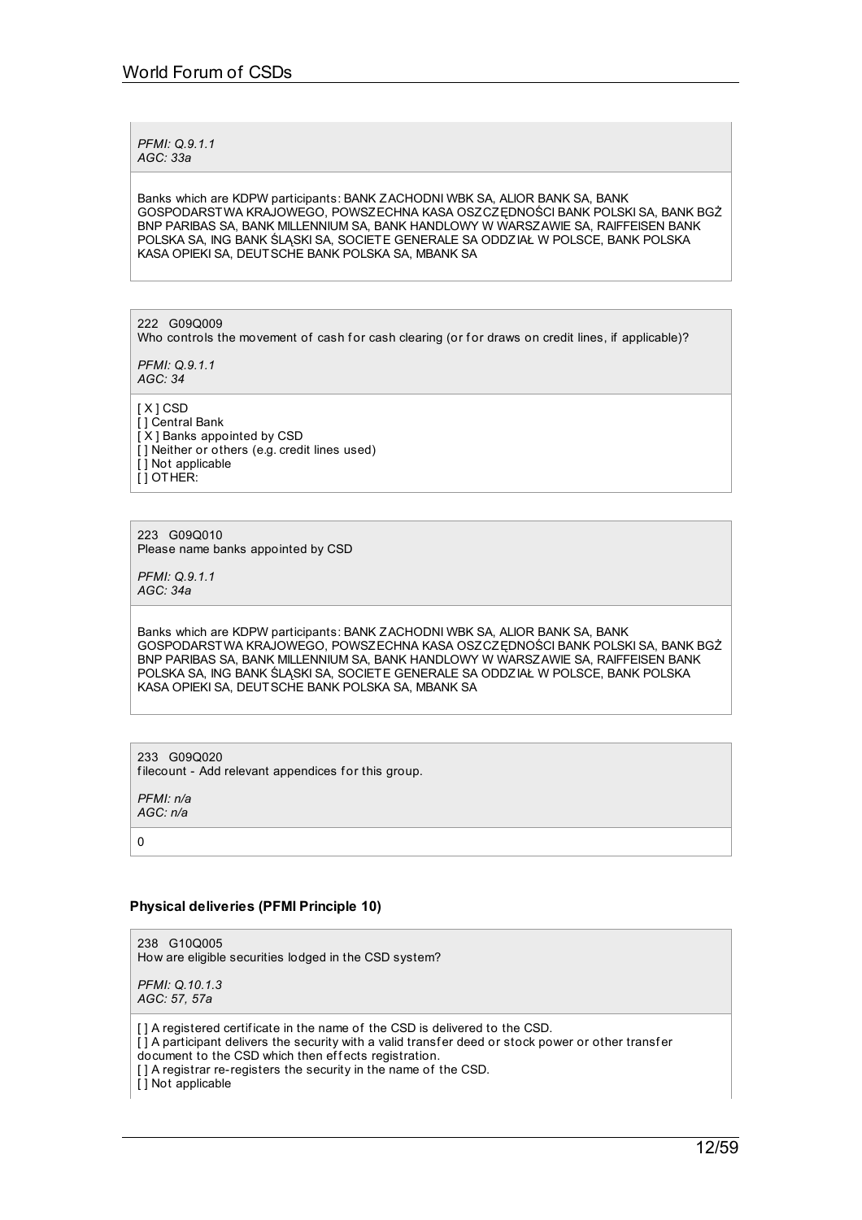*PFMI: Q.9.1.1*
*AGC: 33a*

Banks which are KDPW participants: BANK ZACHODNI WBK SA, ALIOR BANK SA, BANK GOSPODARSTWA KRAJOWEGO, POWSZECHNA KASA OSZCZĘDNOŚCI BANK POLSKI SA, BANK BGŻ BNP PARIBAS SA, BANK MILLENNIUM SA, BANK HANDLOWY W WARSZAWIE SA, RAIFFEISEN BANK POLSKA SA, ING BANK ŚLĄSKI SA, SOCIETE GENERALE SA ODDZIAŁ W POLSCE, BANK POLSKA KASA OPIEKI SA, DEUTSCHE BANK POLSKA SA, MBANK SA

222 G09Q009
Who controls the movement of cash for cash clearing (or for draws on credit lines, if applicable)?

*PFMI: Q.9.1.1*
*AGC: 34*

[ X ] CSD
[ ] Central Bank
[ X ] Banks appointed by CSD
[ ] Neither or others (e.g. credit lines used)
[ ] Not applicable
[ ] OTHER:

223 G09Q010
Please name banks appointed by CSD

*PFMI: Q.9.1.1*
*AGC: 34a*

Banks which are KDPW participants: BANK ZACHODNI WBK SA, ALIOR BANK SA, BANK GOSPODARSTWA KRAJOWEGO, POWSZECHNA KASA OSZCZĘDNOŚCI BANK POLSKI SA, BANK BGŻ BNP PARIBAS SA, BANK MILLENNIUM SA, BANK HANDLOWY W WARSZAWIE SA, RAIFFEISEN BANK POLSKA SA, ING BANK ŚLĄSKI SA, SOCIETE GENERALE SA ODDZIAŁ W POLSCE, BANK POLSKA KASA OPIEKI SA, DEUTSCHE BANK POLSKA SA, MBANK SA

233 G09Q020
filecount - Add relevant appendices for this group.

*PFMI: n/a*
*AGC: n/a*

0

### Physical deliveries (PFMI Principle 10)

238 G10Q005
How are eligible securities lodged in the CSD system?

*PFMI: Q.10.1.3*
*AGC: 57, 57a*

[ ] A registered certificate in the name of the CSD is delivered to the CSD.
[ ] A participant delivers the security with a valid transfer deed or stock power or other transfer document to the CSD which then effects registration.
[ ] A registrar re-registers the security in the name of the CSD.
[ ] Not applicable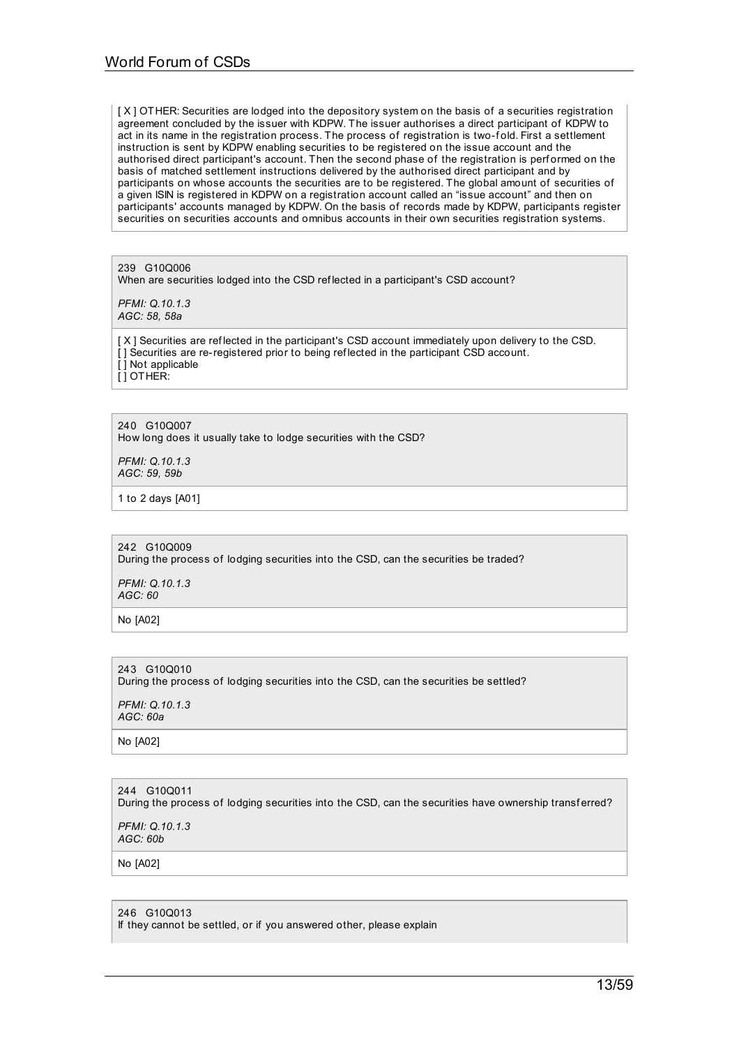[ X ] OTHER: Securities are lodged into the depository system on the basis of a securities registration agreement concluded by the issuer with KDPW. The issuer authorises a direct participant of KDPW to act in its name in the registration process. The process of registration is two-fold. First a settlement instruction is sent by KDPW enabling securities to be registered on the issue account and the authorised direct participant's account. Then the second phase of the registration is performed on the basis of matched settlement instructions delivered by the authorised direct participant and by participants on whose accounts the securities are to be registered. The global amount of securities of a given ISIN is registered in KDPW on a registration account called an "issue account" and then on participants' accounts managed by KDPW. On the basis of records made by KDPW, participants register securities on securities accounts and omnibus accounts in their own securities registration systems.

239 G10Q006
When are securities lodged into the CSD reflected in a participant's CSD account?

*PFMI: Q.10.1.3*
*AGC: 58, 58a*

[ X ] Securities are reflected in the participant's CSD account immediately upon delivery to the CSD.
[ ] Securities are re-registered prior to being reflected in the participant CSD account.
[ ] Not applicable
[ ] OTHER:

240 G10Q007
How long does it usually take to lodge securities with the CSD?

*PFMI: Q.10.1.3*
*AGC: 59, 59b*

1 to 2 days [A01]

242 G10Q009
During the process of lodging securities into the CSD, can the securities be traded?

*PFMI: Q.10.1.3*
*AGC: 60*

No [A02]

243 G10Q010
During the process of lodging securities into the CSD, can the securities be settled?

*PFMI: Q.10.1.3*
*AGC: 60a*

No [A02]

244 G10Q011
During the process of lodging securities into the CSD, can the securities have ownership transferred?

*PFMI: Q.10.1.3*
*AGC: 60b*

No [A02]

246 G10Q013
If they cannot be settled, or if you answered other, please explain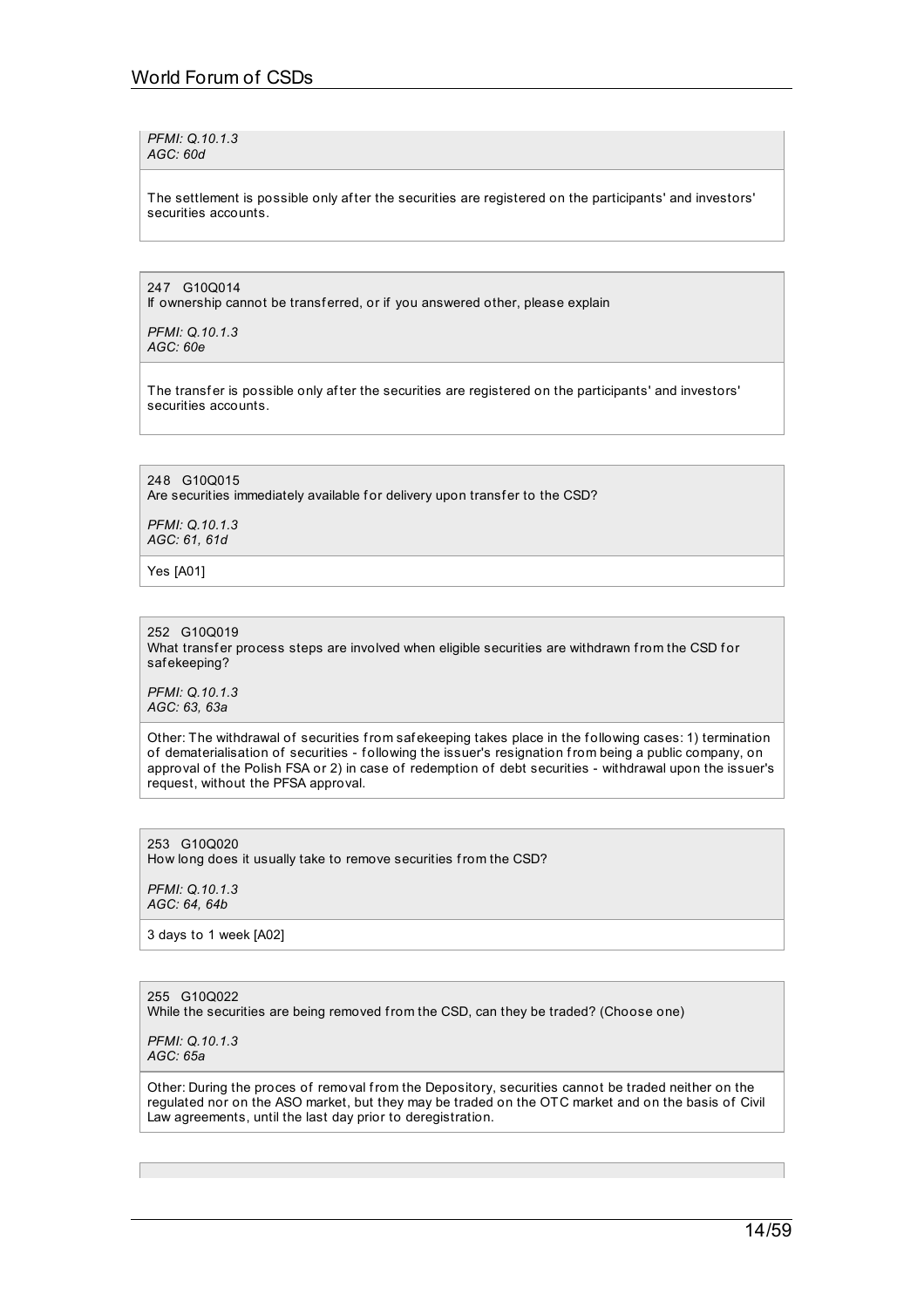*PFMI: Q.10.1.3*
*AGC: 60d*

The settlement is possible only after the securities are registered on the participants' and investors' securities accounts.

247 G10Q014
If ownership cannot be transferred, or if you answered other, please explain

*PFMI: Q.10.1.3*
*AGC: 60e*

The transfer is possible only after the securities are registered on the participants' and investors' securities accounts.

248 G10Q015
Are securities immediately available for delivery upon transfer to the CSD?

*PFMI: Q.10.1.3*
*AGC: 61, 61d*

Yes [A01]

252 G10Q019
What transfer process steps are involved when eligible securities are withdrawn from the CSD for safekeeping?

*PFMI: Q.10.1.3*
*AGC: 63, 63a*

Other: The withdrawal of securities from safekeeping takes place in the following cases: 1) termination of dematerialisation of securities - following the issuer's resignation from being a public company, on approval of the Polish FSA or 2) in case of redemption of debt securities - withdrawal upon the issuer's request, without the PFSA approval.

253 G10Q020
How long does it usually take to remove securities from the CSD?

*PFMI: Q.10.1.3*
*AGC: 64, 64b*

3 days to 1 week [A02]

255 G10Q022
While the securities are being removed from the CSD, can they be traded? (Choose one)

*PFMI: Q.10.1.3*
*AGC: 65a*

Other: During the proces of removal from the Depository, securities cannot be traded neither on the regulated nor on the ASO market, but they may be traded on the OTC market and on the basis of Civil Law agreements, until the last day prior to deregistration.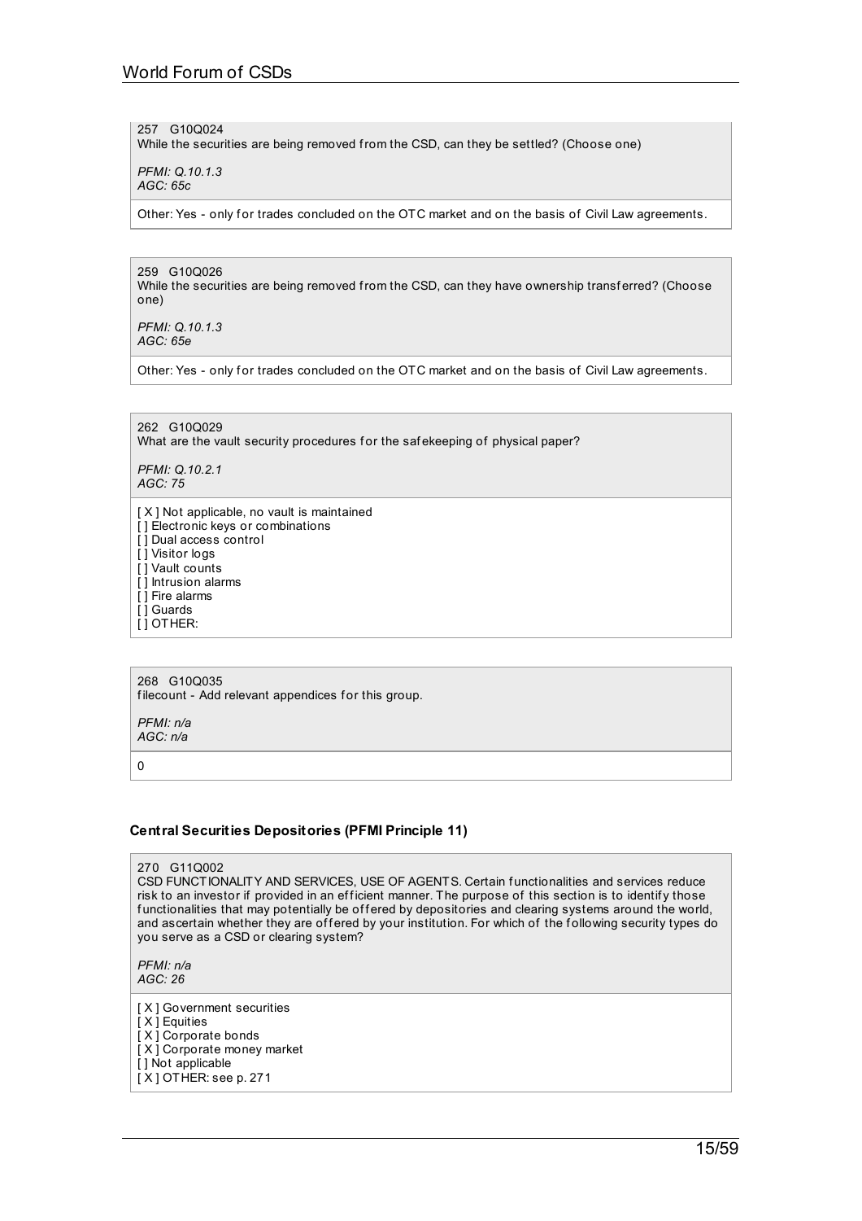257 G10Q024
While the securities are being removed from the CSD, can they be settled? (Choose one)

*PFMI: Q.10.1.3*
*AGC: 65c*

Other: Yes - only for trades concluded on the OTC market and on the basis of Civil Law agreements.

259 G10Q026
While the securities are being removed from the CSD, can they have ownership transferred? (Choose one)

*PFMI: Q.10.1.3*
*AGC: 65e*

Other: Yes - only for trades concluded on the OTC market and on the basis of Civil Law agreements.

262 G10Q029
What are the vault security procedures for the safekeeping of physical paper?

*PFMI: Q.10.2.1*
*AGC: 75*

[ X ] Not applicable, no vault is maintained
[ ] Electronic keys or combinations
[ ] Dual access control
[ ] Visitor logs
[ ] Vault counts
[ ] Intrusion alarms
[ ] Fire alarms
[ ] Guards
[ ] OTHER:

268 G10Q035
filecount - Add relevant appendices for this group.

*PFMI: n/a*
*AGC: n/a*

0

### Central Securities Depositories (PFMI Principle 11)

270 G11Q002
CSD FUNCTIONALITY AND SERVICES, USE OF AGENTS. Certain functionalities and services reduce risk to an investor if provided in an efficient manner. The purpose of this section is to identify those functionalities that may potentially be offered by depositories and clearing systems around the world, and ascertain whether they are offered by your institution. For which of the following security types do you serve as a CSD or clearing system?

*PFMI: n/a*
*AGC: 26*

[ X ] Government securities
[ X ] Equities
[ X ] Corporate bonds
[ X ] Corporate money market
[ ] Not applicable
[ X ] OTHER: see p. 271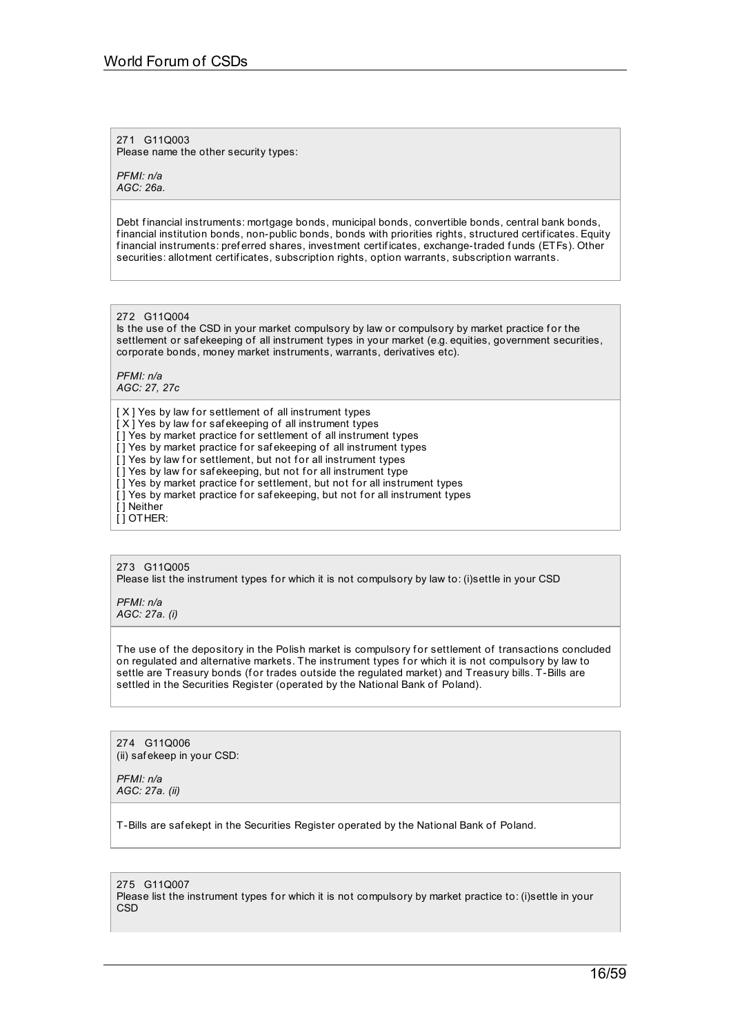271 G11Q003
Please name the other security types:

*PFMI: n/a*
*AGC: 26a.*

Debt financial instruments: mortgage bonds, municipal bonds, convertible bonds, central bank bonds, financial institution bonds, non-public bonds, bonds with priorities rights, structured certificates. Equity financial instruments: preferred shares, investment certificates, exchange-traded funds (ETFs). Other securities: allotment certificates, subscription rights, option warrants, subscription warrants.

272 G11Q004
Is the use of the CSD in your market compulsory by law or compulsory by market practice for the settlement or safekeeping of all instrument types in your market (e.g. equities, government securities, corporate bonds, money market instruments, warrants, derivatives etc).

*PFMI: n/a*
*AGC: 27, 27c*

[X] Yes by law for settlement of all instrument types
[X] Yes by law for safekeeping of all instrument types
[ ] Yes by market practice for settlement of all instrument types
[ ] Yes by market practice for safekeeping of all instrument types
[ ] Yes by law for settlement, but not for all instrument types
[ ] Yes by law for safekeeping, but not for all instrument type
[ ] Yes by market practice for settlement, but not for all instrument types
[ ] Yes by market practice for safekeeping, but not for all instrument types
[ ] Neither
[ ] OTHER:

273 G11Q005
Please list the instrument types for which it is not compulsory by law to: (i)settle in your CSD

*PFMI: n/a*
*AGC: 27a. (i)*

The use of the depository in the Polish market is compulsory for settlement of transactions concluded on regulated and alternative markets. The instrument types for which it is not compulsory by law to settle are Treasury bonds (for trades outside the regulated market) and Treasury bills. T-Bills are settled in the Securities Register (operated by the National Bank of Poland).

274 G11Q006
(ii) safekeep in your CSD:

*PFMI: n/a*
*AGC: 27a. (ii)*

T-Bills are safekept in the Securities Register operated by the National Bank of Poland.

275 G11Q007
Please list the instrument types for which it is not compulsory by market practice to: (i)settle in your CSD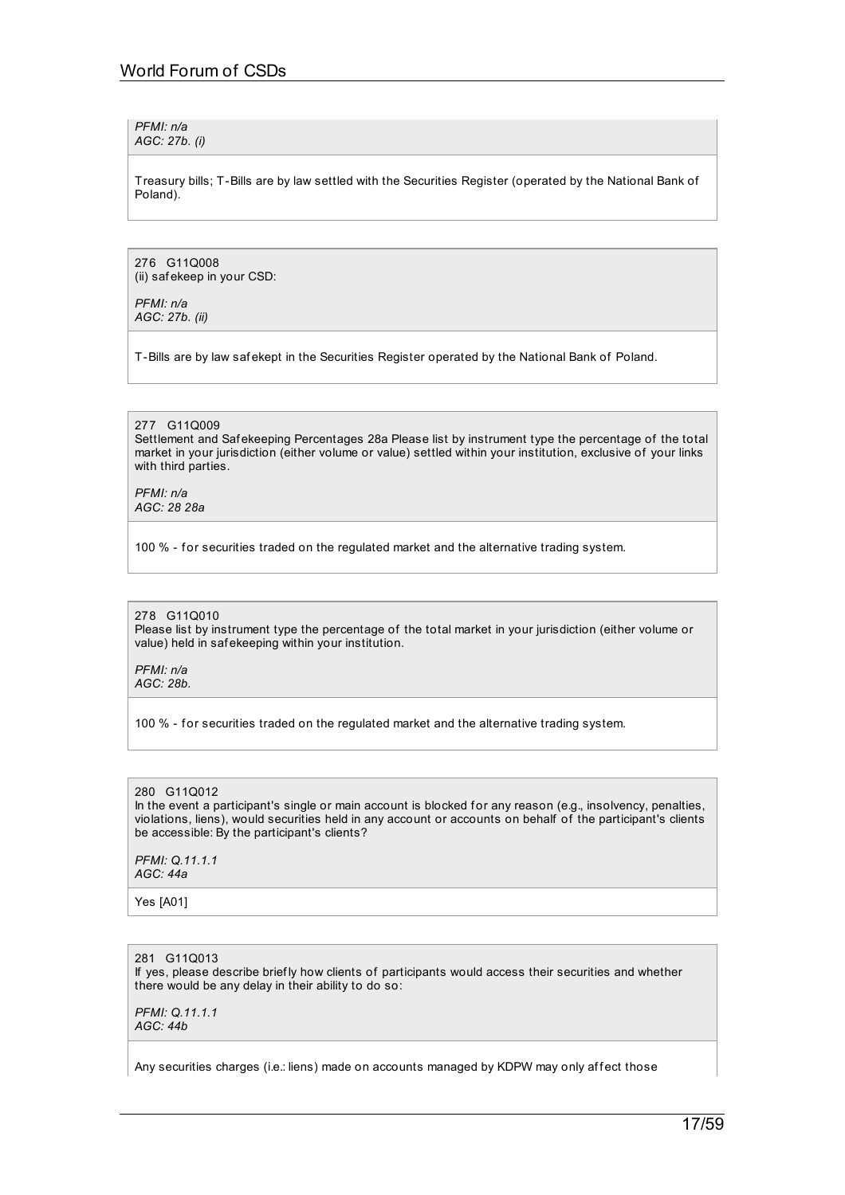*PFMI: n/a*
*AGC: 27b. (i)*

Treasury bills; T-Bills are by law settled with the Securities Register (operated by the National Bank of Poland).

276 G11Q008
(ii) safekeep in your CSD:

*PFMI: n/a*
*AGC: 27b. (ii)*

T-Bills are by law safekept in the Securities Register operated by the National Bank of Poland.

277 G11Q009
Settlement and Safekeeping Percentages 28a Please list by instrument type the percentage of the total market in your jurisdiction (either volume or value) settled within your institution, exclusive of your links with third parties.

*PFMI: n/a*
*AGC: 28 28a*

100 % - for securities traded on the regulated market and the alternative trading system.

278 G11Q010
Please list by instrument type the percentage of the total market in your jurisdiction (either volume or value) held in safekeeping within your institution.

*PFMI: n/a*
*AGC: 28b.*

100 % - for securities traded on the regulated market and the alternative trading system.

280 G11Q012
In the event a participant's single or main account is blocked for any reason (e.g., insolvency, penalties, violations, liens), would securities held in any account or accounts on behalf of the participant's clients be accessible: By the participant's clients?

*PFMI: Q.11.1.1*
*AGC: 44a*

Yes [A01]

281 G11Q013
If yes, please describe briefly how clients of participants would access their securities and whether there would be any delay in their ability to do so:

*PFMI: Q.11.1.1*
*AGC: 44b*

Any securities charges (i.e.: liens) made on accounts managed by KDPW may only affect those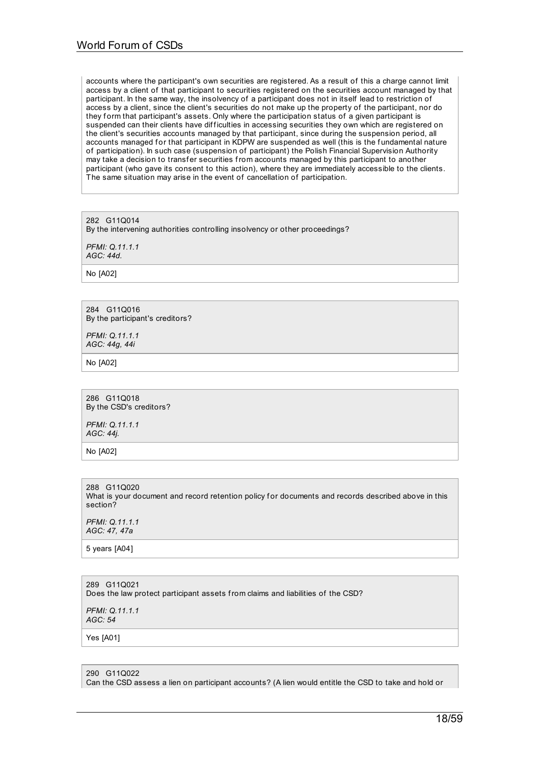accounts where the participant's own securities are registered. As a result of this a charge cannot limit access by a client of that participant to securities registered on the securities account managed by that participant. In the same way, the insolvency of a participant does not in itself lead to restriction of access by a client, since the client's securities do not make up the property of the participant, nor do they form that participant's assets. Only where the participation status of a given participant is suspended can their clients have difficulties in accessing securities they own which are registered on the client's securities accounts managed by that participant, since during the suspension period, all accounts managed for that participant in KDPW are suspended as well (this is the fundamental nature of participation). In such case (suspension of participant) the Polish Financial Supervision Authority may take a decision to transfer securities from accounts managed by this participant to another participant (who gave its consent to this action), where they are immediately accessible to the clients. The same situation may arise in the event of cancellation of participation.

282 G11Q014
By the intervening authorities controlling insolvency or other proceedings?

*PFMI: Q.11.1.1*
*AGC: 44d.*

No [A02]

284 G11Q016
By the participant's creditors?

*PFMI: Q.11.1.1*
*AGC: 44g, 44i*

No [A02]

286 G11Q018
By the CSD's creditors?

*PFMI: Q.11.1.1*
*AGC: 44j.*

No [A02]

288 G11Q020
What is your document and record retention policy for documents and records described above in this section?

*PFMI: Q.11.1.1*
*AGC: 47, 47a*

5 years [A04]

289 G11Q021
Does the law protect participant assets from claims and liabilities of the CSD?

*PFMI: Q.11.1.1*
*AGC: 54*

Yes [A01]

290 G11Q022
Can the CSD assess a lien on participant accounts? (A lien would entitle the CSD to take and hold or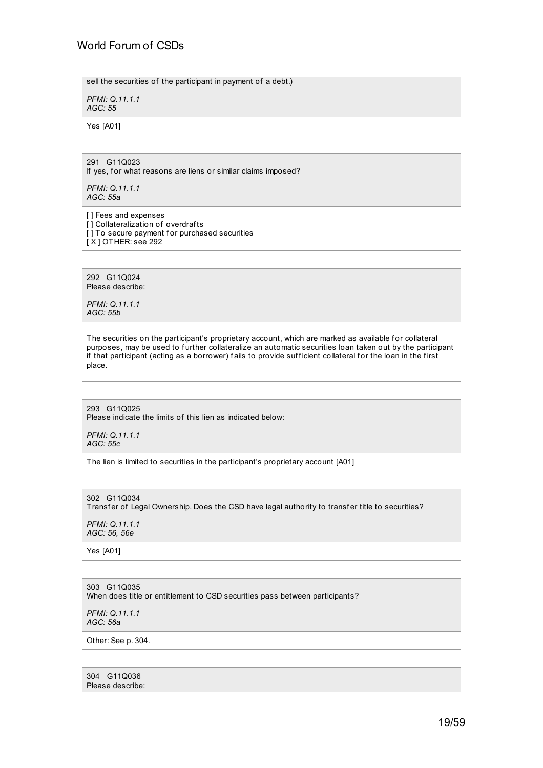sell the securities of the participant in payment of a debt.)

*PFMI: Q.11.1.1*
*AGC: 55*

Yes [A01]

291 G11Q023
If yes, for what reasons are liens or similar claims imposed?

*PFMI: Q.11.1.1*
*AGC: 55a*

[ ] Fees and expenses
[ ] Collateralization of overdrafts
[ ] To secure payment for purchased securities
[ X ] OTHER: see 292

292 G11Q024
Please describe:

*PFMI: Q.11.1.1*
*AGC: 55b*

The securities on the participant's proprietary account, which are marked as available for collateral purposes, may be used to further collateralize an automatic securities loan taken out by the participant if that participant (acting as a borrower) fails to provide sufficient collateral for the loan in the first place.

293 G11Q025
Please indicate the limits of this lien as indicated below:

*PFMI: Q.11.1.1*
*AGC: 55c*

The lien is limited to securities in the participant's proprietary account [A01]

302 G11Q034
Transfer of Legal Ownership. Does the CSD have legal authority to transfer title to securities?

*PFMI: Q.11.1.1*
*AGC: 56, 56e*

Yes [A01]

303 G11Q035
When does title or entitlement to CSD securities pass between participants?

*PFMI: Q.11.1.1*
*AGC: 56a*

Other: See p. 304.

304 G11Q036
Please describe: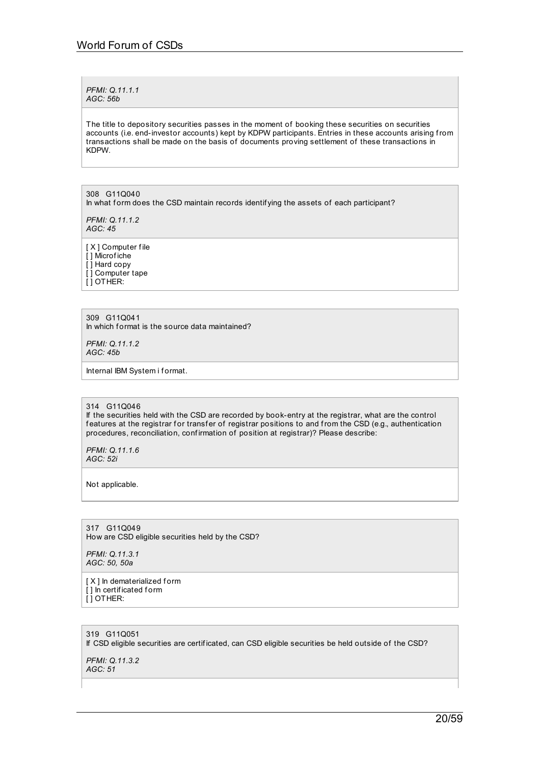*PFMI: Q.11.1.1*
*AGC: 56b*

The title to depository securities passes in the moment of booking these securities on securities accounts (i.e. end-investor accounts) kept by KDPW participants. Entries in these accounts arising from transactions shall be made on the basis of documents proving settlement of these transactions in KDPW.

308 G11Q040
In what form does the CSD maintain records identifying the assets of each participant?

*PFMI: Q.11.1.2*
*AGC: 45*

[ X ] Computer file
[ ] Microfiche
[ ] Hard copy
[ ] Computer tape
[ ] OTHER:

309 G11Q041
In which format is the source data maintained?

*PFMI: Q.11.1.2*
*AGC: 45b*

Internal IBM System i format.

314 G11Q046
If the securities held with the CSD are recorded by book-entry at the registrar, what are the control features at the registrar for transfer of registrar positions to and from the CSD (e.g., authentication procedures, reconciliation, confirmation of position at registrar)? Please describe:

*PFMI: Q.11.1.6*
*AGC: 52i*

Not applicable.

317 G11Q049
How are CSD eligible securities held by the CSD?

*PFMI: Q.11.3.1*
*AGC: 50, 50a*

[ X ] In dematerialized form
[ ] In certificated form
[ ] OTHER:

319 G11Q051
If CSD eligible securities are certificated, can CSD eligible securities be held outside of the CSD?

*PFMI: Q.11.3.2*
*AGC: 51*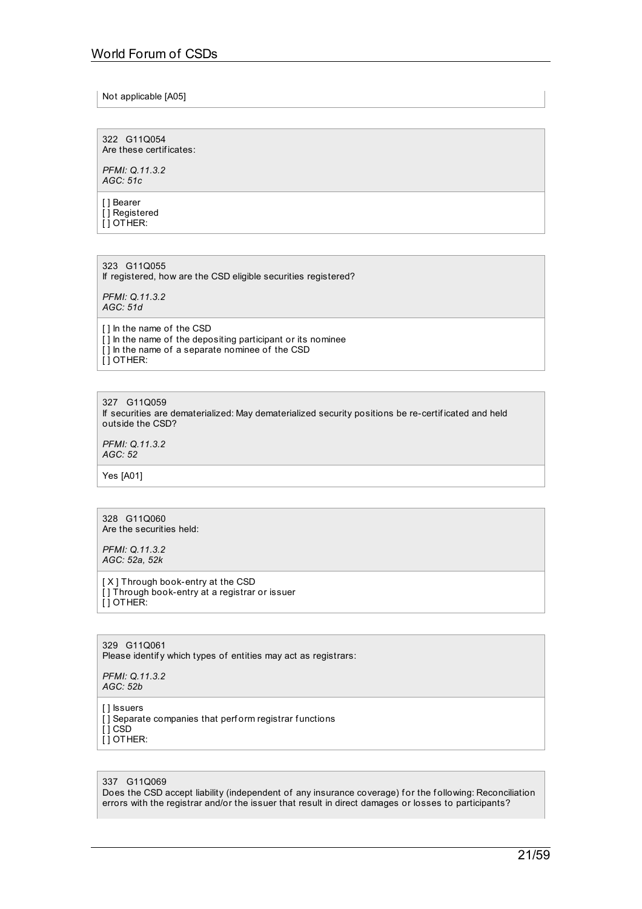Not applicable [A05]

322 G11Q054
Are these certificates:

*PFMI: Q.11.3.2*
*AGC: 51c*

[ ] Bearer
[ ] Registered
[ ] OTHER:

323 G11Q055
If registered, how are the CSD eligible securities registered?

*PFMI: Q.11.3.2*
*AGC: 51d*

[ ] In the name of the CSD
[ ] In the name of the depositing participant or its nominee
[ ] In the name of a separate nominee of the CSD
[ ] OTHER:

327 G11Q059
If securities are dematerialized: May dematerialized security positions be re-certificated and held outside the CSD?

*PFMI: Q.11.3.2*
*AGC: 52*

Yes [A01]

328 G11Q060
Are the securities held:

*PFMI: Q.11.3.2*
*AGC: 52a, 52k*

[ X ] Through book-entry at the CSD
[ ] Through book-entry at a registrar or issuer
[ ] OTHER:

329 G11Q061
Please identify which types of entities may act as registrars:

*PFMI: Q.11.3.2*
*AGC: 52b*

[ ] Issuers
[ ] Separate companies that perform registrar functions
[ ] CSD
[ ] OTHER:

337 G11Q069
Does the CSD accept liability (independent of any insurance coverage) for the following: Reconciliation errors with the registrar and/or the issuer that result in direct damages or losses to participants?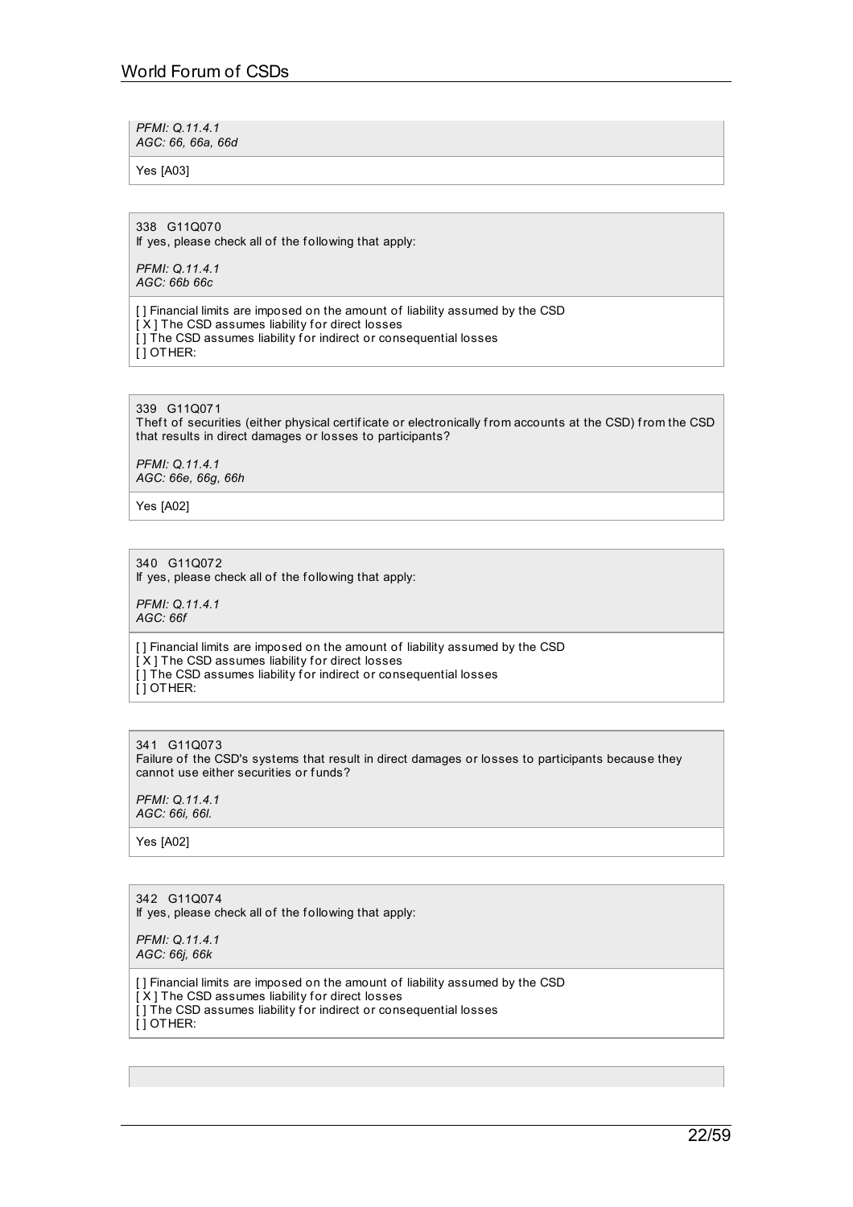*PFMI: Q.11.4.1*
*AGC: 66, 66a, 66d*

Yes [A03]

338 G11Q070
If yes, please check all of the following that apply:

*PFMI: Q.11.4.1*
*AGC: 66b 66c*

[ ] Financial limits are imposed on the amount of liability assumed by the CSD
[ X ] The CSD assumes liability for direct losses
[ ] The CSD assumes liability for indirect or consequential losses
[ ] OTHER:

339 G11Q071
Theft of securities (either physical certificate or electronically from accounts at the CSD) from the CSD that results in direct damages or losses to participants?

*PFMI: Q.11.4.1*
*AGC: 66e, 66g, 66h*

Yes [A02]

340 G11Q072
If yes, please check all of the following that apply:

*PFMI: Q.11.4.1*
*AGC: 66f*

[ ] Financial limits are imposed on the amount of liability assumed by the CSD
[ X ] The CSD assumes liability for direct losses
[ ] The CSD assumes liability for indirect or consequential losses
[ ] OTHER:

341 G11Q073
Failure of the CSD's systems that result in direct damages or losses to participants because they cannot use either securities or funds?

*PFMI: Q.11.4.1*
*AGC: 66i, 66l.*

Yes [A02]

342 G11Q074
If yes, please check all of the following that apply:

*PFMI: Q.11.4.1*
*AGC: 66j, 66k*

[ ] Financial limits are imposed on the amount of liability assumed by the CSD
[ X ] The CSD assumes liability for direct losses
[ ] The CSD assumes liability for indirect or consequential losses
[ ] OTHER: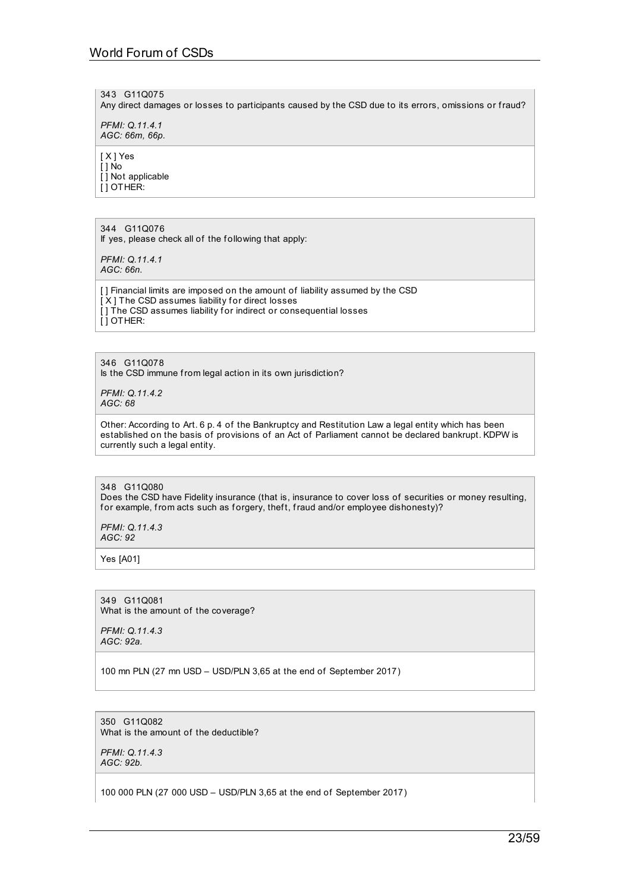343 G11Q075
Any direct damages or losses to participants caused by the CSD due to its errors, omissions or fraud?

*PFMI: Q.11.4.1*
*AGC: 66m, 66p.*

[ X ] Yes
[ ] No
[ ] Not applicable
[ ] OTHER:

344 G11Q076
If yes, please check all of the following that apply:

*PFMI: Q.11.4.1*
*AGC: 66n.*

[ ] Financial limits are imposed on the amount of liability assumed by the CSD
[ X ] The CSD assumes liability for direct losses
[ ] The CSD assumes liability for indirect or consequential losses
[ ] OTHER:

346 G11Q078
Is the CSD immune from legal action in its own jurisdiction?

*PFMI: Q.11.4.2*
*AGC: 68*

Other: According to Art. 6 p. 4 of the Bankruptcy and Restitution Law a legal entity which has been established on the basis of provisions of an Act of Parliament cannot be declared bankrupt. KDPW is currently such a legal entity.

348 G11Q080
Does the CSD have Fidelity insurance (that is, insurance to cover loss of securities or money resulting, for example, from acts such as forgery, theft, fraud and/or employee dishonesty)?

*PFMI: Q.11.4.3*
*AGC: 92*

Yes [A01]

349 G11Q081
What is the amount of the coverage?

*PFMI: Q.11.4.3*
*AGC: 92a.*

100 mn PLN (27 mn USD – USD/PLN 3,65 at the end of September 2017)

350 G11Q082
What is the amount of the deductible?

*PFMI: Q.11.4.3*
*AGC: 92b.*

100 000 PLN (27 000 USD – USD/PLN 3,65 at the end of September 2017)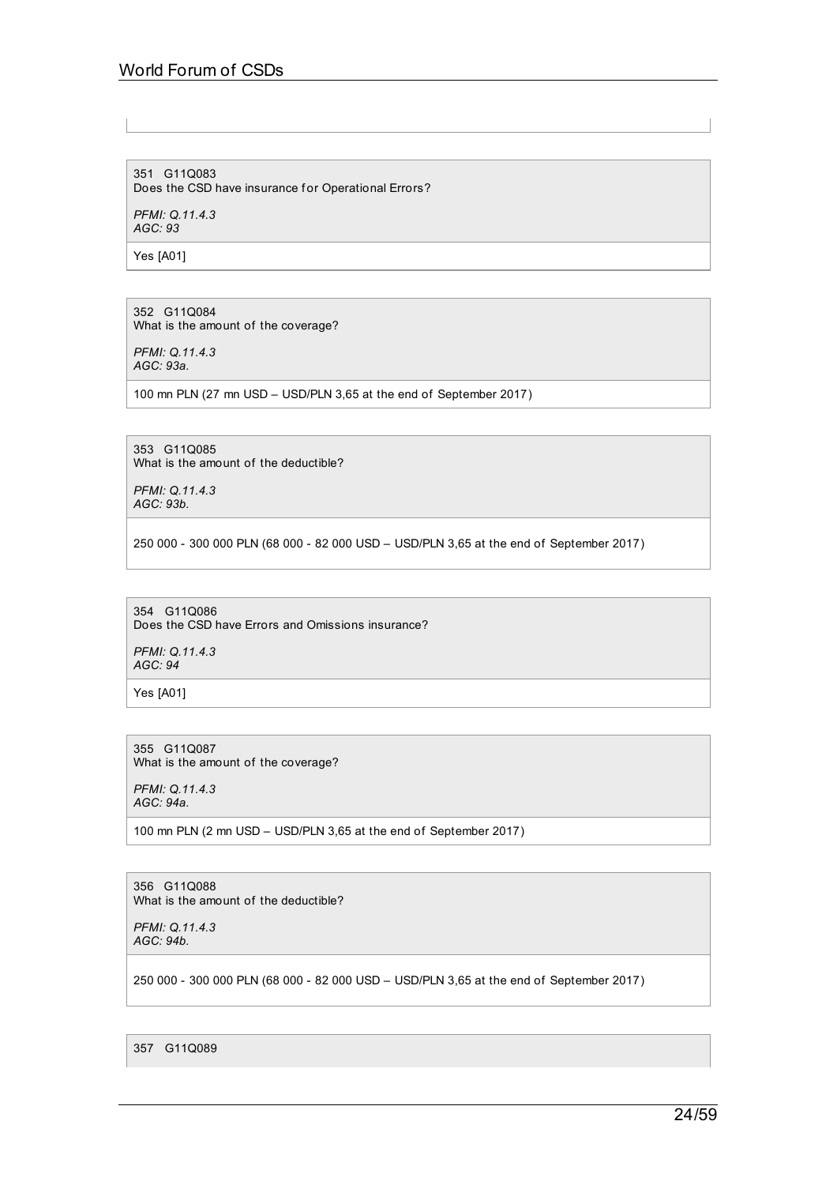351 G11Q083
Does the CSD have insurance for Operational Errors?

*PFMI: Q.11.4.3*
*AGC: 93*

Yes [A01]

352 G11Q084
What is the amount of the coverage?

*PFMI: Q.11.4.3*
*AGC: 93a.*

100 mn PLN (27 mn USD – USD/PLN 3,65 at the end of September 2017)

353 G11Q085
What is the amount of the deductible?

*PFMI: Q.11.4.3*
*AGC: 93b.*

250 000 - 300 000 PLN (68 000 - 82 000 USD – USD/PLN 3,65 at the end of September 2017)

354 G11Q086
Does the CSD have Errors and Omissions insurance?

*PFMI: Q.11.4.3*
*AGC: 94*

Yes [A01]

355 G11Q087
What is the amount of the coverage?

*PFMI: Q.11.4.3*
*AGC: 94a.*

100 mn PLN (2 mn USD – USD/PLN 3,65 at the end of September 2017)

356 G11Q088
What is the amount of the deductible?

*PFMI: Q.11.4.3*
*AGC: 94b.*

250 000 - 300 000 PLN (68 000 - 82 000 USD – USD/PLN 3,65 at the end of September 2017)

357 G11Q089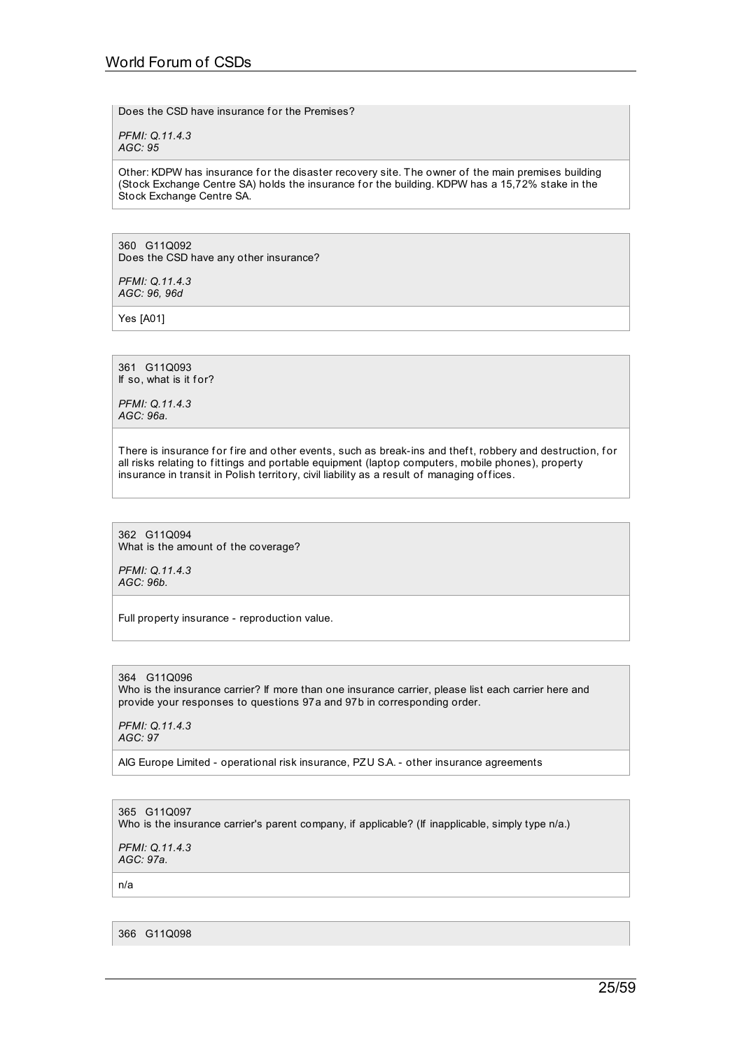Does the CSD have insurance for the Premises?

*PFMI: Q.11.4.3*
*AGC: 95*

Other: KDPW has insurance for the disaster recovery site. The owner of the main premises building (Stock Exchange Centre SA) holds the insurance for the building. KDPW has a 15,72% stake in the Stock Exchange Centre SA.

360 G11Q092
Does the CSD have any other insurance?

*PFMI: Q.11.4.3*
*AGC: 96, 96d*

Yes [A01]

361 G11Q093
If so, what is it for?

*PFMI: Q.11.4.3*
*AGC: 96a.*

There is insurance for fire and other events, such as break-ins and theft, robbery and destruction, for all risks relating to fittings and portable equipment (laptop computers, mobile phones), property insurance in transit in Polish territory, civil liability as a result of managing offices.

362 G11Q094
What is the amount of the coverage?

*PFMI: Q.11.4.3*
*AGC: 96b.*

Full property insurance - reproduction value.

364 G11Q096
Who is the insurance carrier? If more than one insurance carrier, please list each carrier here and provide your responses to questions 97a and 97b in corresponding order.

*PFMI: Q.11.4.3*
*AGC: 97*

AIG Europe Limited - operational risk insurance, PZU S.A. - other insurance agreements

365 G11Q097
Who is the insurance carrier's parent company, if applicable? (If inapplicable, simply type n/a.)

*PFMI: Q.11.4.3*
*AGC: 97a.*

n/a

366 G11Q098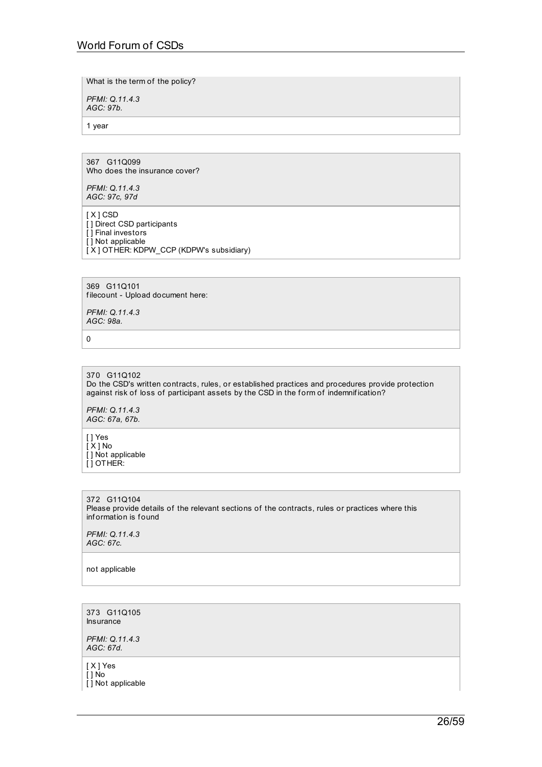What is the term of the policy?

*PFMI: Q.11.4.3*
*AGC: 97b.*

1 year

367 G11Q099
Who does the insurance cover?

*PFMI: Q.11.4.3*
*AGC: 97c, 97d*

[ X ] CSD
[ ] Direct CSD participants
[ ] Final investors
[ ] Not applicable
[ X ] OTHER: KDPW_CCP (KDPW's subsidiary)

369 G11Q101
filecount - Upload document here:

*PFMI: Q.11.4.3*
*AGC: 98a.*

0

370 G11Q102
Do the CSD's written contracts, rules, or established practices and procedures provide protection against risk of loss of participant assets by the CSD in the form of indemnification?

*PFMI: Q.11.4.3*
*AGC: 67a, 67b.*

[ ] Yes
[ X ] No
[ ] Not applicable
[ ] OTHER:

372 G11Q104
Please provide details of the relevant sections of the contracts, rules or practices where this information is found

*PFMI: Q.11.4.3*
*AGC: 67c.*

not applicable

373 G11Q105
Insurance

*PFMI: Q.11.4.3*
*AGC: 67d.*

[ X ] Yes
[ ] No
[ ] Not applicable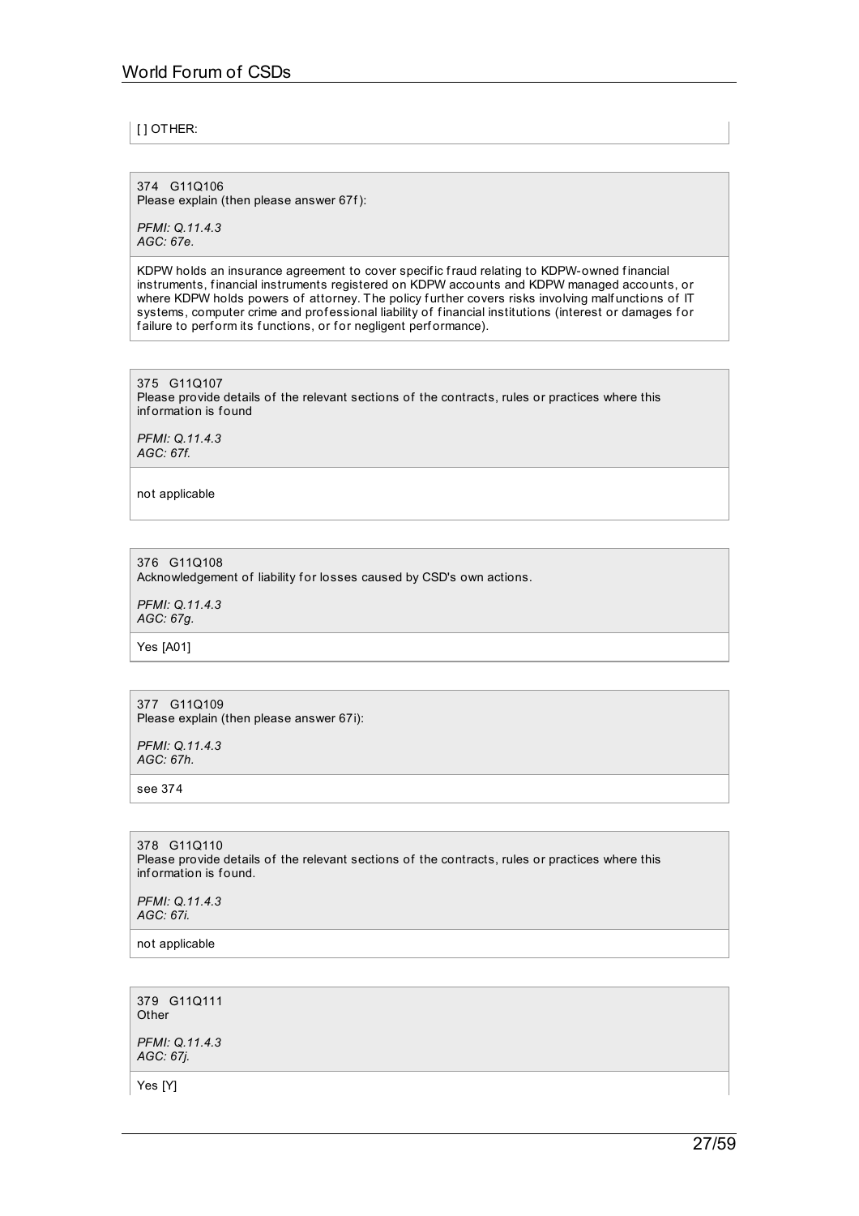[ ] OTHER:

374 G11Q106
Please explain (then please answer 67f):

*PFMI: Q.11.4.3*
*AGC: 67e.*

KDPW holds an insurance agreement to cover specific fraud relating to KDPW-owned financial instruments, financial instruments registered on KDPW accounts and KDPW managed accounts, or where KDPW holds powers of attorney. The policy further covers risks involving malfunctions of IT systems, computer crime and professional liability of financial institutions (interest or damages for failure to perform its functions, or for negligent performance).

375 G11Q107
Please provide details of the relevant sections of the contracts, rules or practices where this information is found

*PFMI: Q.11.4.3*
*AGC: 67f.*

not applicable

376 G11Q108
Acknowledgement of liability for losses caused by CSD's own actions.

*PFMI: Q.11.4.3*
*AGC: 67g.*

Yes [A01]

377 G11Q109
Please explain (then please answer 67i):

*PFMI: Q.11.4.3*
*AGC: 67h.*

see 374

378 G11Q110
Please provide details of the relevant sections of the contracts, rules or practices where this information is found.

*PFMI: Q.11.4.3*
*AGC: 67i.*

not applicable

379 G11Q111
Other

*PFMI: Q.11.4.3*
*AGC: 67j.*

Yes [Y]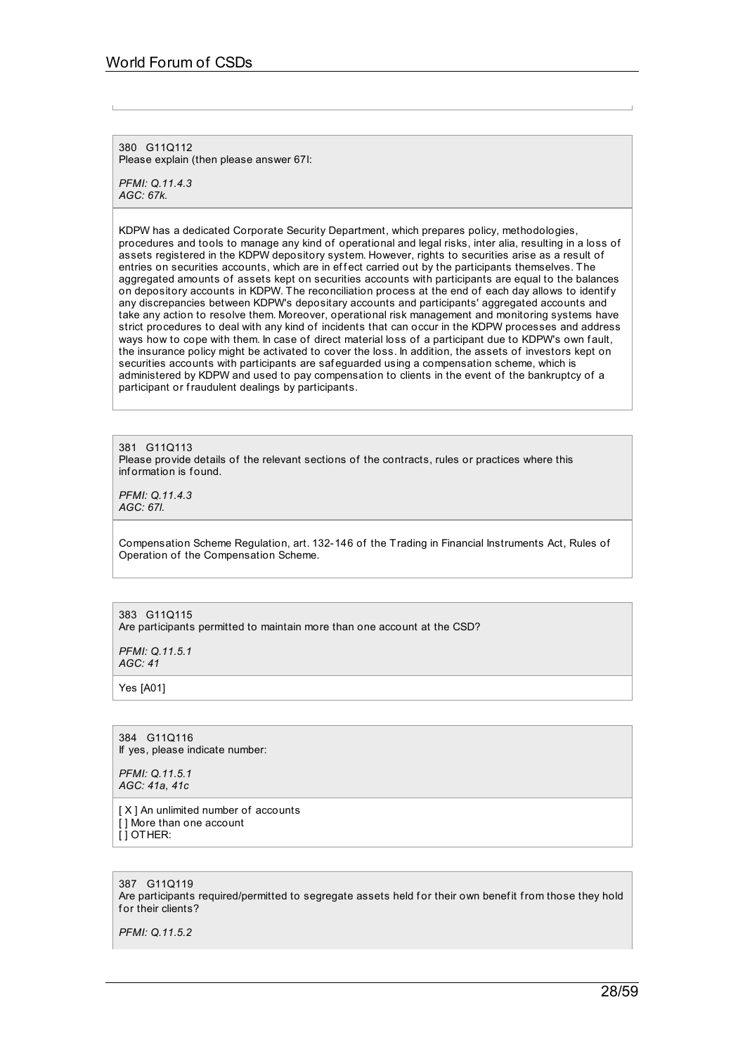380 G11Q112
Please explain (then please answer 67l:

*PFMI: Q.11.4.3*
*AGC: 67k.*

KDPW has a dedicated Corporate Security Department, which prepares policy, methodologies, procedures and tools to manage any kind of operational and legal risks, inter alia, resulting in a loss of assets registered in the KDPW depository system. However, rights to securities arise as a result of entries on securities accounts, which are in effect carried out by the participants themselves. The aggregated amounts of assets kept on securities accounts with participants are equal to the balances on depository accounts in KDPW. The reconciliation process at the end of each day allows to identify any discrepancies between KDPW's depositary accounts and participants' aggregated accounts and take any action to resolve them. Moreover, operational risk management and monitoring systems have strict procedures to deal with any kind of incidents that can occur in the KDPW processes and address ways how to cope with them. In case of direct material loss of a participant due to KDPW's own fault, the insurance policy might be activated to cover the loss. In addition, the assets of investors kept on securities accounts with participants are safeguarded using a compensation scheme, which is administered by KDPW and used to pay compensation to clients in the event of the bankruptcy of a participant or fraudulent dealings by participants.

381 G11Q113
Please provide details of the relevant sections of the contracts, rules or practices where this information is found.

*PFMI: Q.11.4.3*
*AGC: 67l.*

Compensation Scheme Regulation, art. 132-146 of the Trading in Financial Instruments Act, Rules of Operation of the Compensation Scheme.

383 G11Q115
Are participants permitted to maintain more than one account at the CSD?

*PFMI: Q.11.5.1*
*AGC: 41*

Yes [A01]

384 G11Q116
If yes, please indicate number:

*PFMI: Q.11.5.1*
*AGC: 41a, 41c*

[ X ] An unlimited number of accounts
[ ] More than one account
[ ] OTHER:

387 G11Q119
Are participants required/permitted to segregate assets held for their own benefit from those they hold for their clients?

*PFMI: Q.11.5.2*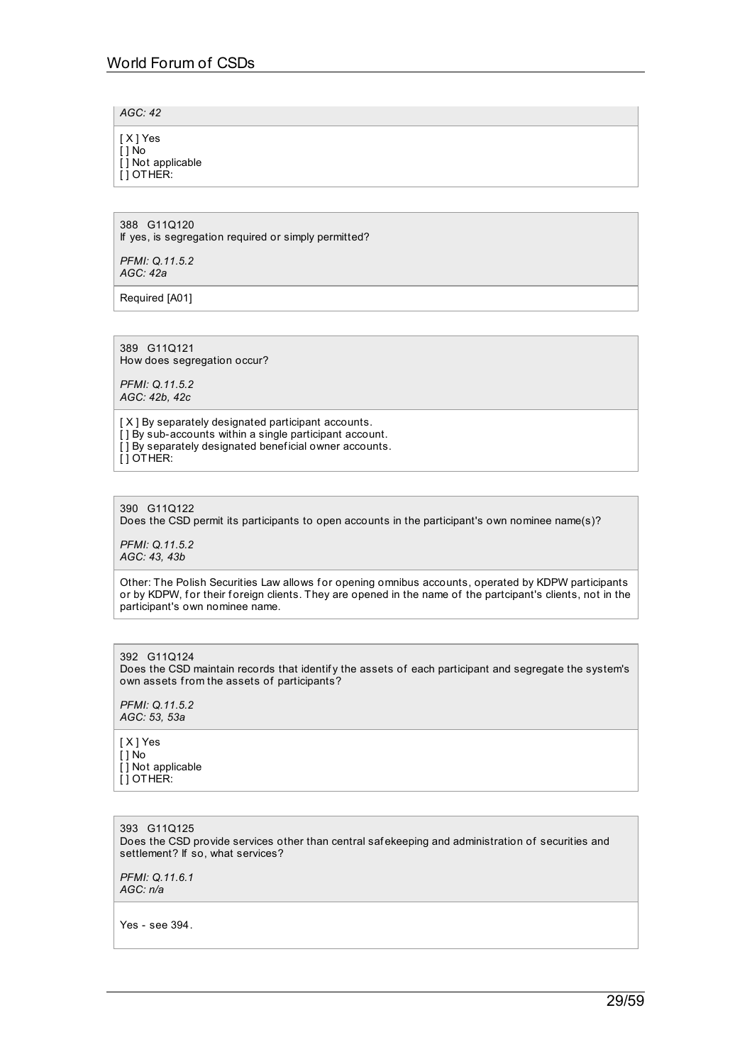*AGC: 42*

[ X ] Yes
[ ] No
[ ] Not applicable
[ ] OTHER:

388 G11Q120
If yes, is segregation required or simply permitted?

*PFMI: Q.11.5.2*
*AGC: 42a*

Required [A01]

389 G11Q121
How does segregation occur?

*PFMI: Q.11.5.2*
*AGC: 42b, 42c*

[ X ] By separately designated participant accounts.
[ ] By sub-accounts within a single participant account.
[ ] By separately designated beneficial owner accounts.
[ ] OTHER:

390 G11Q122
Does the CSD permit its participants to open accounts in the participant's own nominee name(s)?

*PFMI: Q.11.5.2*
*AGC: 43, 43b*

Other: The Polish Securities Law allows for opening omnibus accounts, operated by KDPW participants or by KDPW, for their foreign clients. They are opened in the name of the partcipant's clients, not in the participant's own nominee name.

392 G11Q124
Does the CSD maintain records that identify the assets of each participant and segregate the system's own assets from the assets of participants?

*PFMI: Q.11.5.2*
*AGC: 53, 53a*

[ X ] Yes
[ ] No
[ ] Not applicable
[ ] OTHER:

393 G11Q125
Does the CSD provide services other than central safekeeping and administration of securities and settlement? If so, what services?

*PFMI: Q.11.6.1*
*AGC: n/a*

Yes - see 394.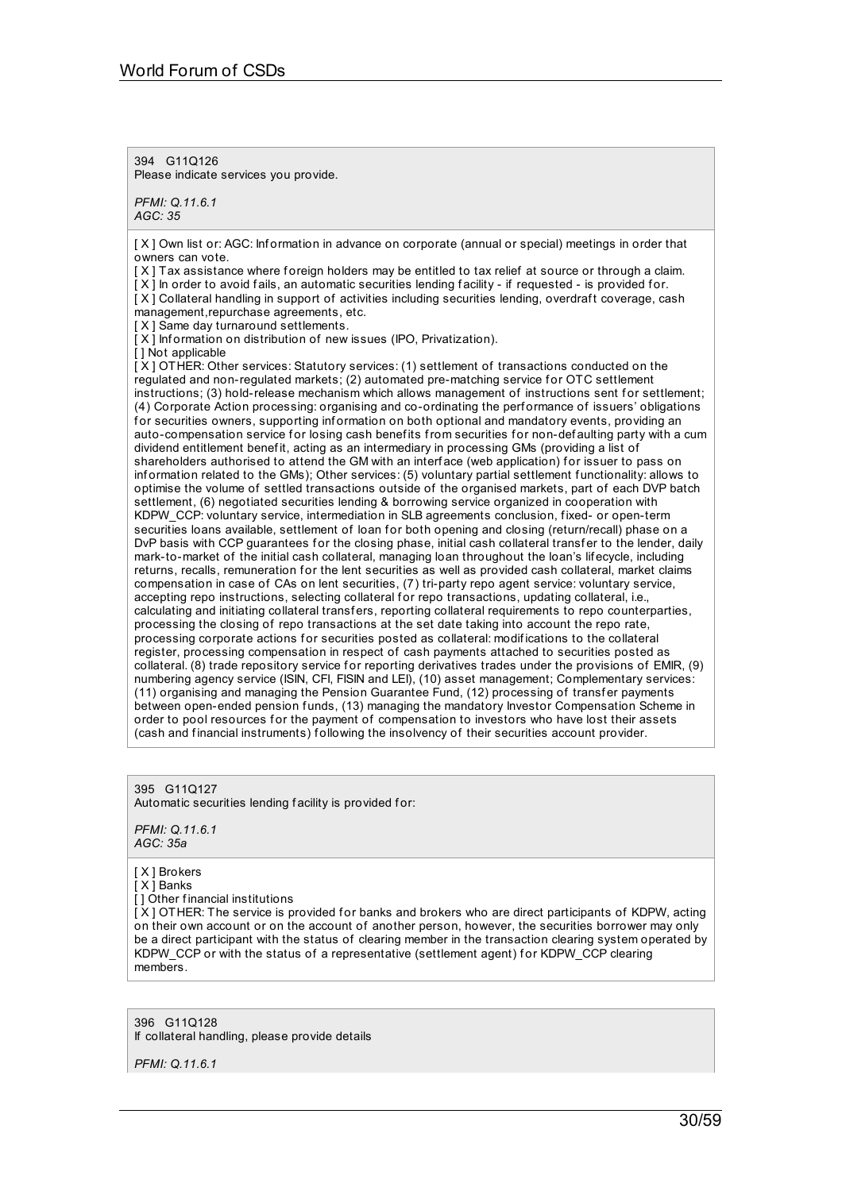394 G11Q126
Please indicate services you provide.

*PFMI: Q.11.6.1*
*AGC: 35*

[ X ] Own list or: AGC: Information in advance on corporate (annual or special) meetings in order that owners can vote.
[ X ] Tax assistance where foreign holders may be entitled to tax relief at source or through a claim.
[ X ] In order to avoid fails, an automatic securities lending facility - if requested - is provided for.
[ X ] Collateral handling in support of activities including securities lending, overdraft coverage, cash management,repurchase agreements, etc.
[ X ] Same day turnaround settlements.
[ X ] Information on distribution of new issues (IPO, Privatization).
[ ] Not applicable
[ X ] OTHER: Other services: Statutory services: (1) settlement of transactions conducted on the regulated and non-regulated markets; (2) automated pre-matching service for OTC settlement instructions; (3) hold-release mechanism which allows management of instructions sent for settlement; (4) Corporate Action processing: organising and co-ordinating the performance of issuers' obligations for securities owners, supporting information on both optional and mandatory events, providing an auto-compensation service for losing cash benefits from securities for non-defaulting party with a cum dividend entitlement benefit, acting as an intermediary in processing GMs (providing a list of shareholders authorised to attend the GM with an interface (web application) for issuer to pass on information related to the GMs); Other services: (5) voluntary partial settlement functionality: allows to optimise the volume of settled transactions outside of the organised markets, part of each DVP batch settlement, (6) negotiated securities lending & borrowing service organized in cooperation with KDPW_CCP: voluntary service, intermediation in SLB agreements conclusion, fixed- or open-term securities loans available, settlement of loan for both opening and closing (return/recall) phase on a DvP basis with CCP guarantees for the closing phase, initial cash collateral transfer to the lender, daily mark-to-market of the initial cash collateral, managing loan throughout the loan's lifecycle, including returns, recalls, remuneration for the lent securities as well as provided cash collateral, market claims compensation in case of CAs on lent securities, (7) tri-party repo agent service: voluntary service, accepting repo instructions, selecting collateral for repo transactions, updating collateral, i.e., calculating and initiating collateral transfers, reporting collateral requirements to repo counterparties, processing the closing of repo transactions at the set date taking into account the repo rate, processing corporate actions for securities posted as collateral: modifications to the collateral register, processing compensation in respect of cash payments attached to securities posted as collateral. (8) trade repository service for reporting derivatives trades under the provisions of EMIR, (9) numbering agency service (ISIN, CFI, FISIN and LEI), (10) asset management; Complementary services: (11) organising and managing the Pension Guarantee Fund, (12) processing of transfer payments between open-ended pension funds, (13) managing the mandatory Investor Compensation Scheme in order to pool resources for the payment of compensation to investors who have lost their assets (cash and financial instruments) following the insolvency of their securities account provider.

395 G11Q127
Automatic securities lending facility is provided for:

*PFMI: Q.11.6.1*
*AGC: 35a*

[ X ] Brokers
[ X ] Banks
[ ] Other financial institutions
[ X ] OTHER: The service is provided for banks and brokers who are direct participants of KDPW, acting on their own account or on the account of another person, however, the securities borrower may only be a direct participant with the status of clearing member in the transaction clearing system operated by KDPW_CCP or with the status of a representative (settlement agent) for KDPW_CCP clearing members.

396 G11Q128
If collateral handling, please provide details

*PFMI: Q.11.6.1*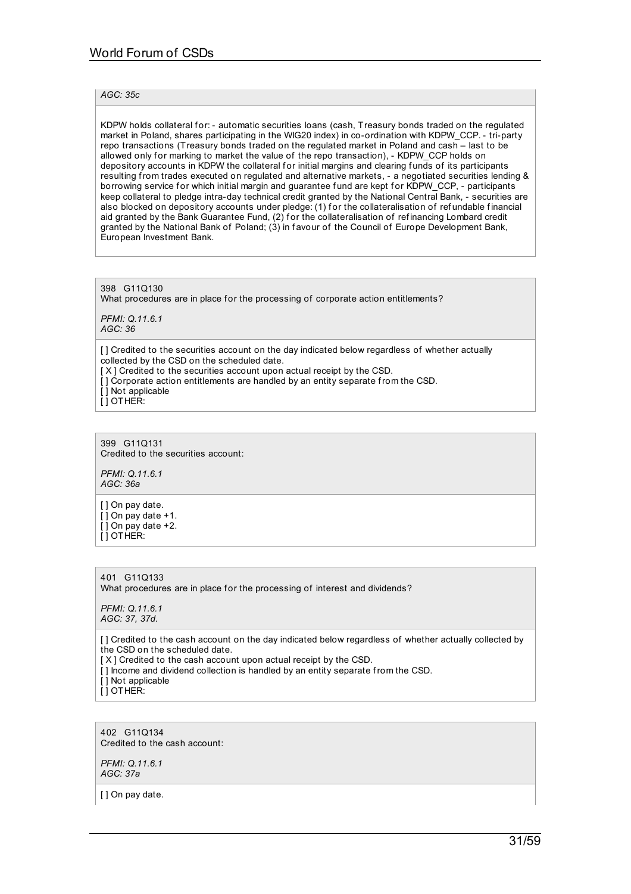*AGC: 35c*

KDPW holds collateral for: - automatic securities loans (cash, Treasury bonds traded on the regulated market in Poland, shares participating in the WIG20 index) in co-ordination with KDPW_CCP. - tri-party repo transactions (Treasury bonds traded on the regulated market in Poland and cash – last to be allowed only for marking to market the value of the repo transaction), - KDPW_CCP holds on depository accounts in KDPW the collateral for initial margins and clearing funds of its participants resulting from trades executed on regulated and alternative markets, - a negotiated securities lending & borrowing service for which initial margin and guarantee fund are kept for KDPW_CCP, - participants keep collateral to pledge intra-day technical credit granted by the National Central Bank, - securities are also blocked on depository accounts under pledge: (1) for the collateralisation of refundable financial aid granted by the Bank Guarantee Fund, (2) for the collateralisation of refinancing Lombard credit granted by the National Bank of Poland; (3) in favour of the Council of Europe Development Bank, European Investment Bank.

398 G11Q130
What procedures are in place for the processing of corporate action entitlements?

*PFMI: Q.11.6.1*
*AGC: 36*

[ ] Credited to the securities account on the day indicated below regardless of whether actually collected by the CSD on the scheduled date.
[ X ] Credited to the securities account upon actual receipt by the CSD.
[ ] Corporate action entitlements are handled by an entity separate from the CSD.
[ ] Not applicable
[ ] OTHER:

399 G11Q131
Credited to the securities account:

*PFMI: Q.11.6.1*
*AGC: 36a*

[ ] On pay date.
[ ] On pay date +1.
[ ] On pay date +2.
[ ] OTHER:

401 G11Q133
What procedures are in place for the processing of interest and dividends?

*PFMI: Q.11.6.1*
*AGC: 37, 37d.*

[ ] Credited to the cash account on the day indicated below regardless of whether actually collected by the CSD on the scheduled date.
[ X ] Credited to the cash account upon actual receipt by the CSD.
[ ] Income and dividend collection is handled by an entity separate from the CSD.
[ ] Not applicable
[ ] OTHER:

402 G11Q134
Credited to the cash account:

*PFMI: Q.11.6.1*
*AGC: 37a*

[ ] On pay date.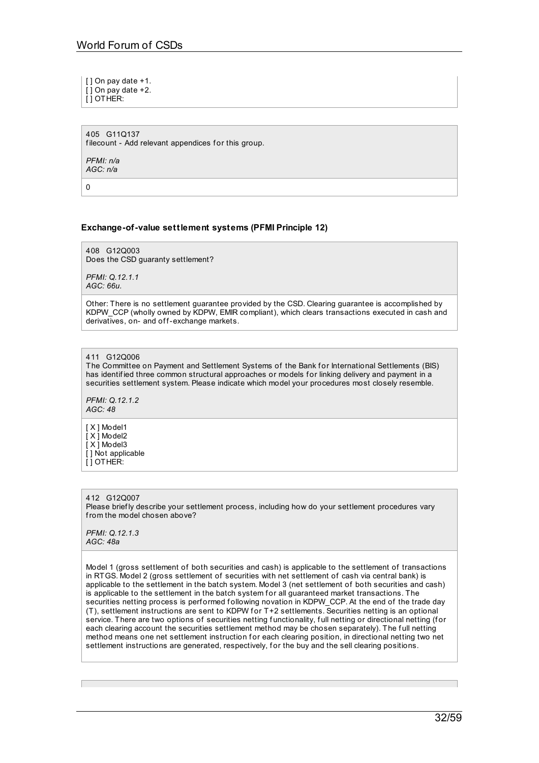[ ] On pay date +1.
[ ] On pay date +2.
[ ] OTHER:

405 G11Q137
filecount - Add relevant appendices for this group.

*PFMI: n/a*
*AGC: n/a*

0

### Exchange-of-value settlement systems (PFMI Principle 12)

408 G12Q003
Does the CSD guaranty settlement?

*PFMI: Q.12.1.1*
*AGC: 66u.*

Other: There is no settlement guarantee provided by the CSD. Clearing guarantee is accomplished by KDPW_CCP (wholly owned by KDPW, EMIR compliant), which clears transactions executed in cash and derivatives, on- and off-exchange markets.

411 G12Q006
The Committee on Payment and Settlement Systems of the Bank for International Settlements (BIS) has identified three common structural approaches or models for linking delivery and payment in a securities settlement system. Please indicate which model your procedures most closely resemble.

*PFMI: Q.12.1.2*
*AGC: 48*

[ X ] Model1
[ X ] Model2
[ X ] Model3
[ ] Not applicable
[ ] OTHER:

412 G12Q007
Please briefly describe your settlement process, including how do your settlement procedures vary from the model chosen above?

*PFMI: Q.12.1.3*
*AGC: 48a*

Model 1 (gross settlement of both securities and cash) is applicable to the settlement of transactions in RTGS. Model 2 (gross settlement of securities with net settlement of cash via central bank) is applicable to the settlement in the batch system. Model 3 (net settlement of both securities and cash) is applicable to the settlement in the batch system for all guaranteed market transactions. The securities netting process is performed following novation in KDPW_CCP. At the end of the trade day (T), settlement instructions are sent to KDPW for T+2 settlements. Securities netting is an optional service. There are two options of securities netting functionality, full netting or directional netting (for each clearing account the securities settlement method may be chosen separately). The full netting method means one net settlement instruction for each clearing position, in directional netting two net settlement instructions are generated, respectively, for the buy and the sell clearing positions.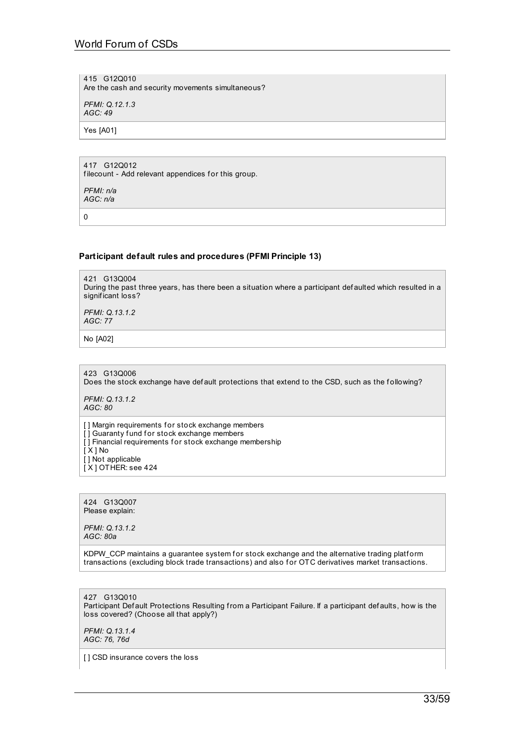415 G12Q010
Are the cash and security movements simultaneous?

*PFMI: Q.12.1.3*
*AGC: 49*

Yes [A01]

417 G12Q012
filecount - Add relevant appendices for this group.

*PFMI: n/a*
*AGC: n/a*

0

### Participant default rules and procedures (PFMI Principle 13)

421 G13Q004
During the past three years, has there been a situation where a participant defaulted which resulted in a significant loss?

*PFMI: Q.13.1.2*
*AGC: 77*

No [A02]

423 G13Q006
Does the stock exchange have default protections that extend to the CSD, such as the following?

*PFMI: Q.13.1.2*
*AGC: 80*

[ ] Margin requirements for stock exchange members
[ ] Guaranty fund for stock exchange members
[ ] Financial requirements for stock exchange membership
[ X ] No
[ ] Not applicable
[ X ] OTHER: see 424

424 G13Q007
Please explain:

*PFMI: Q.13.1.2*
*AGC: 80a*

KDPW_CCP maintains a guarantee system for stock exchange and the alternative trading platform transactions (excluding block trade transactions) and also for OTC derivatives market transactions.

427 G13Q010
Participant Default Protections Resulting from a Participant Failure. If a participant defaults, how is the loss covered? (Choose all that apply?)

*PFMI: Q.13.1.4*
*AGC: 76, 76d*

[ ] CSD insurance covers the loss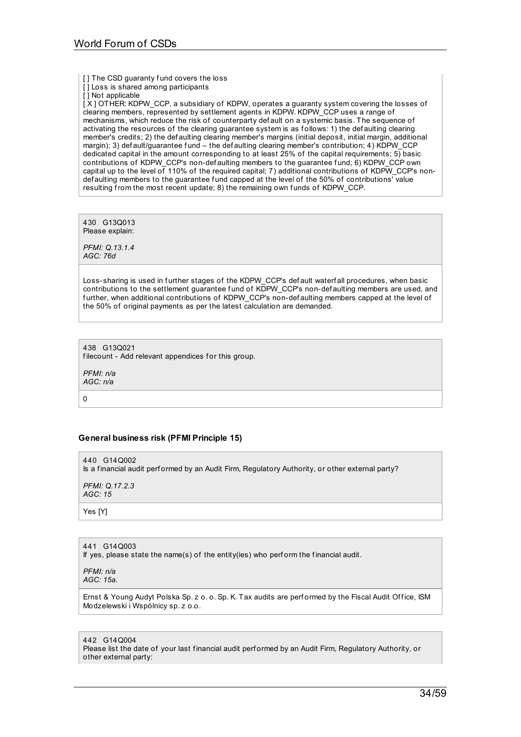[ ] The CSD guaranty fund covers the loss
[ ] Loss is shared among participants
[ ] Not applicable
[ X ] OTHER: KDPW_CCP, a subsidiary of KDPW, operates a guaranty system covering the losses of clearing members, represented by settlement agents in KDPW. KDPW_CCP uses a range of mechanisms, which reduce the risk of counterparty default on a systemic basis. The sequence of activating the resources of the clearing guarantee system is as follows: 1) the defaulting clearing member's credits; 2) the defaulting clearing member's margins (initial deposit, initial margin, additional margin); 3) default/guarantee fund – the defaulting clearing member's contribution; 4) KDPW_CCP dedicated capital in the amount corresponding to at least 25% of the capital requirements; 5) basic contributions of KDPW_CCP's non-defaulting members to the guarantee fund; 6) KDPW_CCP own capital up to the level of 110% of the required capital; 7) additional contributions of KDPW_CCP's non-defaulting members to the guarantee fund capped at the level of the 50% of contributions' value resulting from the most recent update; 8) the remaining own funds of KDPW_CCP.

430 G13Q013
Please explain:

*PFMI: Q.13.1.4*
*AGC: 76d*

Loss-sharing is used in further stages of the KDPW_CCP's default waterfall procedures, when basic contributions to the settlement guarantee fund of KDPW_CCP's non-defaulting members are used, and further, when additional contributions of KDPW_CCP's non-defaulting members capped at the level of the 50% of original payments as per the latest calculation are demanded.

438 G13Q021
filecount - Add relevant appendices for this group.

*PFMI: n/a*
*AGC: n/a*

0

### General business risk (PFMI Principle 15)

440 G14Q002
Is a financial audit performed by an Audit Firm, Regulatory Authority, or other external party?

*PFMI: Q.17.2.3*
*AGC: 15*

Yes [Y]

441 G14Q003
If yes, please state the name(s) of the entity(ies) who perform the financial audit.

*PFMI: n/a*
*AGC: 15a.*

Ernst & Young Audyt Polska Sp. z o. o. Sp. K. Tax audits are performed by the Fiscal Audit Office, ISM Modzelewski i Wspólnicy sp. z o.o.

442 G14Q004
Please list the date of your last financial audit performed by an Audit Firm, Regulatory Authority, or other external party: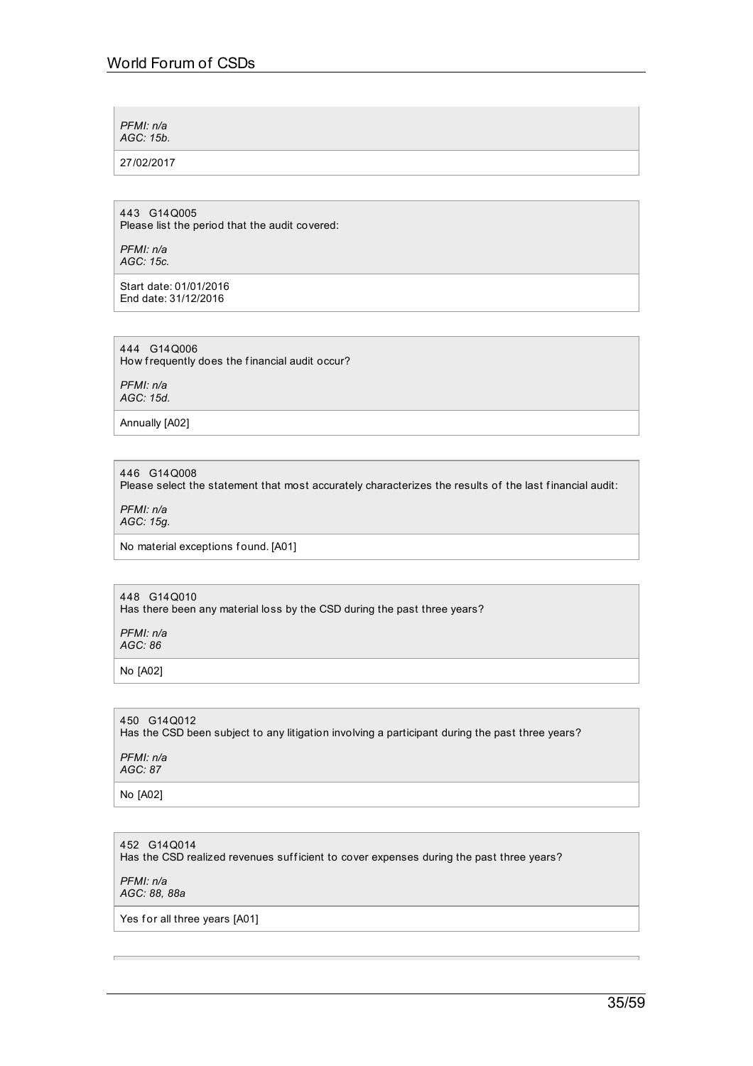*PFMI: n/a*
*AGC: 15b.*

27/02/2017

443 G14Q005
Please list the period that the audit covered:

*PFMI: n/a*
*AGC: 15c.*

Start date: 01/01/2016
End date: 31/12/2016

444 G14Q006
How frequently does the financial audit occur?

*PFMI: n/a*
*AGC: 15d.*

Annually [A02]

446 G14Q008
Please select the statement that most accurately characterizes the results of the last financial audit:

*PFMI: n/a*
*AGC: 15g.*

No material exceptions found. [A01]

448 G14Q010
Has there been any material loss by the CSD during the past three years?

*PFMI: n/a*
*AGC: 86*

No [A02]

450 G14Q012
Has the CSD been subject to any litigation involving a participant during the past three years?

*PFMI: n/a*
*AGC: 87*

No [A02]

452 G14Q014
Has the CSD realized revenues sufficient to cover expenses during the past three years?

*PFMI: n/a*
*AGC: 88, 88a*

Yes for all three years [A01]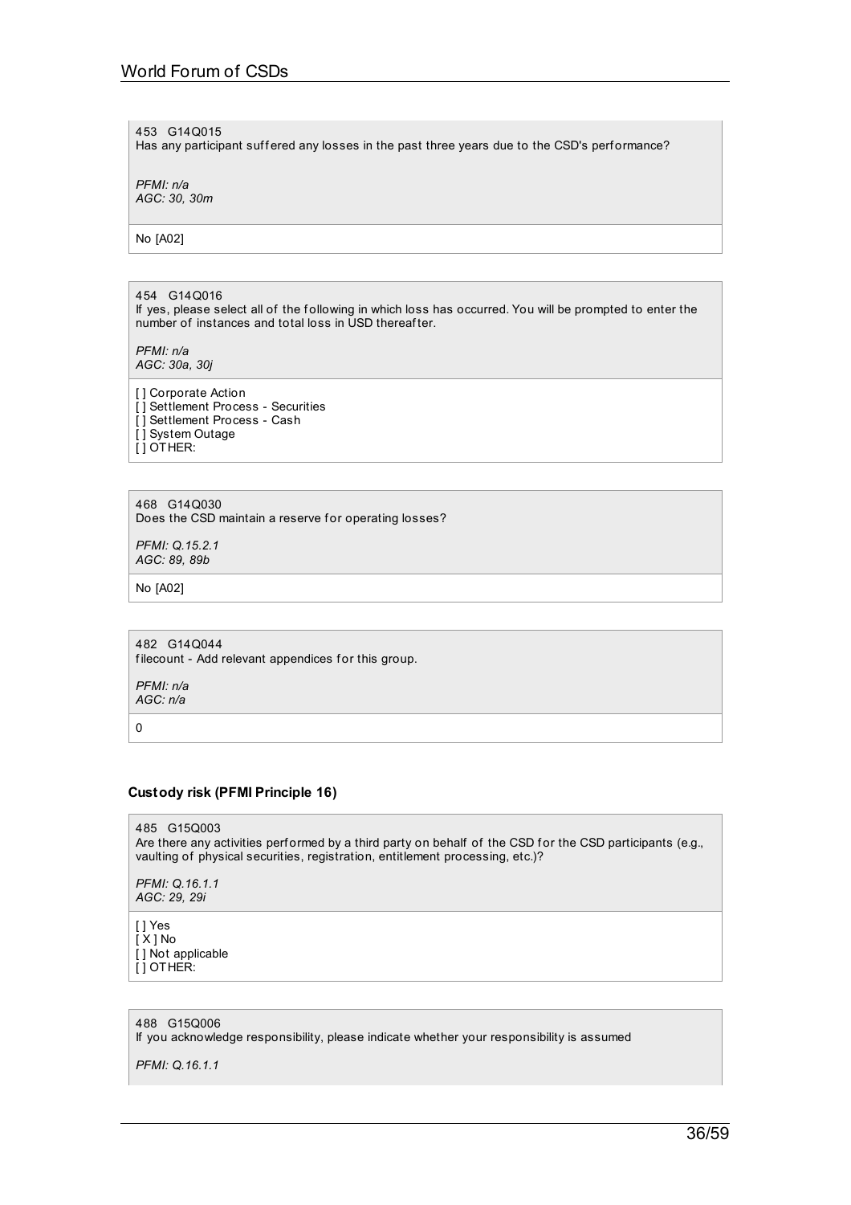453 G14Q015
Has any participant suffered any losses in the past three years due to the CSD's performance?

*PFMI: n/a*
*AGC: 30, 30m*

No [A02]

454 G14Q016
If yes, please select all of the following in which loss has occurred. You will be prompted to enter the number of instances and total loss in USD thereafter.

*PFMI: n/a*
*AGC: 30a, 30j*

[ ] Corporate Action
[ ] Settlement Process - Securities
[ ] Settlement Process - Cash
[ ] System Outage
[ ] OTHER:

468 G14Q030
Does the CSD maintain a reserve for operating losses?

*PFMI: Q.15.2.1*
*AGC: 89, 89b*

No [A02]

482 G14Q044
filecount - Add relevant appendices for this group.

*PFMI: n/a*
*AGC: n/a*

0

### Custody risk (PFMI Principle 16)

485 G15Q003
Are there any activities performed by a third party on behalf of the CSD for the CSD participants (e.g., vaulting of physical securities, registration, entitlement processing, etc.)?

*PFMI: Q.16.1.1*
*AGC: 29, 29i*

[ ] Yes
[ X ] No
[ ] Not applicable
[ ] OTHER:

488 G15Q006
If you acknowledge responsibility, please indicate whether your responsibility is assumed

*PFMI: Q.16.1.1*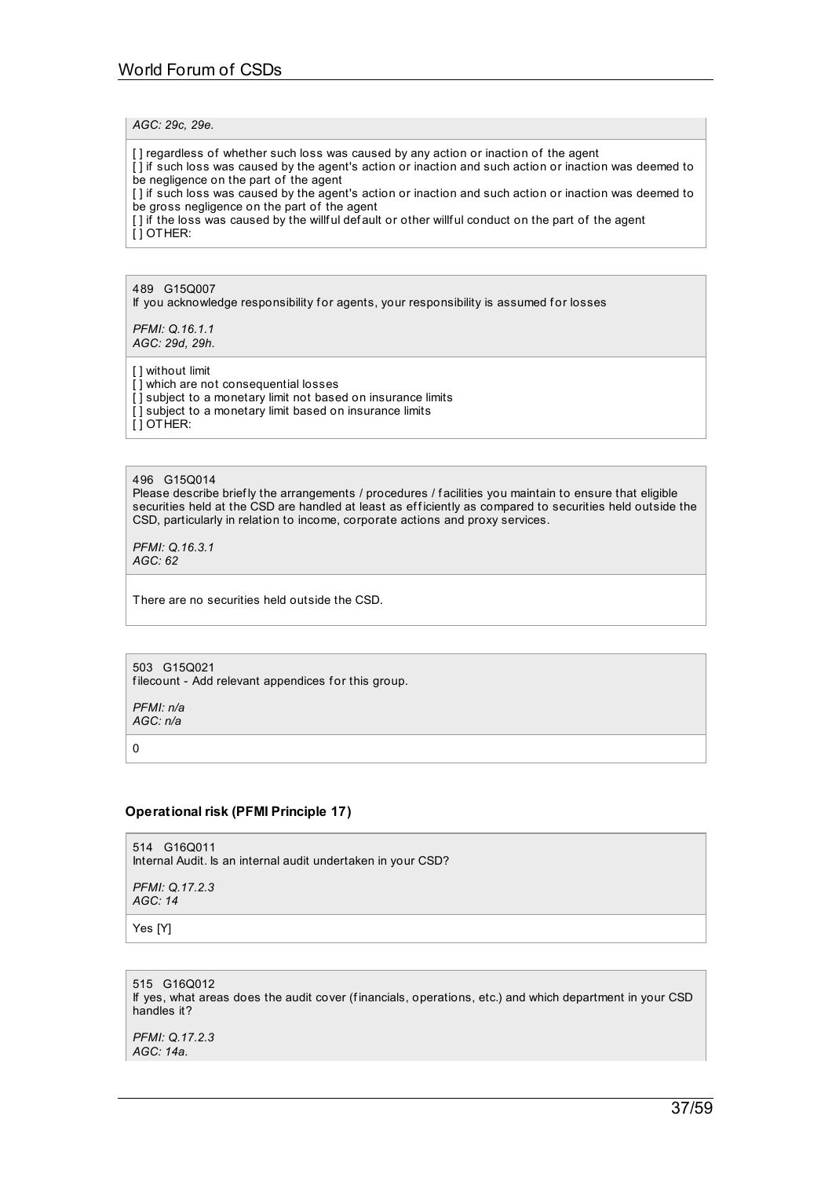*AGC: 29c, 29e.*

[ ] regardless of whether such loss was caused by any action or inaction of the agent
[ ] if such loss was caused by the agent's action or inaction and such action or inaction was deemed to be negligence on the part of the agent
[ ] if such loss was caused by the agent's action or inaction and such action or inaction was deemed to be gross negligence on the part of the agent
[ ] if the loss was caused by the willful default or other willful conduct on the part of the agent
[ ] OTHER:

489 G15Q007
If you acknowledge responsibility for agents, your responsibility is assumed for losses

*PFMI: Q.16.1.1*
*AGC: 29d, 29h.*

[ ] without limit
[ ] which are not consequential losses
[ ] subject to a monetary limit not based on insurance limits
[ ] subject to a monetary limit based on insurance limits
[ ] OTHER:

496 G15Q014
Please describe briefly the arrangements / procedures / facilities you maintain to ensure that eligible securities held at the CSD are handled at least as efficiently as compared to securities held outside the CSD, particularly in relation to income, corporate actions and proxy services.

*PFMI: Q.16.3.1*
*AGC: 62*

There are no securities held outside the CSD.

503 G15Q021
filecount - Add relevant appendices for this group.

*PFMI: n/a*
*AGC: n/a*

0

#### Operational risk (PFMI Principle 17)

514 G16Q011
Internal Audit. Is an internal audit undertaken in your CSD?

*PFMI: Q.17.2.3*
*AGC: 14*

Yes [Y]

515 G16Q012
If yes, what areas does the audit cover (financials, operations, etc.) and which department in your CSD handles it?

*PFMI: Q.17.2.3*
*AGC: 14a.*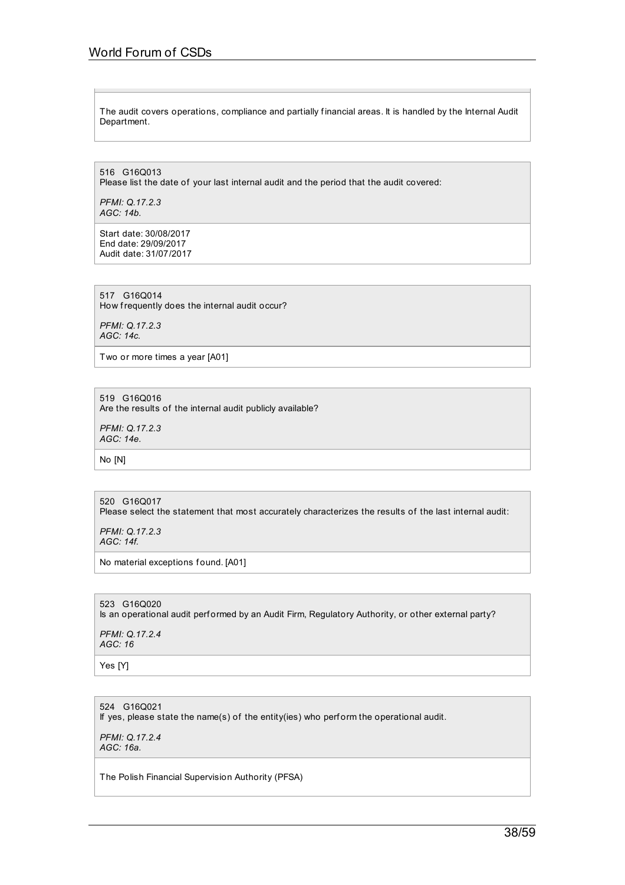The audit covers operations, compliance and partially financial areas. It is handled by the Internal Audit Department.

516 G16Q013
Please list the date of your last internal audit and the period that the audit covered:

*PFMI: Q.17.2.3*
*AGC: 14b.*

Start date: 30/08/2017
End date: 29/09/2017
Audit date: 31/07/2017

517 G16Q014
How frequently does the internal audit occur?

*PFMI: Q.17.2.3*
*AGC: 14c.*

Two or more times a year [A01]

519 G16Q016
Are the results of the internal audit publicly available?

*PFMI: Q.17.2.3*
*AGC: 14e.*

No [N]

520 G16Q017
Please select the statement that most accurately characterizes the results of the last internal audit:

*PFMI: Q.17.2.3*
*AGC: 14f.*

No material exceptions found. [A01]

523 G16Q020
Is an operational audit performed by an Audit Firm, Regulatory Authority, or other external party?

*PFMI: Q.17.2.4*
*AGC: 16*

Yes [Y]

524 G16Q021
If yes, please state the name(s) of the entity(ies) who perform the operational audit.

*PFMI: Q.17.2.4*
*AGC: 16a.*

The Polish Financial Supervision Authority (PFSA)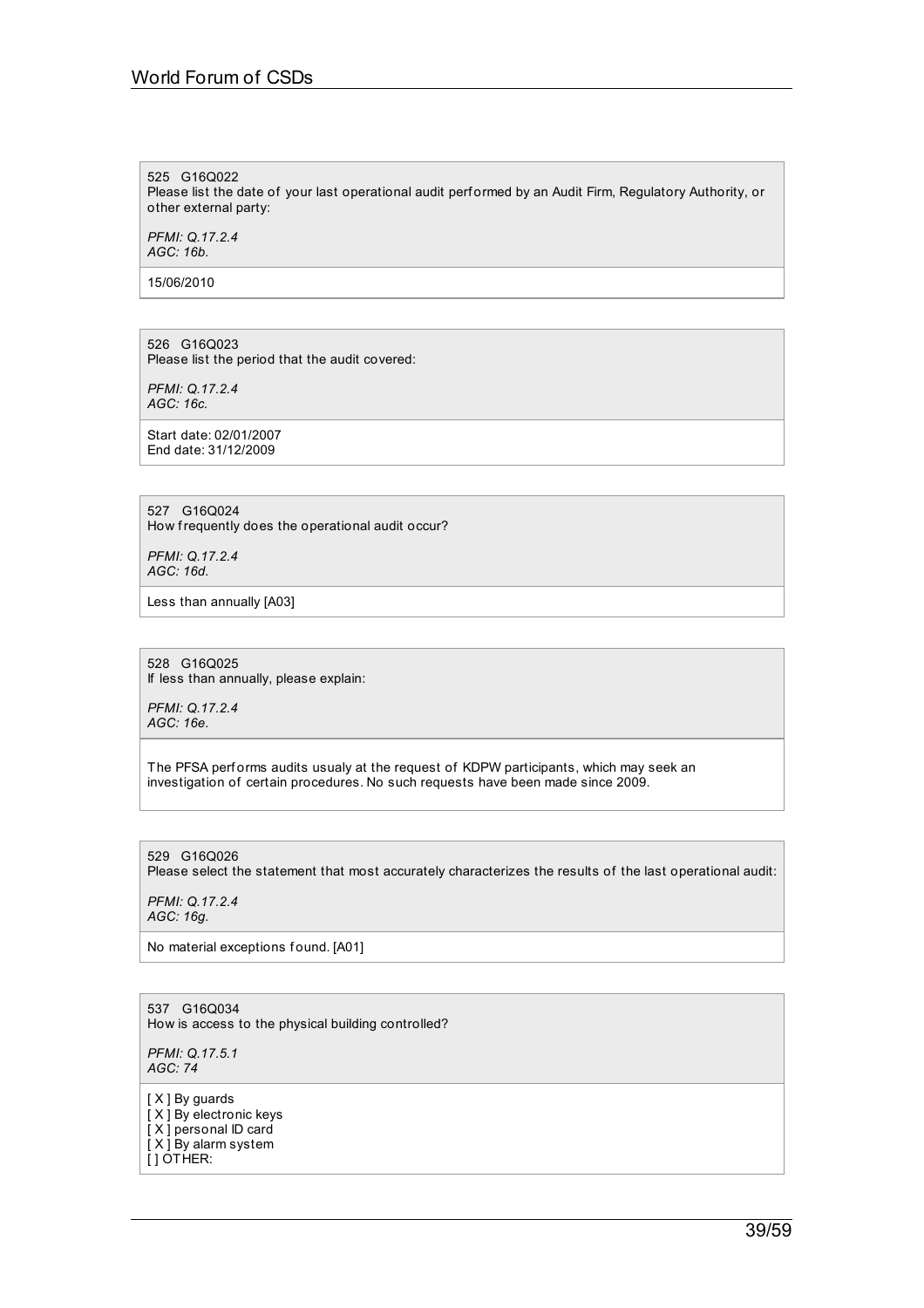525 G16Q022
Please list the date of your last operational audit performed by an Audit Firm, Regulatory Authority, or other external party:

*PFMI: Q.17.2.4*
*AGC: 16b.*

15/06/2010

526 G16Q023
Please list the period that the audit covered:

*PFMI: Q.17.2.4*
*AGC: 16c.*

Start date: 02/01/2007
End date: 31/12/2009

527 G16Q024
How frequently does the operational audit occur?

*PFMI: Q.17.2.4*
*AGC: 16d.*

Less than annually [A03]

528 G16Q025
If less than annually, please explain:

*PFMI: Q.17.2.4*
*AGC: 16e.*

The PFSA performs audits usualy at the request of KDPW participants, which may seek an investigation of certain procedures. No such requests have been made since 2009.

529 G16Q026
Please select the statement that most accurately characterizes the results of the last operational audit:

*PFMI: Q.17.2.4*
*AGC: 16g.*

No material exceptions found. [A01]

537 G16Q034
How is access to the physical building controlled?

*PFMI: Q.17.5.1*
*AGC: 74*

[ X ] By guards
[ X ] By electronic keys
[ X ] personal ID card
[ X ] By alarm system
[ ] OTHER: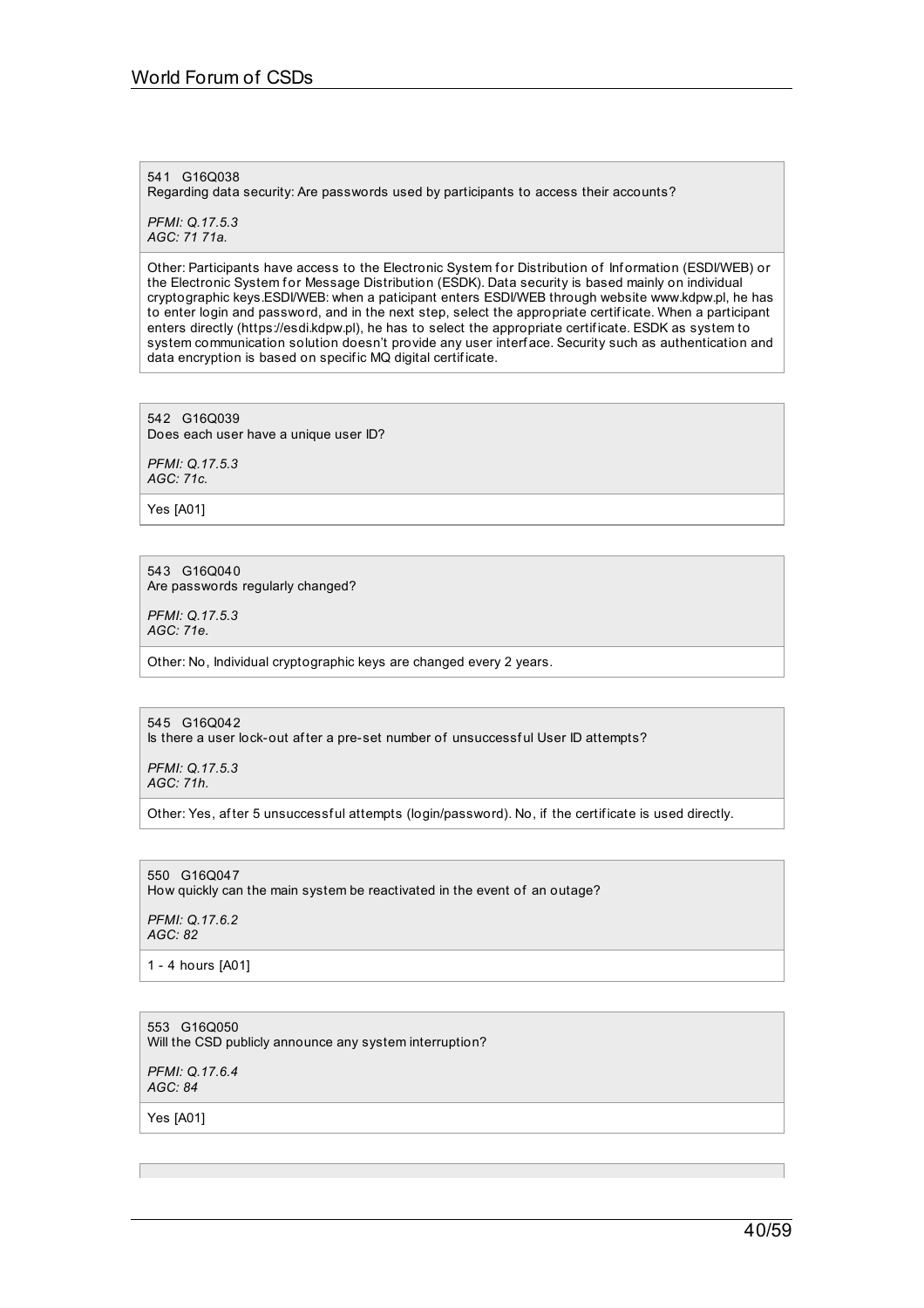541 G16Q038
Regarding data security: Are passwords used by participants to access their accounts?

*PFMI: Q.17.5.3*
*AGC: 71 71a.*

Other: Participants have access to the Electronic System for Distribution of Information (ESDI/WEB) or the Electronic System for Message Distribution (ESDK). Data security is based mainly on individual cryptographic keys.ESDI/WEB: when a paticipant enters ESDI/WEB through website www.kdpw.pl, he has to enter login and password, and in the next step, select the appropriate certificate. When a participant enters directly (https://esdi.kdpw.pl), he has to select the appropriate certificate. ESDK as system to system communication solution doesn't provide any user interface. Security such as authentication and data encryption is based on specific MQ digital certificate.

542 G16Q039
Does each user have a unique user ID?

*PFMI: Q.17.5.3*
*AGC: 71c.*

Yes [A01]

543 G16Q040
Are passwords regularly changed?

*PFMI: Q.17.5.3*
*AGC: 71e.*

Other: No, Individual cryptographic keys are changed every 2 years.

545 G16Q042
Is there a user lock-out after a pre-set number of unsuccessful User ID attempts?

*PFMI: Q.17.5.3*
*AGC: 71h.*

Other: Yes, after 5 unsuccessful attempts (login/password). No, if the certificate is used directly.

550 G16Q047
How quickly can the main system be reactivated in the event of an outage?

*PFMI: Q.17.6.2*
*AGC: 82*

1 - 4 hours [A01]

553 G16Q050
Will the CSD publicly announce any system interruption?

*PFMI: Q.17.6.4*
*AGC: 84*

Yes [A01]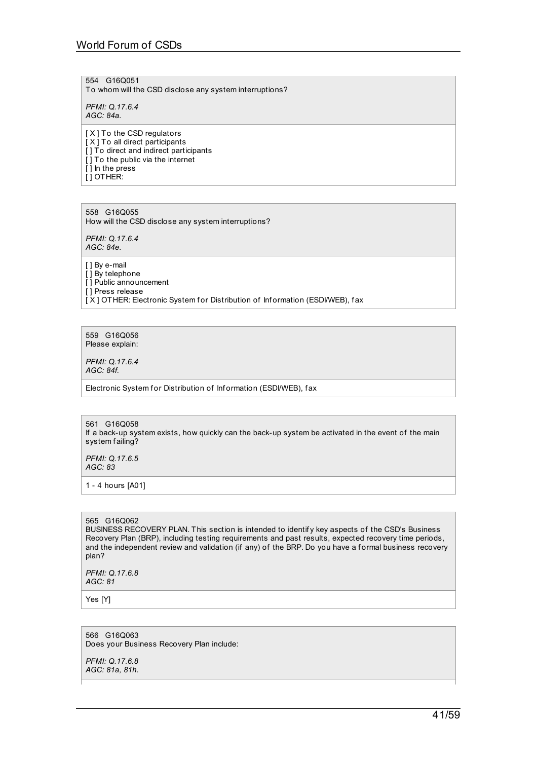554 G16Q051
To whom will the CSD disclose any system interruptions?

*PFMI: Q.17.6.4*
*AGC: 84a.*

[ X ] To the CSD regulators
[ X ] To all direct participants
[ ] To direct and indirect participants
[ ] To the public via the internet
[ ] In the press
[ ] OTHER:

558 G16Q055
How will the CSD disclose any system interruptions?

*PFMI: Q.17.6.4*
*AGC: 84e.*

[ ] By e-mail
[ ] By telephone
[ ] Public announcement
[ ] Press release
[ X ] OTHER: Electronic System for Distribution of Information (ESDI/WEB), fax

559 G16Q056
Please explain:

*PFMI: Q.17.6.4*
*AGC: 84f.*

Electronic System for Distribution of Information (ESDI/WEB), fax

561 G16Q058
If a back-up system exists, how quickly can the back-up system be activated in the event of the main system failing?

*PFMI: Q.17.6.5*
*AGC: 83*

1 - 4 hours [A01]

565 G16Q062
BUSINESS RECOVERY PLAN. This section is intended to identify key aspects of the CSD's Business Recovery Plan (BRP), including testing requirements and past results, expected recovery time periods, and the independent review and validation (if any) of the BRP. Do you have a formal business recovery plan?

*PFMI: Q.17.6.8*
*AGC: 81*

Yes [Y]

566 G16Q063
Does your Business Recovery Plan include:

*PFMI: Q.17.6.8*
*AGC: 81a, 81h.*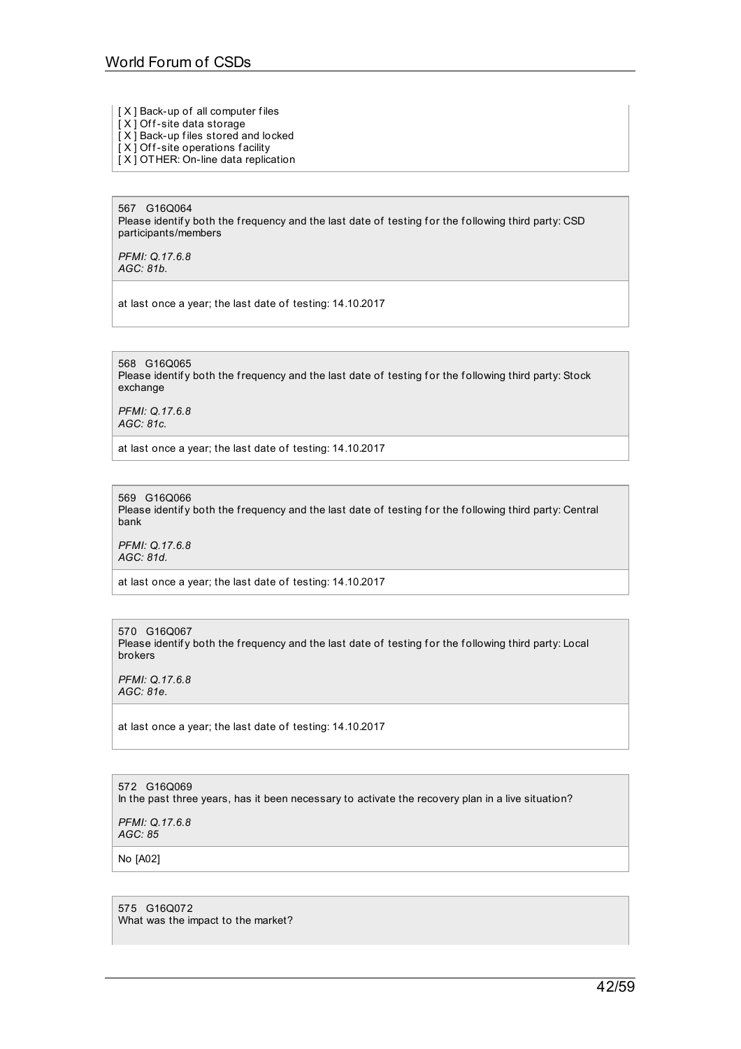[ X ] Back-up of all computer files
[ X ] Off-site data storage
[ X ] Back-up files stored and locked
[ X ] Off-site operations facility
[ X ] OTHER: On-line data replication

567 G16Q064
Please identify both the frequency and the last date of testing for the following third party: CSD participants/members

*PFMI: Q.17.6.8*
*AGC: 81b.*

at last once a year; the last date of testing: 14.10.2017

568 G16Q065
Please identify both the frequency and the last date of testing for the following third party: Stock exchange

*PFMI: Q.17.6.8*
*AGC: 81c.*

at last once a year; the last date of testing: 14.10.2017

569 G16Q066
Please identify both the frequency and the last date of testing for the following third party: Central bank

*PFMI: Q.17.6.8*
*AGC: 81d.*

at last once a year; the last date of testing: 14.10.2017

570 G16Q067
Please identify both the frequency and the last date of testing for the following third party: Local brokers

*PFMI: Q.17.6.8*
*AGC: 81e.*

at last once a year; the last date of testing: 14.10.2017

572 G16Q069
In the past three years, has it been necessary to activate the recovery plan in a live situation?

*PFMI: Q.17.6.8*
*AGC: 85*

No [A02]

575 G16Q072
What was the impact to the market?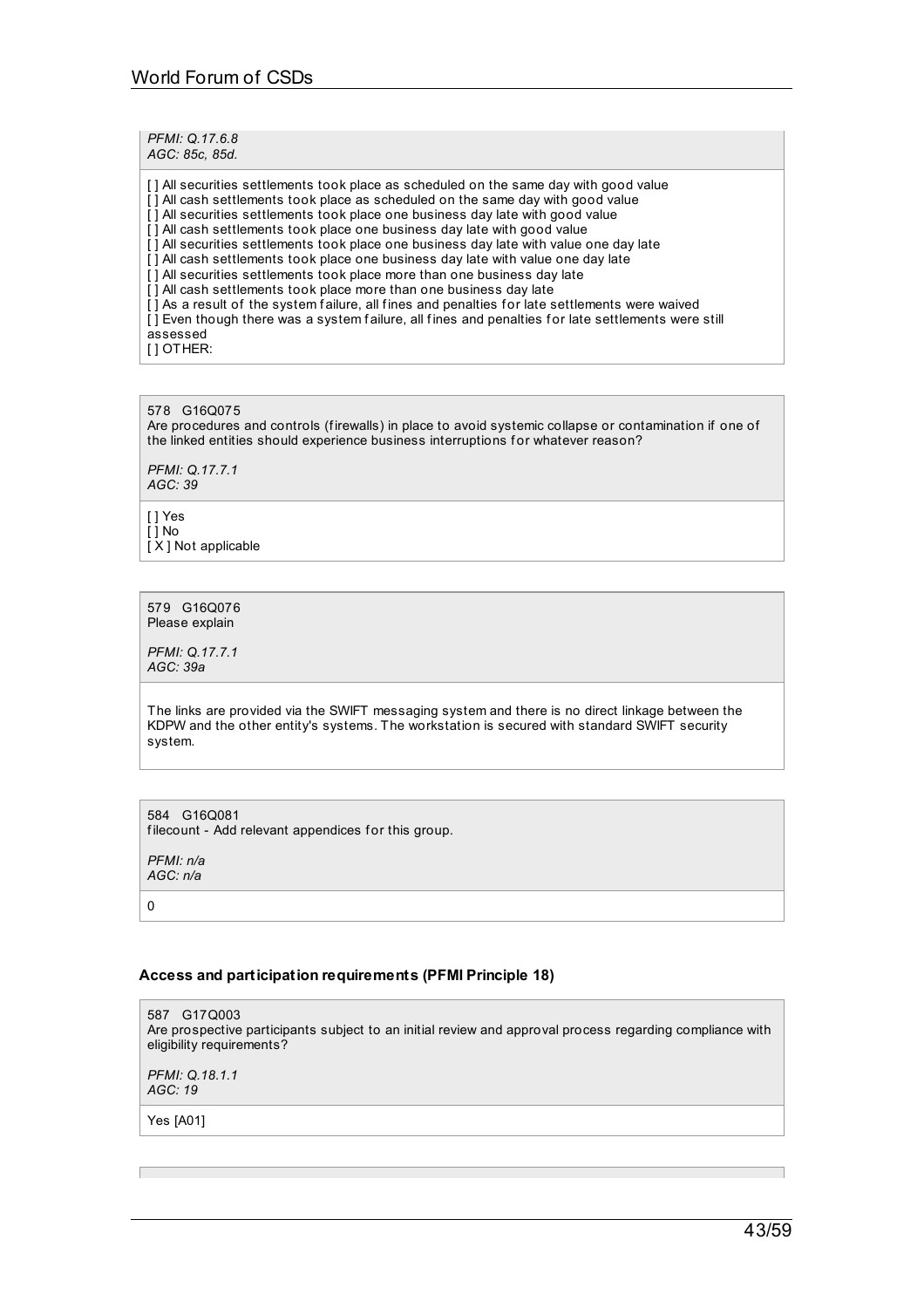*PFMI: Q.17.6.8*
*AGC: 85c, 85d.*

[ ] All securities settlements took place as scheduled on the same day with good value
[ ] All cash settlements took place as scheduled on the same day with good value
[ ] All securities settlements took place one business day late with good value
[ ] All cash settlements took place one business day late with good value
[ ] All securities settlements took place one business day late with value one day late
[ ] All cash settlements took place one business day late with value one day late
[ ] All securities settlements took place more than one business day late
[ ] All cash settlements took place more than one business day late
[ ] As a result of the system failure, all fines and penalties for late settlements were waived
[ ] Even though there was a system failure, all fines and penalties for late settlements were still assessed
[ ] OTHER:

578 G16Q075
Are procedures and controls (firewalls) in place to avoid systemic collapse or contamination if one of the linked entities should experience business interruptions for whatever reason?

*PFMI: Q.17.7.1*
*AGC: 39*

[ ] Yes
[ ] No
[ X ] Not applicable

579 G16Q076
Please explain

*PFMI: Q.17.7.1*
*AGC: 39a*

The links are provided via the SWIFT messaging system and there is no direct linkage between the KDPW and the other entity's systems. The workstation is secured with standard SWIFT security system.

584 G16Q081
filecount - Add relevant appendices for this group.

*PFMI: n/a*
*AGC: n/a*

0

### Access and participation requirements (PFMI Principle 18)

587 G17Q003
Are prospective participants subject to an initial review and approval process regarding compliance with eligibility requirements?

*PFMI: Q.18.1.1*
*AGC: 19*

Yes [A01]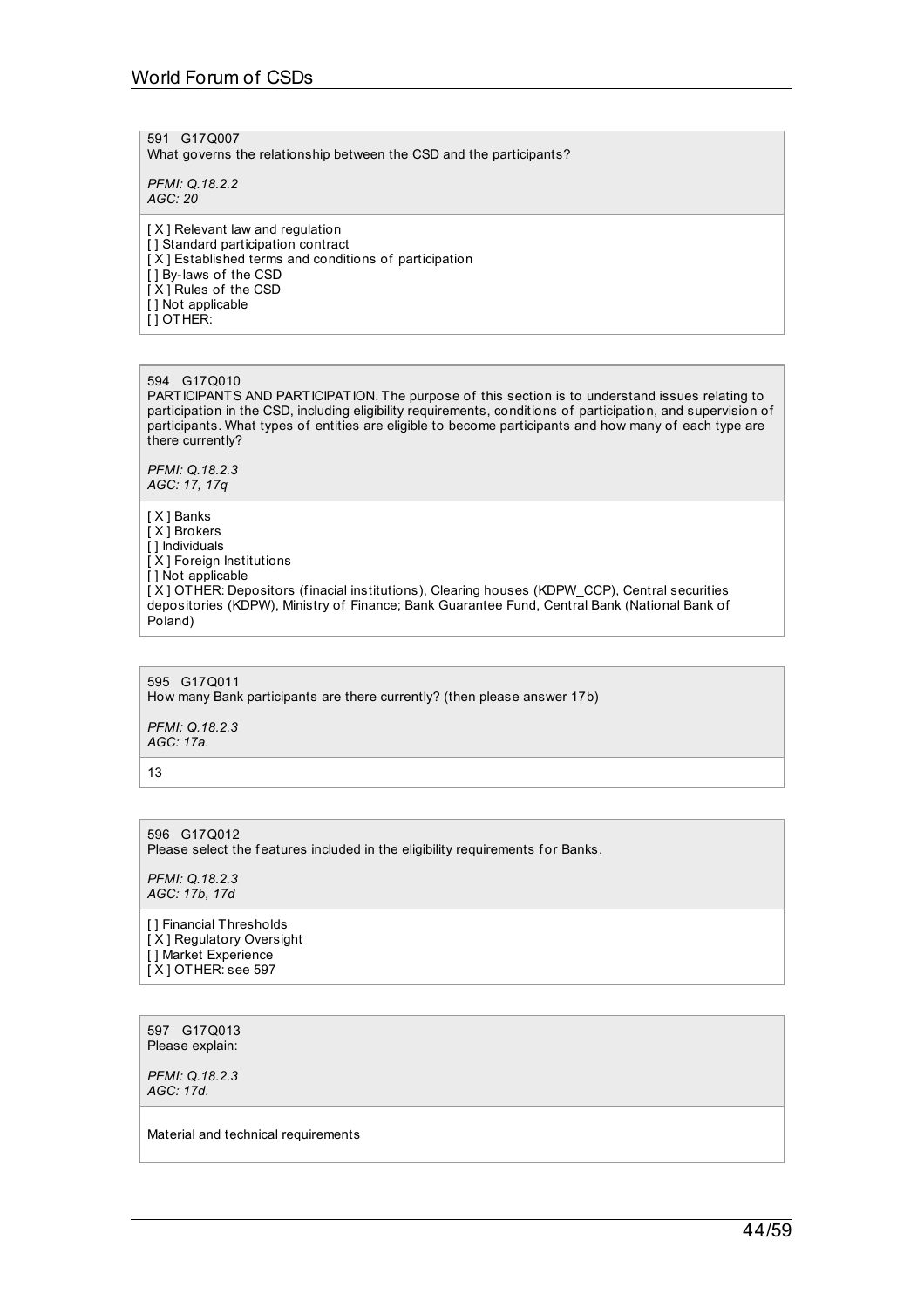591 G17Q007
What governs the relationship between the CSD and the participants?

*PFMI: Q.18.2.2*
*AGC: 20*

[ X ] Relevant law and regulation
[ ] Standard participation contract
[ X ] Established terms and conditions of participation
[ ] By-laws of the CSD
[ X ] Rules of the CSD
[ ] Not applicable
[ ] OTHER:

594 G17Q010
PARTICIPANTS AND PARTICIPATION. The purpose of this section is to understand issues relating to participation in the CSD, including eligibility requirements, conditions of participation, and supervision of participants. What types of entities are eligible to become participants and how many of each type are there currently?

*PFMI: Q.18.2.3*
*AGC: 17, 17q*

[ X ] Banks
[ X ] Brokers
[ ] Individuals
[ X ] Foreign Institutions
[ ] Not applicable
[ X ] OTHER: Depositors (finacial institutions), Clearing houses (KDPW_CCP), Central securities depositories (KDPW), Ministry of Finance; Bank Guarantee Fund, Central Bank (National Bank of Poland)

595 G17Q011
How many Bank participants are there currently? (then please answer 17b)

*PFMI: Q.18.2.3*
*AGC: 17a.*

13

596 G17Q012
Please select the features included in the eligibility requirements for Banks.

*PFMI: Q.18.2.3*
*AGC: 17b, 17d*

[ ] Financial Thresholds
[ X ] Regulatory Oversight
[ ] Market Experience
[ X ] OTHER: see 597

597 G17Q013
Please explain:

*PFMI: Q.18.2.3*
*AGC: 17d.*

Material and technical requirements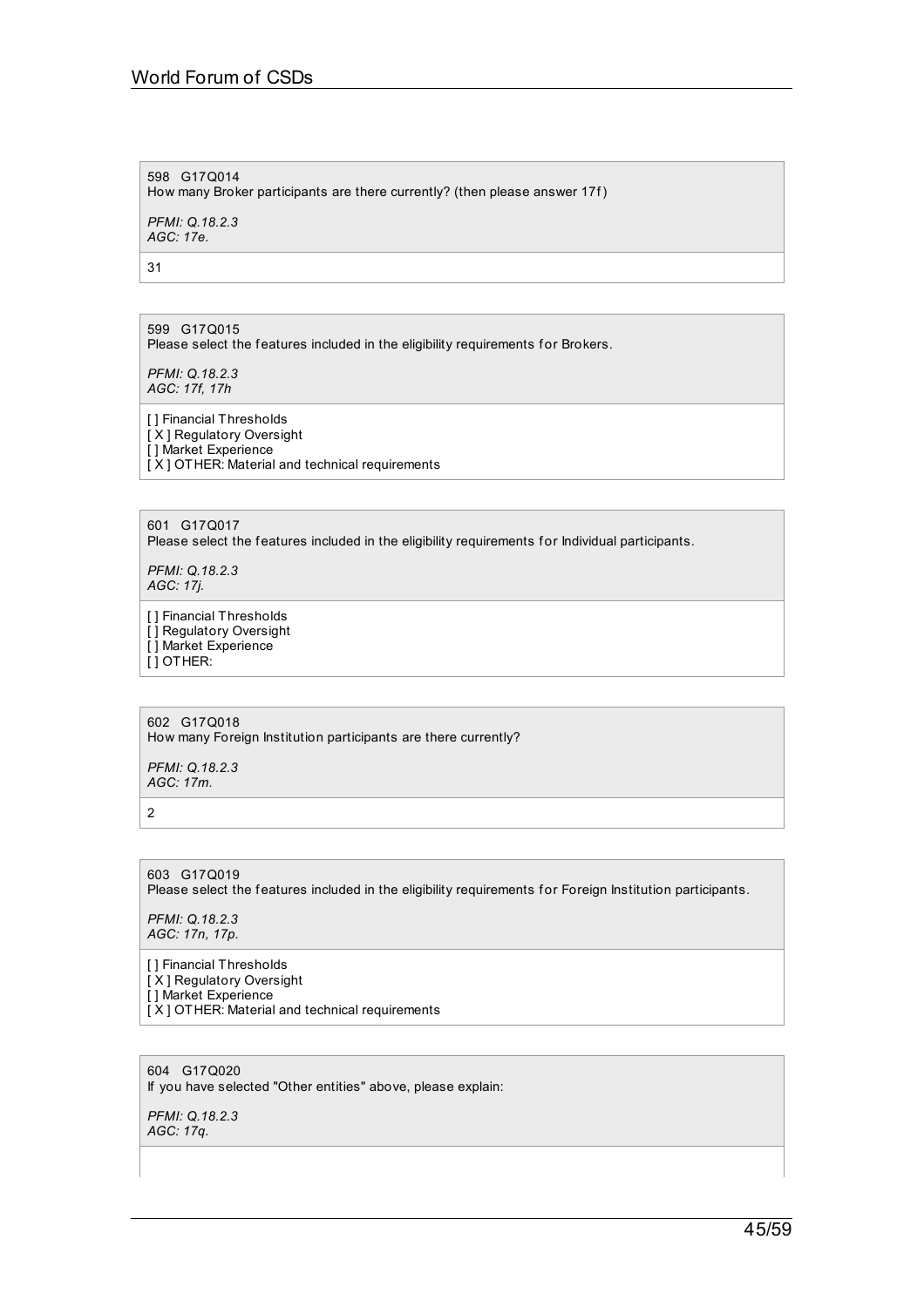598 G17Q014
How many Broker participants are there currently? (then please answer 17f)

*PFMI: Q.18.2.3*
*AGC: 17e.*

31

599 G17Q015
Please select the features included in the eligibility requirements for Brokers.

*PFMI: Q.18.2.3*
*AGC: 17f, 17h*

[ ] Financial Thresholds
[ X ] Regulatory Oversight
[ ] Market Experience
[ X ] OTHER: Material and technical requirements

601 G17Q017
Please select the features included in the eligibility requirements for Individual participants.

*PFMI: Q.18.2.3*
*AGC: 17j.*

[ ] Financial Thresholds
[ ] Regulatory Oversight
[ ] Market Experience
[ ] OTHER:

602 G17Q018
How many Foreign Institution participants are there currently?

*PFMI: Q.18.2.3*
*AGC: 17m.*

2

603 G17Q019
Please select the features included in the eligibility requirements for Foreign Institution participants.

*PFMI: Q.18.2.3*
*AGC: 17n, 17p.*

[ ] Financial Thresholds
[ X ] Regulatory Oversight
[ ] Market Experience
[ X ] OTHER: Material and technical requirements

604 G17Q020
If you have selected "Other entities" above, please explain:

*PFMI: Q.18.2.3*
*AGC: 17q.*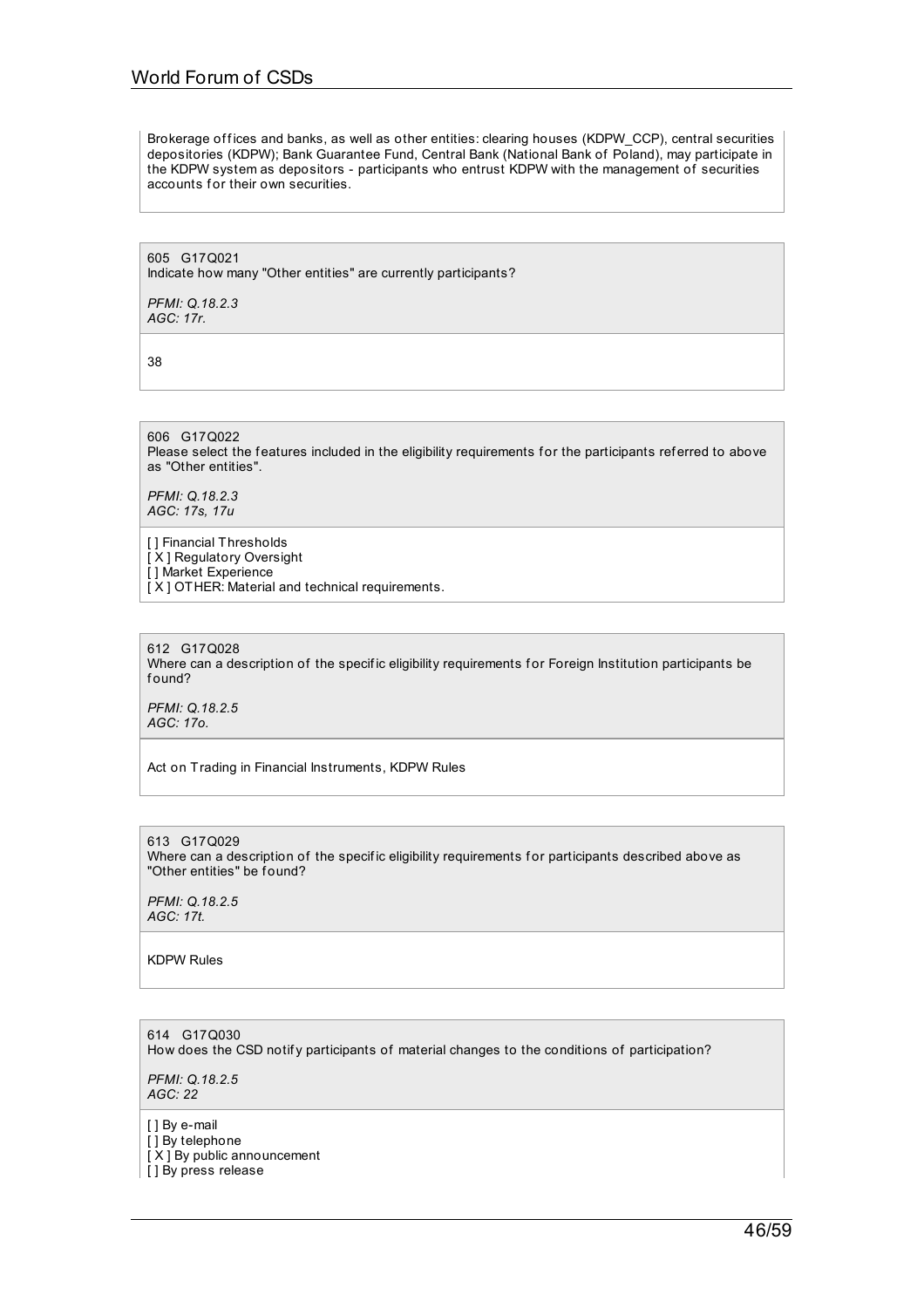Brokerage offices and banks, as well as other entities: clearing houses (KDPW_CCP), central securities depositories (KDPW); Bank Guarantee Fund, Central Bank (National Bank of Poland), may participate in the KDPW system as depositors - participants who entrust KDPW with the management of securities accounts for their own securities.

605 G17Q021
Indicate how many "Other entities" are currently participants?

*PFMI: Q.18.2.3*
*AGC: 17r.*

38

606 G17Q022
Please select the features included in the eligibility requirements for the participants referred to above as "Other entities".

*PFMI: Q.18.2.3*
*AGC: 17s, 17u*

[ ] Financial Thresholds
[ X ] Regulatory Oversight
[ ] Market Experience
[ X ] OTHER: Material and technical requirements.

612 G17Q028
Where can a description of the specific eligibility requirements for Foreign Institution participants be found?

*PFMI: Q.18.2.5*
*AGC: 17o.*

Act on Trading in Financial Instruments, KDPW Rules

613 G17Q029
Where can a description of the specific eligibility requirements for participants described above as "Other entities" be found?

*PFMI: Q.18.2.5*
*AGC: 17t.*

KDPW Rules

614 G17Q030
How does the CSD notify participants of material changes to the conditions of participation?

*PFMI: Q.18.2.5*
*AGC: 22*

[ ] By e-mail
[ ] By telephone
[ X ] By public announcement
[ ] By press release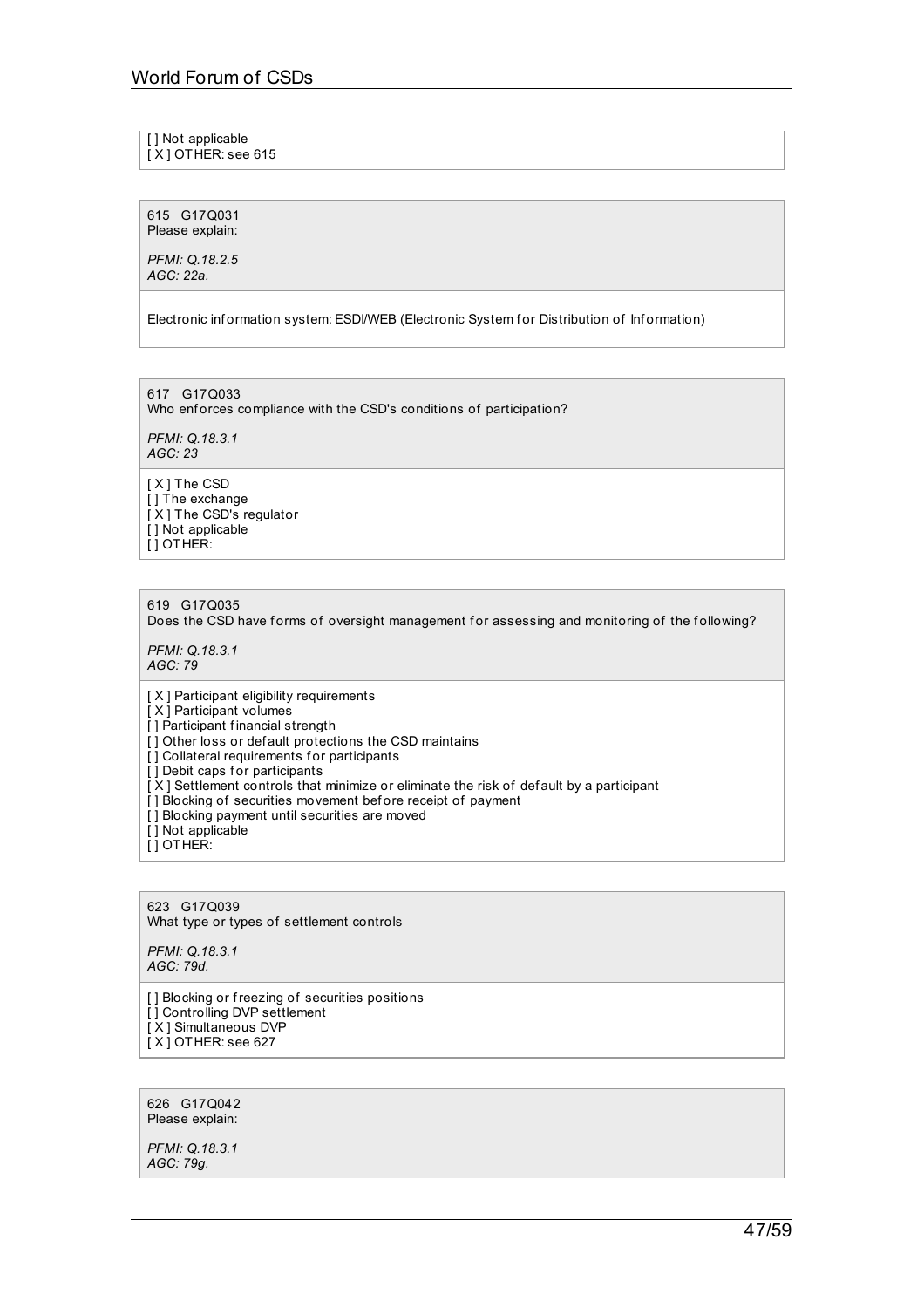[ ] Not applicable
[ X ] OTHER: see 615

615 G17Q031
Please explain:

*PFMI: Q.18.2.5*
*AGC: 22a.*

Electronic information system: ESDI/WEB (Electronic System for Distribution of Information)

617 G17Q033
Who enforces compliance with the CSD's conditions of participation?

*PFMI: Q.18.3.1*
*AGC: 23*

[ X ] The CSD
[ ] The exchange
[ X ] The CSD's regulator
[ ] Not applicable
[ ] OTHER:

619 G17Q035
Does the CSD have forms of oversight management for assessing and monitoring of the following?

*PFMI: Q.18.3.1*
*AGC: 79*

[ X ] Participant eligibility requirements
[ X ] Participant volumes
[ ] Participant financial strength
[ ] Other loss or default protections the CSD maintains
[ ] Collateral requirements for participants
[ ] Debit caps for participants
[ X ] Settlement controls that minimize or eliminate the risk of default by a participant
[ ] Blocking of securities movement before receipt of payment
[ ] Blocking payment until securities are moved
[ ] Not applicable
[ ] OTHER:

623 G17Q039
What type or types of settlement controls

*PFMI: Q.18.3.1*
*AGC: 79d.*

[ ] Blocking or freezing of securities positions
[ ] Controlling DVP settlement
[ X ] Simultaneous DVP
[ X ] OTHER: see 627

626 G17Q042
Please explain:

*PFMI: Q.18.3.1*
*AGC: 79g.*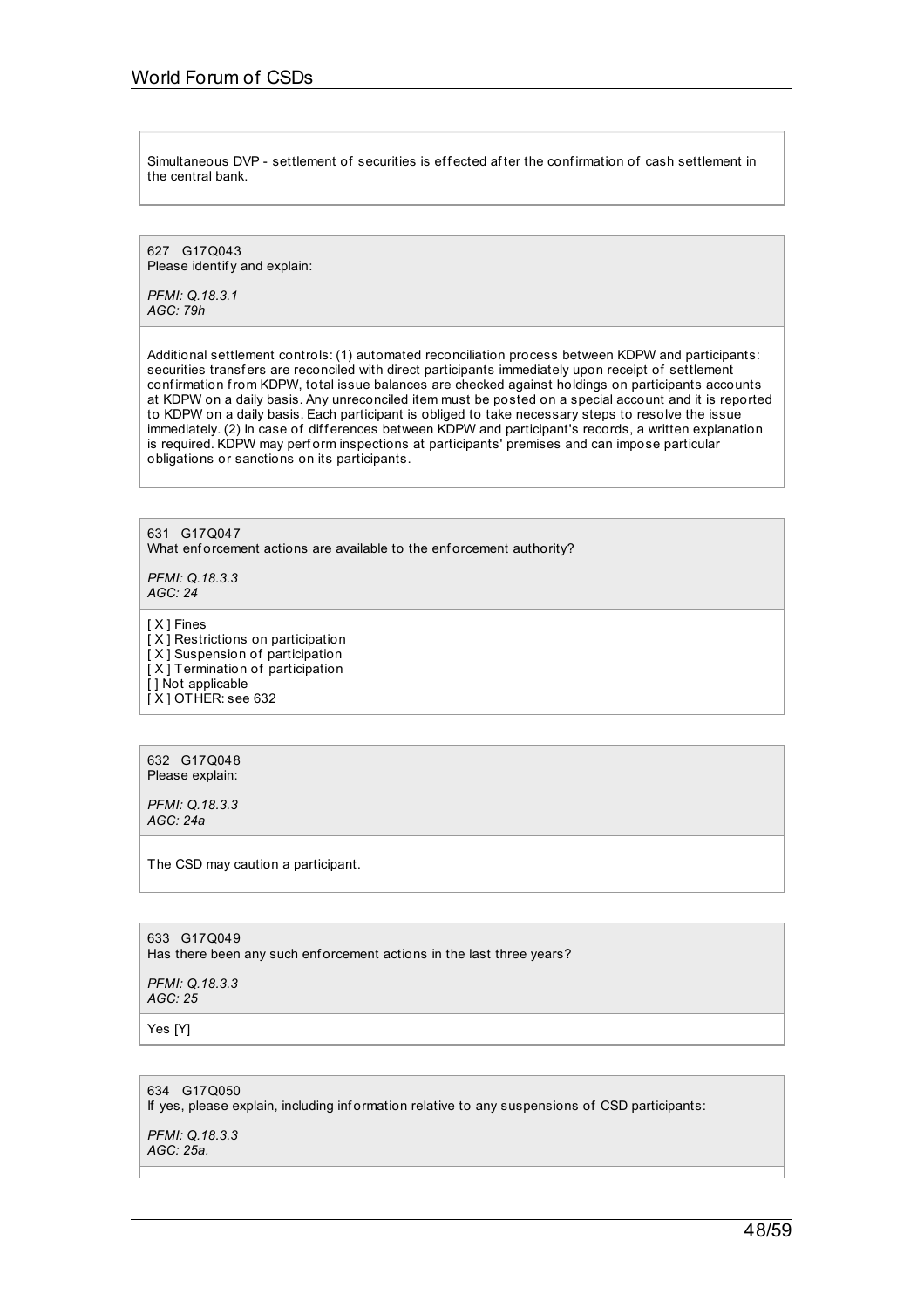Simultaneous DVP - settlement of securities is effected after the confirmation of cash settlement in the central bank.

627 G17Q043
Please identify and explain:

*PFMI: Q.18.3.1*
*AGC: 79h*

Additional settlement controls: (1) automated reconciliation process between KDPW and participants: securities transfers are reconciled with direct participants immediately upon receipt of settlement confirmation from KDPW, total issue balances are checked against holdings on participants accounts at KDPW on a daily basis. Any unreconciled item must be posted on a special account and it is reported to KDPW on a daily basis. Each participant is obliged to take necessary steps to resolve the issue immediately. (2) In case of differences between KDPW and participant's records, a written explanation is required. KDPW may perform inspections at participants' premises and can impose particular obligations or sanctions on its participants.

631 G17Q047
What enforcement actions are available to the enforcement authority?

*PFMI: Q.18.3.3*
*AGC: 24*

[ X ] Fines
[ X ] Restrictions on participation
[ X ] Suspension of participation
[ X ] Termination of participation
[ ] Not applicable
[ X ] OTHER: see 632

632 G17Q048
Please explain:

*PFMI: Q.18.3.3*
*AGC: 24a*

The CSD may caution a participant.

633 G17Q049
Has there been any such enforcement actions in the last three years?

*PFMI: Q.18.3.3*
*AGC: 25*

Yes [Y]

634 G17Q050
If yes, please explain, including information relative to any suspensions of CSD participants:

*PFMI: Q.18.3.3*
*AGC: 25a.*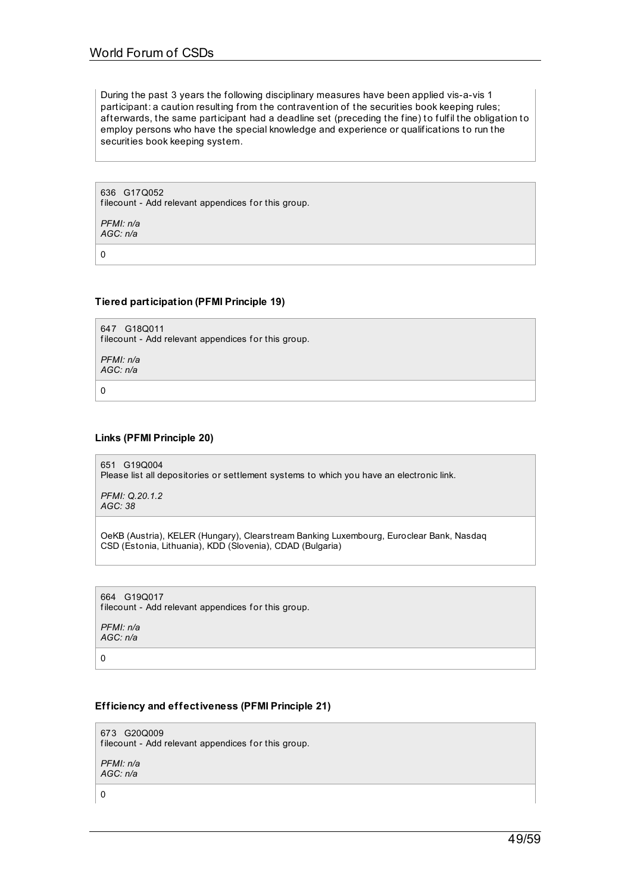During the past 3 years the following disciplinary measures have been applied vis-a-vis 1 participant: a caution resulting from the contravention of the securities book keeping rules; afterwards, the same participant had a deadline set (preceding the fine) to fulfil the obligation to employ persons who have the special knowledge and experience or qualifications to run the securities book keeping system.

636 G17Q052
filecount - Add relevant appendices for this group.

*PFMI: n/a*
*AGC: n/a*

0

### Tiered participation (PFMI Principle 19)

647 G18Q011
filecount - Add relevant appendices for this group.

*PFMI: n/a*
*AGC: n/a*

0

### Links (PFMI Principle 20)

651 G19Q004
Please list all depositories or settlement systems to which you have an electronic link.

*PFMI: Q.20.1.2*
*AGC: 38*

OeKB (Austria), KELER (Hungary), Clearstream Banking Luxembourg, Euroclear Bank, Nasdaq CSD (Estonia, Lithuania), KDD (Slovenia), CDAD (Bulgaria)

664 G19Q017
filecount - Add relevant appendices for this group.

*PFMI: n/a*
*AGC: n/a*

0

### Efficiency and effectiveness (PFMI Principle 21)

673 G20Q009
filecount - Add relevant appendices for this group.

*PFMI: n/a*
*AGC: n/a*

0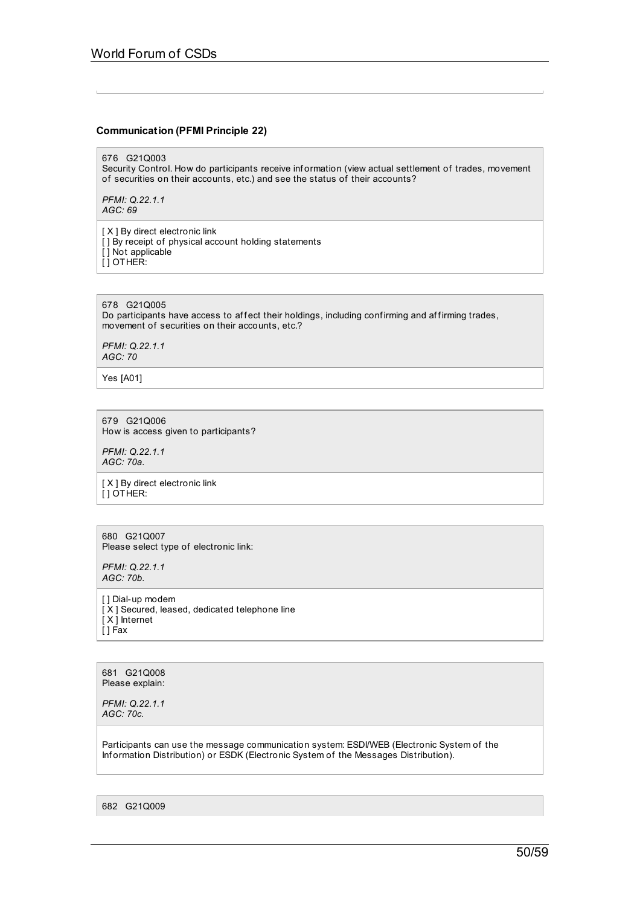### Communication (PFMI Principle 22)

676 G21Q003
Security Control. How do participants receive information (view actual settlement of trades, movement of securities on their accounts, etc.) and see the status of their accounts?

*PFMI: Q.22.1.1*
*AGC: 69*

[ X ] By direct electronic link
[ ] By receipt of physical account holding statements
[ ] Not applicable
[ ] OTHER:

678 G21Q005
Do participants have access to affect their holdings, including confirming and affirming trades, movement of securities on their accounts, etc.?

*PFMI: Q.22.1.1*
*AGC: 70*

Yes [A01]

679 G21Q006
How is access given to participants?

*PFMI: Q.22.1.1*
*AGC: 70a.*

[ X ] By direct electronic link
[ ] OTHER:

680 G21Q007
Please select type of electronic link:

*PFMI: Q.22.1.1*
*AGC: 70b.*

[ ] Dial-up modem
[ X ] Secured, leased, dedicated telephone line
[ X ] Internet
[ ] Fax

681 G21Q008
Please explain:

*PFMI: Q.22.1.1*
*AGC: 70c.*

Participants can use the message communication system: ESDI/WEB (Electronic System of the Information Distribution) or ESDK (Electronic System of the Messages Distribution).

682 G21Q009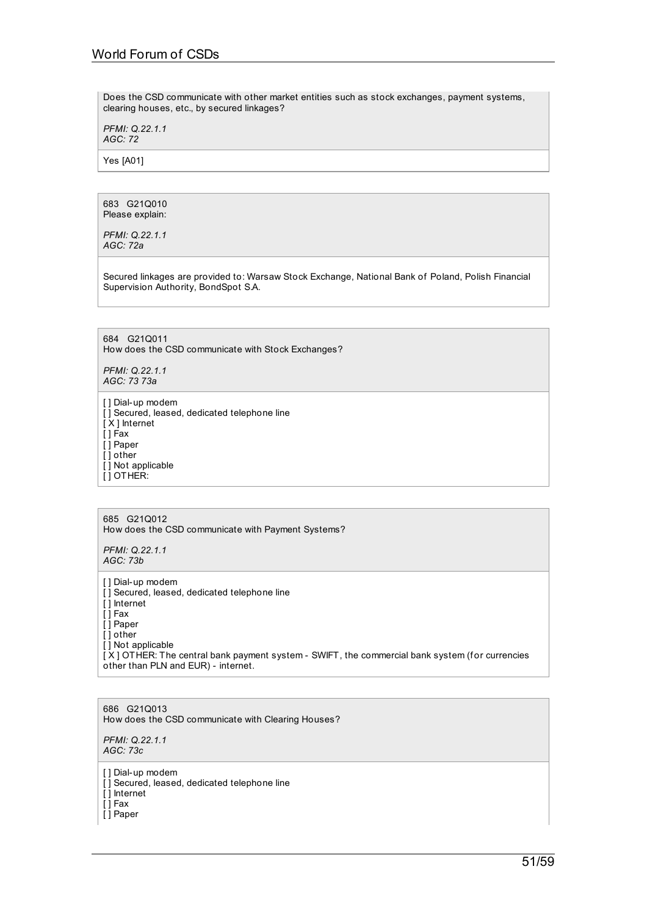Does the CSD communicate with other market entities such as stock exchanges, payment systems, clearing houses, etc., by secured linkages?

*PFMI: Q.22.1.1*
*AGC: 72*

Yes [A01]

683 G21Q010
Please explain:

*PFMI: Q.22.1.1*
*AGC: 72a*

Secured linkages are provided to: Warsaw Stock Exchange, National Bank of Poland, Polish Financial Supervision Authority, BondSpot S.A.

684 G21Q011
How does the CSD communicate with Stock Exchanges?

*PFMI: Q.22.1.1*
*AGC: 73 73a*

[ ] Dial-up modem
[ ] Secured, leased, dedicated telephone line
[ X ] Internet
[ ] Fax
[ ] Paper
[ ] other
[ ] Not applicable
[ ] OTHER:

685 G21Q012
How does the CSD communicate with Payment Systems?

*PFMI: Q.22.1.1*
*AGC: 73b*

[ ] Dial-up modem
[ ] Secured, leased, dedicated telephone line
[ ] Internet
[ ] Fax
[ ] Paper
[ ] other
[ ] Not applicable
[ X ] OTHER: The central bank payment system - SWIFT, the commercial bank system (for currencies other than PLN and EUR) - internet.

686 G21Q013
How does the CSD communicate with Clearing Houses?

*PFMI: Q.22.1.1*
*AGC: 73c*

[ ] Dial-up modem
[ ] Secured, leased, dedicated telephone line
[ ] Internet
[ ] Fax
[ ] Paper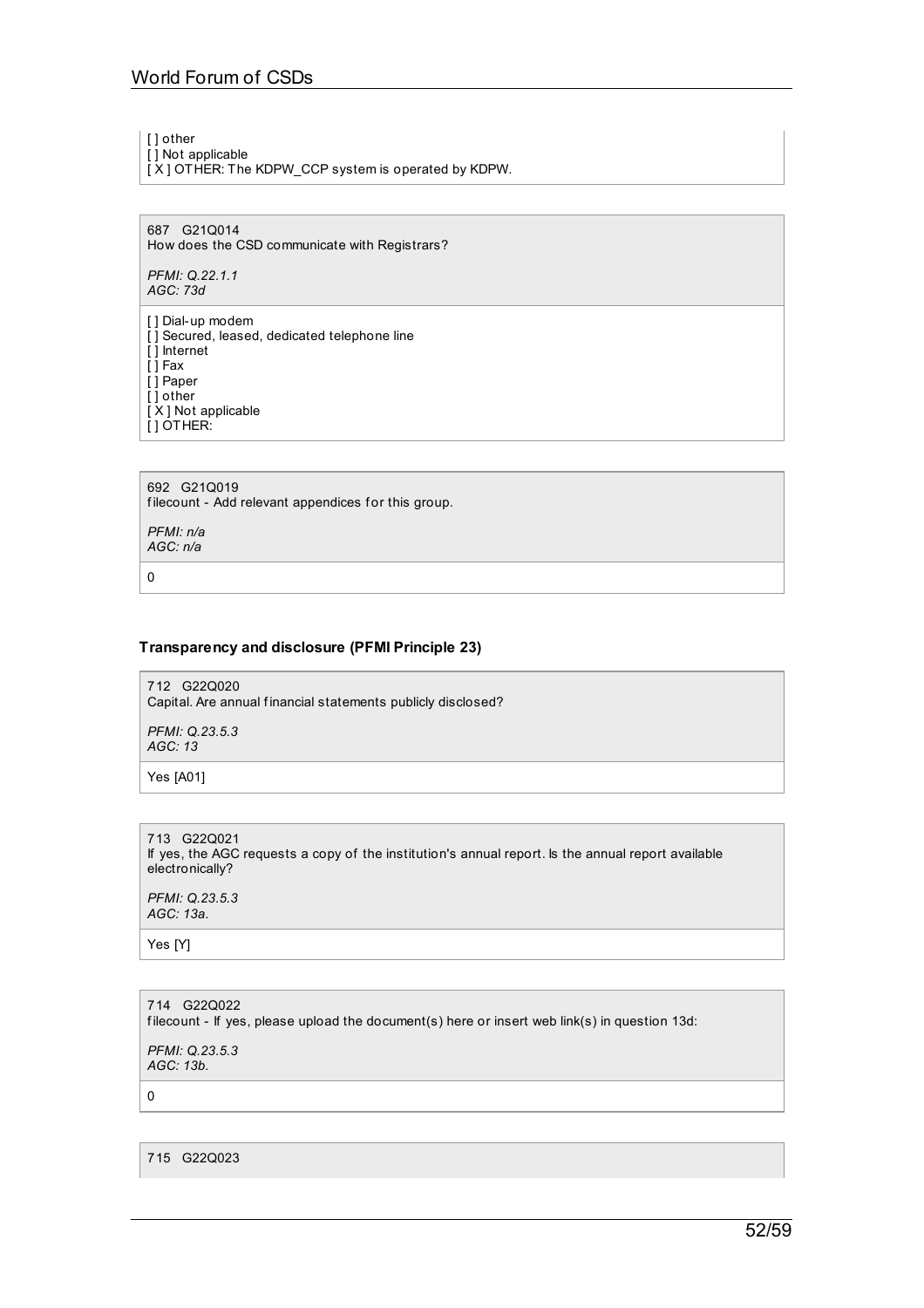[ ] other
[ ] Not applicable
[ X ] OTHER: The KDPW_CCP system is operated by KDPW.

687 G21Q014
How does the CSD communicate with Registrars?

*PFMI: Q.22.1.1*
*AGC: 73d*

[ ] Dial-up modem
[ ] Secured, leased, dedicated telephone line
[ ] Internet
[ ] Fax
[ ] Paper
[ ] other
[ X ] Not applicable
[ ] OTHER:

692 G21Q019
filecount - Add relevant appendices for this group.

*PFMI: n/a*
*AGC: n/a*

0

### Transparency and disclosure (PFMI Principle 23)

712 G22Q020
Capital. Are annual financial statements publicly disclosed?

*PFMI: Q.23.5.3*
*AGC: 13*

Yes [A01]

713 G22Q021
If yes, the AGC requests a copy of the institution's annual report. Is the annual report available electronically?

*PFMI: Q.23.5.3*
*AGC: 13a.*

Yes [Y]

714 G22Q022
filecount - If yes, please upload the document(s) here or insert web link(s) in question 13d:

*PFMI: Q.23.5.3*
*AGC: 13b.*

0

715 G22Q023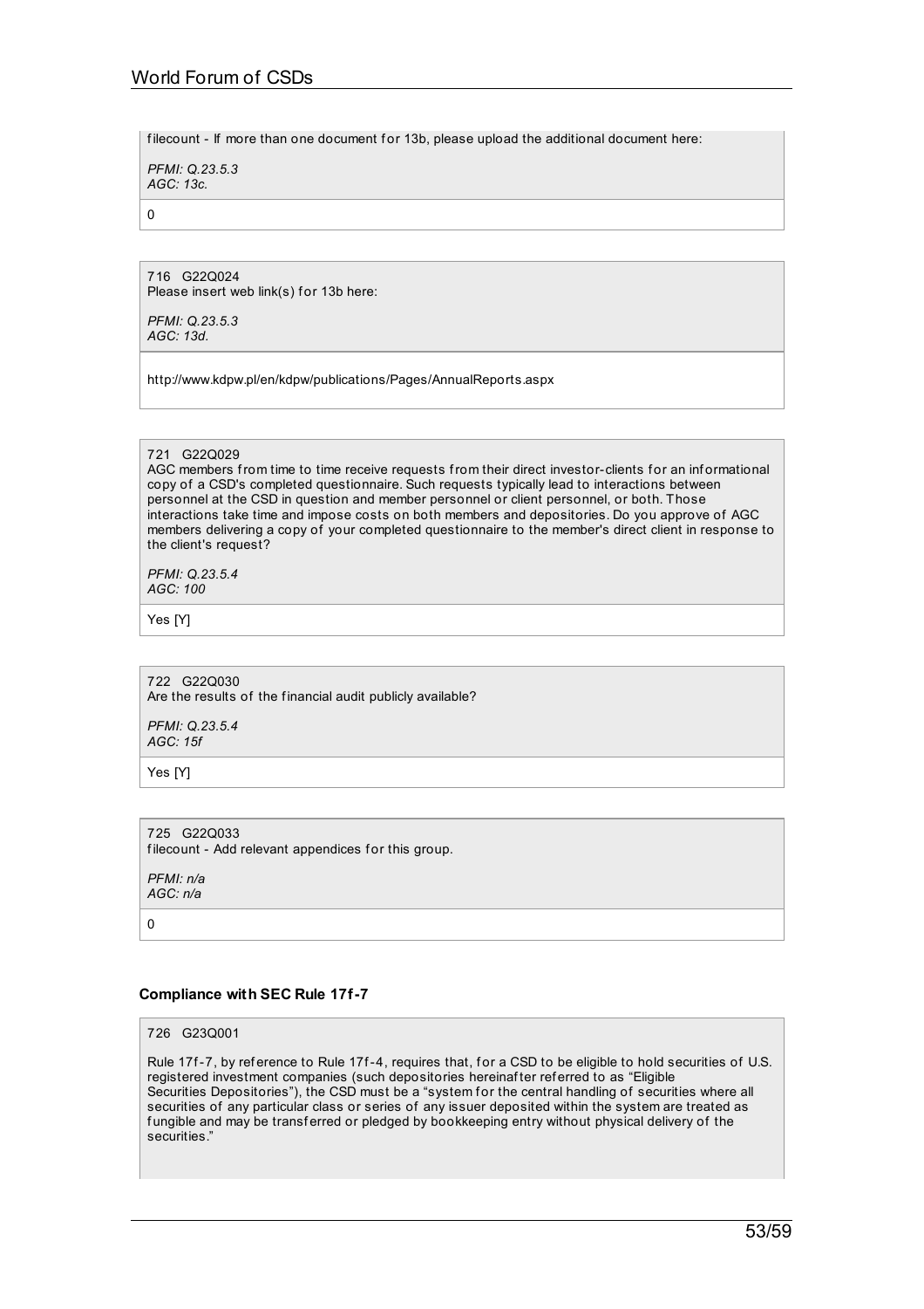filecount - If more than one document for 13b, please upload the additional document here:

*PFMI: Q.23.5.3*
*AGC: 13c.*

0

716 G22Q024
Please insert web link(s) for 13b here:

*PFMI: Q.23.5.3*
*AGC: 13d.*

http://www.kdpw.pl/en/kdpw/publications/Pages/AnnualReports.aspx

721 G22Q029
AGC members from time to time receive requests from their direct investor-clients for an informational copy of a CSD's completed questionnaire. Such requests typically lead to interactions between personnel at the CSD in question and member personnel or client personnel, or both. Those interactions take time and impose costs on both members and depositories. Do you approve of AGC members delivering a copy of your completed questionnaire to the member's direct client in response to the client's request?

*PFMI: Q.23.5.4*
*AGC: 100*

Yes [Y]

722 G22Q030
Are the results of the financial audit publicly available?

*PFMI: Q.23.5.4*
*AGC: 15f*

Yes [Y]

725 G22Q033
filecount - Add relevant appendices for this group.

*PFMI: n/a*
*AGC: n/a*

0

### Compliance with SEC Rule 17f-7

726 G23Q001

Rule 17f-7, by reference to Rule 17f-4, requires that, for a CSD to be eligible to hold securities of U.S. registered investment companies (such depositories hereinafter referred to as "Eligible Securities Depositories"), the CSD must be a "system for the central handling of securities where all securities of any particular class or series of any issuer deposited within the system are treated as fungible and may be transferred or pledged by bookkeeping entry without physical delivery of the securities."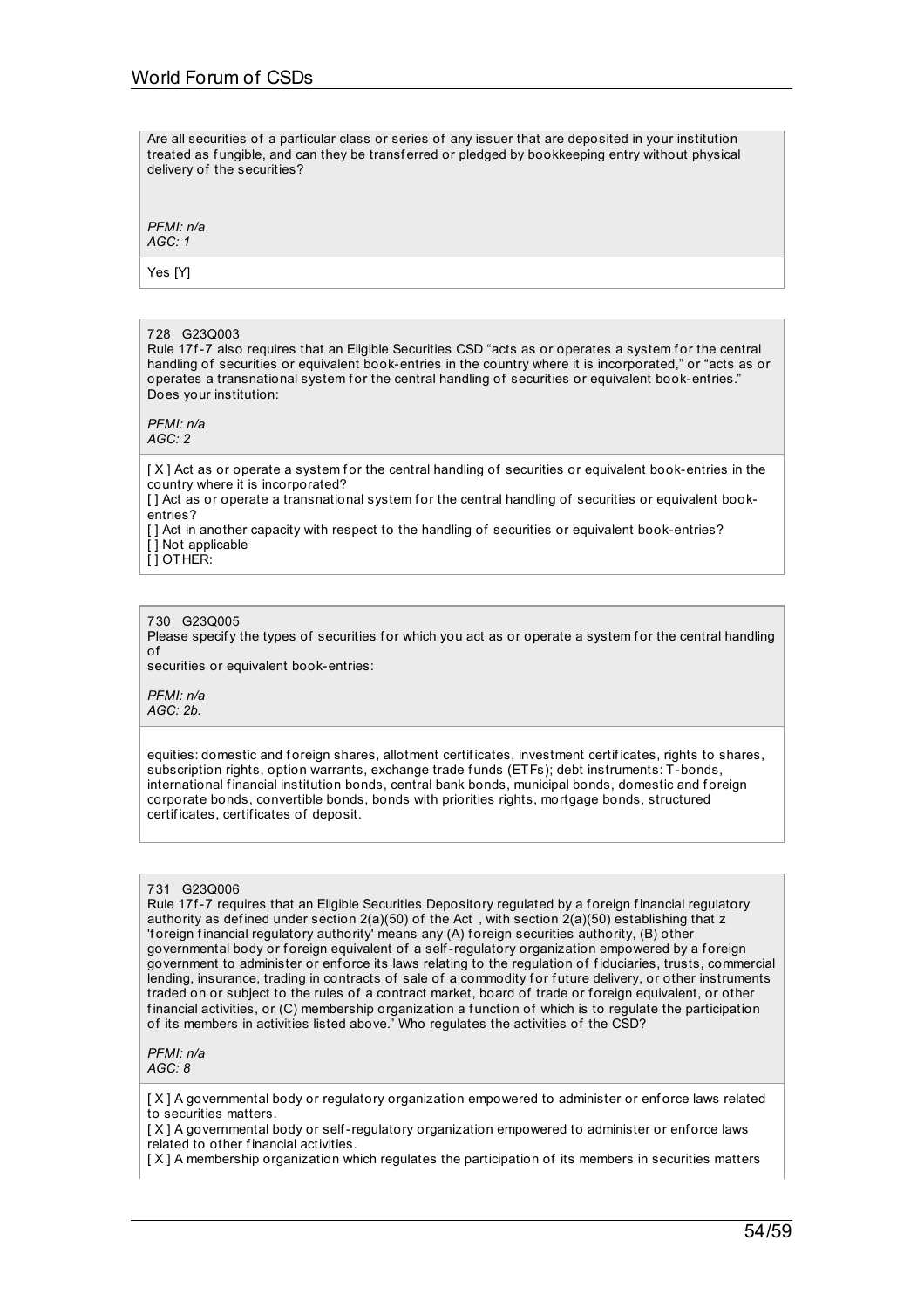Are all securities of a particular class or series of any issuer that are deposited in your institution treated as fungible, and can they be transferred or pledged by bookkeeping entry without physical delivery of the securities?

*PFMI: n/a*
*AGC: 1*

Yes [Y]

728 G23Q003
Rule 17f-7 also requires that an Eligible Securities CSD "acts as or operates a system for the central handling of securities or equivalent book-entries in the country where it is incorporated," or "acts as or operates a transnational system for the central handling of securities or equivalent book-entries." Does your institution:

*PFMI: n/a*
*AGC: 2*

[ X ] Act as or operate a system for the central handling of securities or equivalent book-entries in the country where it is incorporated?
[ ] Act as or operate a transnational system for the central handling of securities or equivalent book-entries?
[ ] Act in another capacity with respect to the handling of securities or equivalent book-entries?
[ ] Not applicable
[ ] OTHER:

730 G23Q005
Please specify the types of securities for which you act as or operate a system for the central handling of
securities or equivalent book-entries:

*PFMI: n/a*
*AGC: 2b.*

equities: domestic and foreign shares, allotment certificates, investment certificates, rights to shares, subscription rights, option warrants, exchange trade funds (ETFs); debt instruments: T-bonds, international financial institution bonds, central bank bonds, municipal bonds, domestic and foreign corporate bonds, convertible bonds, bonds with priorities rights, mortgage bonds, structured certificates, certificates of deposit.

731 G23Q006
Rule 17f-7 requires that an Eligible Securities Depository regulated by a foreign financial regulatory authority as defined under section 2(a)(50) of the Act , with section 2(a)(50) establishing that z 'foreign financial regulatory authority' means any (A) foreign securities authority, (B) other governmental body or foreign equivalent of a self-regulatory organization empowered by a foreign government to administer or enforce its laws relating to the regulation of fiduciaries, trusts, commercial lending, insurance, trading in contracts of sale of a commodity for future delivery, or other instruments traded on or subject to the rules of a contract market, board of trade or foreign equivalent, or other financial activities, or (C) membership organization a function of which is to regulate the participation of its members in activities listed above." Who regulates the activities of the CSD?

*PFMI: n/a*
*AGC: 8*

[ X ] A governmental body or regulatory organization empowered to administer or enforce laws related to securities matters.
[ X ] A governmental body or self-regulatory organization empowered to administer or enforce laws related to other financial activities.
[ X ] A membership organization which regulates the participation of its members in securities matters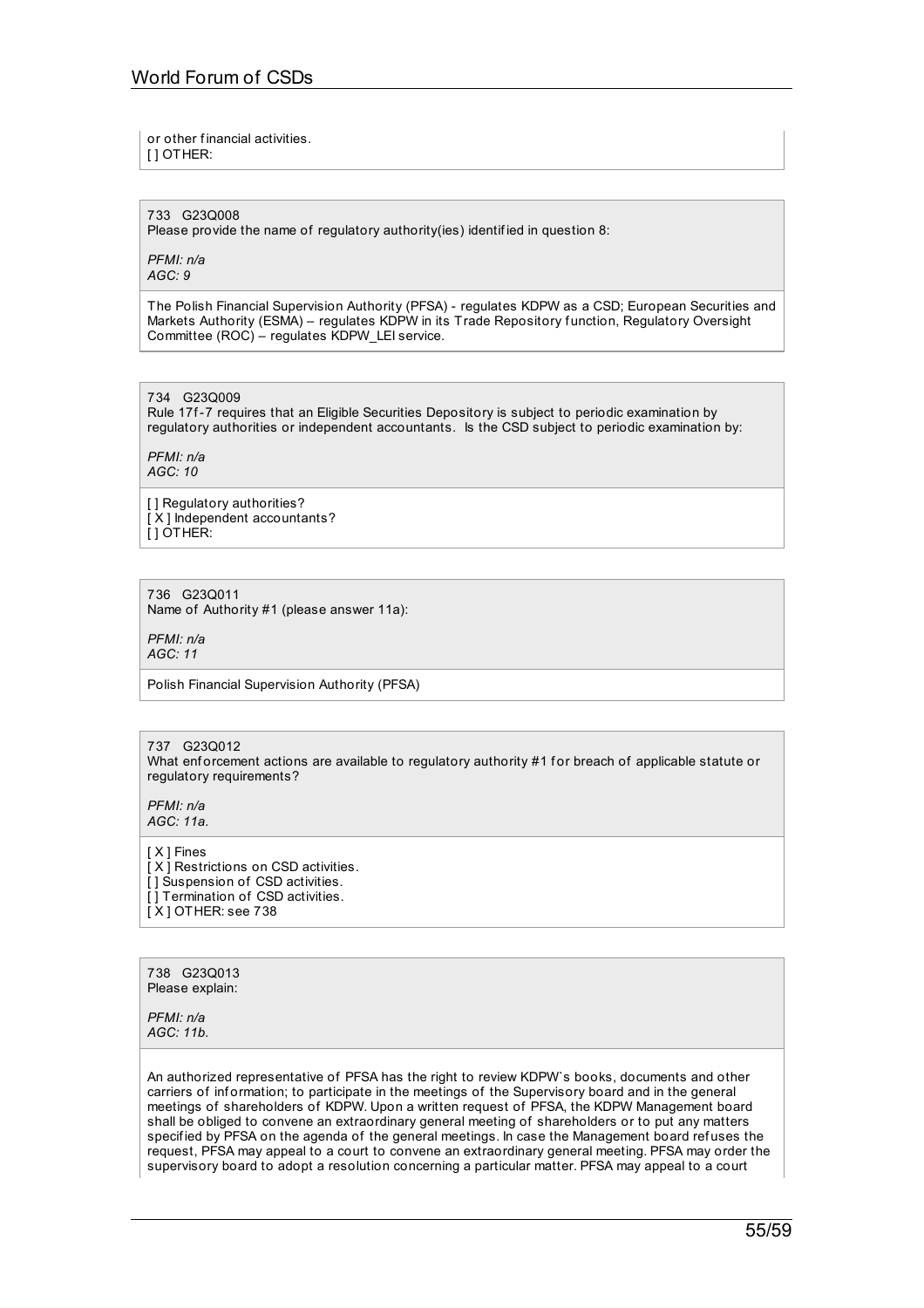or other financial activities.
[ ] OTHER:

733 G23Q008
Please provide the name of regulatory authority(ies) identified in question 8:

*PFMI: n/a*
*AGC: 9*

The Polish Financial Supervision Authority (PFSA) - regulates KDPW as a CSD; European Securities and Markets Authority (ESMA) – regulates KDPW in its Trade Repository function, Regulatory Oversight Committee (ROC) – regulates KDPW_LEI service.

734 G23Q009
Rule 17f-7 requires that an Eligible Securities Depository is subject to periodic examination by regulatory authorities or independent accountants. Is the CSD subject to periodic examination by:

*PFMI: n/a*
*AGC: 10*

[ ] Regulatory authorities?
[ X ] Independent accountants?
[ ] OTHER:

736 G23Q011
Name of Authority #1 (please answer 11a):

*PFMI: n/a*
*AGC: 11*

Polish Financial Supervision Authority (PFSA)

737 G23Q012
What enforcement actions are available to regulatory authority #1 for breach of applicable statute or regulatory requirements?

*PFMI: n/a*
*AGC: 11a.*

[ X ] Fines
[ X ] Restrictions on CSD activities.
[ ] Suspension of CSD activities.
[ ] Termination of CSD activities.
[ X ] OTHER: see 738

738 G23Q013
Please explain:

*PFMI: n/a*
*AGC: 11b.*

An authorized representative of PFSA has the right to review KDPW`s books, documents and other carriers of information; to participate in the meetings of the Supervisory board and in the general meetings of shareholders of KDPW. Upon a written request of PFSA, the KDPW Management board shall be obliged to convene an extraordinary general meeting of shareholders or to put any matters specified by PFSA on the agenda of the general meetings. In case the Management board refuses the request, PFSA may appeal to a court to convene an extraordinary general meeting. PFSA may order the supervisory board to adopt a resolution concerning a particular matter. PFSA may appeal to a court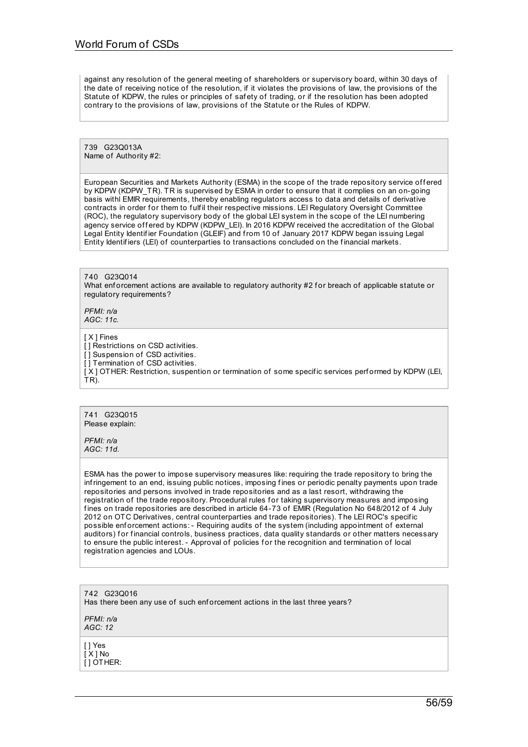against any resolution of the general meeting of shareholders or supervisory board, within 30 days of the date of receiving notice of the resolution, if it violates the provisions of law, the provisions of the Statute of KDPW, the rules or principles of safety of trading, or if the resolution has been adopted contrary to the provisions of law, provisions of the Statute or the Rules of KDPW.

739 G23Q013A
Name of Authority #2:

European Securities and Markets Authority (ESMA) in the scope of the trade repository service offered by KDPW (KDPW_TR). TR is supervised by ESMA in order to ensure that it complies on an on-going basis withl EMIR requirements, thereby enabling regulators access to data and details of derivative contracts in order for them to fulfil their respective missions. LEI Regulatory Oversight Committee (ROC), the regulatory supervisory body of the global LEI system in the scope of the LEI numbering agency service offered by KDPW (KDPW_LEI). In 2016 KDPW received the accreditation of the Global Legal Entity Identifier Foundation (GLEIF) and from 10 of January 2017 KDPW began issuing Legal Entity Identifiers (LEI) of counterparties to transactions concluded on the financial markets.

740 G23Q014
What enforcement actions are available to regulatory authority #2 for breach of applicable statute or regulatory requirements?

*PFMI: n/a*
*AGC: 11c.*

[ X ] Fines
[ ] Restrictions on CSD activities.
[ ] Suspension of CSD activities.
[ ] Termination of CSD activities.
[ X ] OTHER: Restriction, suspention or termination of some specific services performed by KDPW (LEI, TR).

741 G23Q015
Please explain:

*PFMI: n/a*
*AGC: 11d.*

ESMA has the power to impose supervisory measures like: requiring the trade repository to bring the infringement to an end, issuing public notices, imposing fines or periodic penalty payments upon trade repositories and persons involved in trade repositories and as a last resort, withdrawing the registration of the trade repository. Procedural rules for taking supervisory measures and imposing fines on trade repositories are described in article 64-73 of EMIR (Regulation No 648/2012 of 4 July 2012 on OTC Derivatives, central counterparties and trade repositories). The LEI ROC's specific possible enforcement actions: - Requiring audits of the system (including appointment of external auditors) for financial controls, business practices, data quality standards or other matters necessary to ensure the public interest. - Approval of policies for the recognition and termination of local registration agencies and LOUs.

742 G23Q016
Has there been any use of such enforcement actions in the last three years?

*PFMI: n/a*
*AGC: 12*

[ ] Yes
[ X ] No
[ ] OTHER: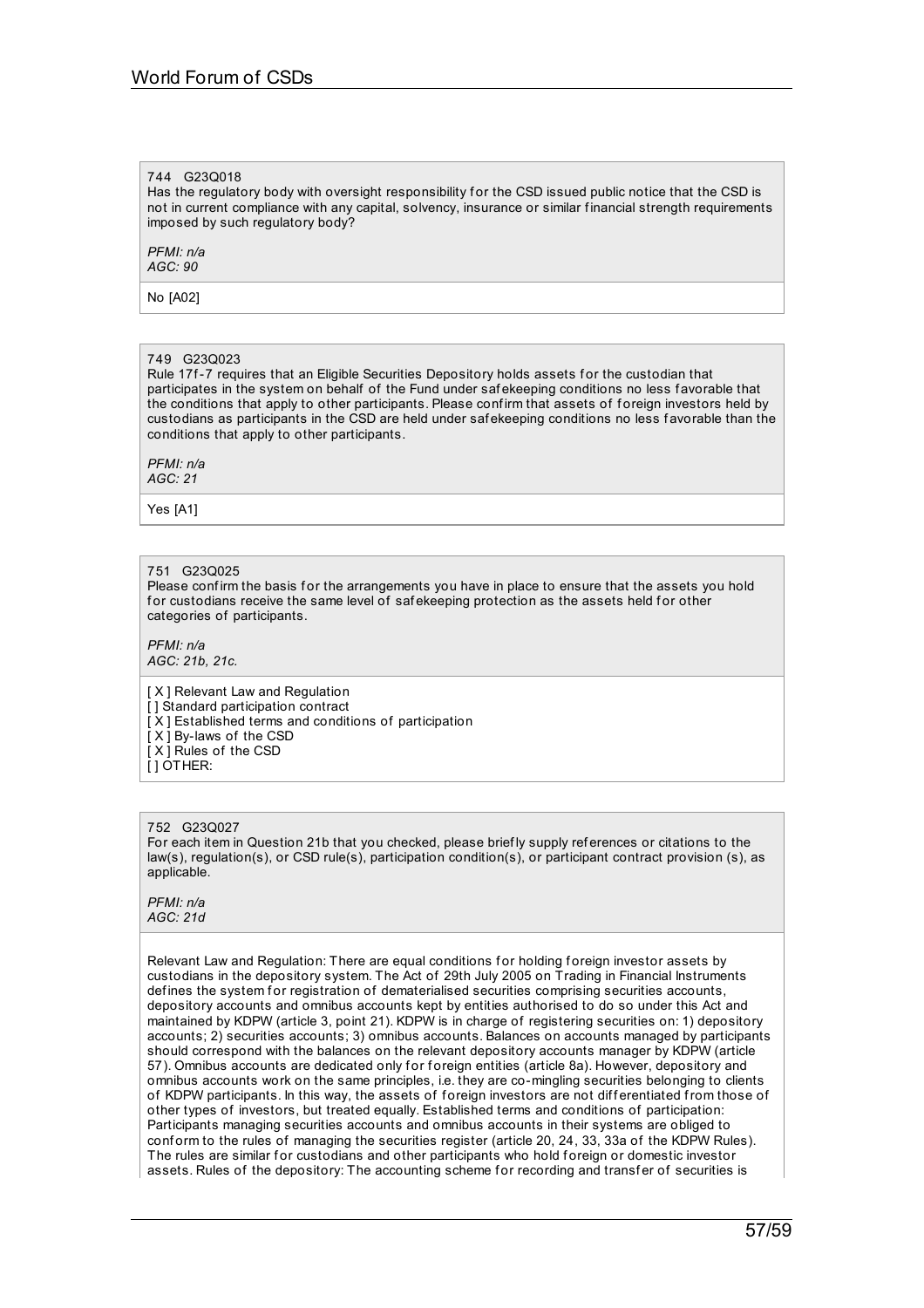744 G23Q018
Has the regulatory body with oversight responsibility for the CSD issued public notice that the CSD is not in current compliance with any capital, solvency, insurance or similar financial strength requirements imposed by such regulatory body?

*PFMI: n/a*
*AGC: 90*

No [A02]

749 G23Q023
Rule 17f-7 requires that an Eligible Securities Depository holds assets for the custodian that participates in the system on behalf of the Fund under safekeeping conditions no less favorable that the conditions that apply to other participants. Please confirm that assets of foreign investors held by custodians as participants in the CSD are held under safekeeping conditions no less favorable than the conditions that apply to other participants.

*PFMI: n/a*
*AGC: 21*

Yes [A1]

751 G23Q025
Please confirm the basis for the arrangements you have in place to ensure that the assets you hold for custodians receive the same level of safekeeping protection as the assets held for other categories of participants.

*PFMI: n/a*
*AGC: 21b, 21c.*

[ X ] Relevant Law and Regulation
[ ] Standard participation contract
[ X ] Established terms and conditions of participation
[ X ] By-laws of the CSD
[ X ] Rules of the CSD
[ ] OTHER:

752 G23Q027
For each item in Question 21b that you checked, please briefly supply references or citations to the law(s), regulation(s), or CSD rule(s), participation condition(s), or participant contract provision (s), as applicable.

*PFMI: n/a*
*AGC: 21d*

Relevant Law and Regulation: There are equal conditions for holding foreign investor assets by custodians in the depository system. The Act of 29th July 2005 on Trading in Financial Instruments defines the system for registration of dematerialised securities comprising securities accounts, depository accounts and omnibus accounts kept by entities authorised to do so under this Act and maintained by KDPW (article 3, point 21). KDPW is in charge of registering securities on: 1) depository accounts; 2) securities accounts; 3) omnibus accounts. Balances on accounts managed by participants should correspond with the balances on the relevant depository accounts manager by KDPW (article 57). Omnibus accounts are dedicated only for foreign entities (article 8a). However, depository and omnibus accounts work on the same principles, i.e. they are co-mingling securities belonging to clients of KDPW participants. In this way, the assets of foreign investors are not differentiated from those of other types of investors, but treated equally. Established terms and conditions of participation: Participants managing securities accounts and omnibus accounts in their systems are obliged to conform to the rules of managing the securities register (article 20, 24, 33, 33a of the KDPW Rules). The rules are similar for custodians and other participants who hold foreign or domestic investor assets. Rules of the depository: The accounting scheme for recording and transfer of securities is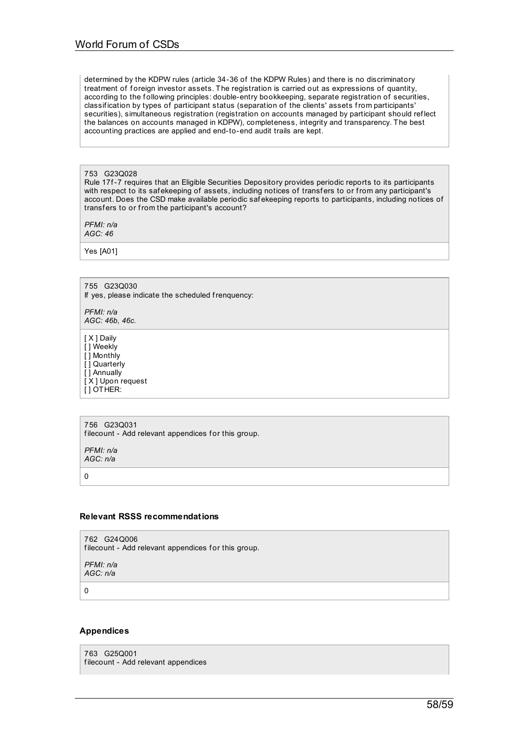determined by the KDPW rules (article 34-36 of the KDPW Rules) and there is no discriminatory treatment of foreign investor assets. The registration is carried out as expressions of quantity, according to the following principles: double-entry bookkeeping, separate registration of securities, classification by types of participant status (separation of the clients' assets from participants' securities), simultaneous registration (registration on accounts managed by participant should reflect the balances on accounts managed in KDPW), completeness, integrity and transparency. The best accounting practices are applied and end-to-end audit trails are kept.

753 G23Q028
Rule 17f-7 requires that an Eligible Securities Depository provides periodic reports to its participants with respect to its safekeeping of assets, including notices of transfers to or from any participant's account. Does the CSD make available periodic safekeeping reports to participants, including notices of transfers to or from the participant's account?

*PFMI: n/a*
*AGC: 46*

Yes [A01]

755 G23Q030
If yes, please indicate the scheduled frenquency:

*PFMI: n/a*
*AGC: 46b, 46c.*

[ X ] Daily
[ ] Weekly
[ ] Monthly
[ ] Quarterly
[ ] Annually
[ X ] Upon request
[ ] OTHER:

756 G23Q031
filecount - Add relevant appendices for this group.

*PFMI: n/a*
*AGC: n/a*

0

### Relevant RSSS recommendations

762 G24Q006
filecount - Add relevant appendices for this group.

*PFMI: n/a*
*AGC: n/a*

0

### Appendices

763 G25Q001
filecount - Add relevant appendices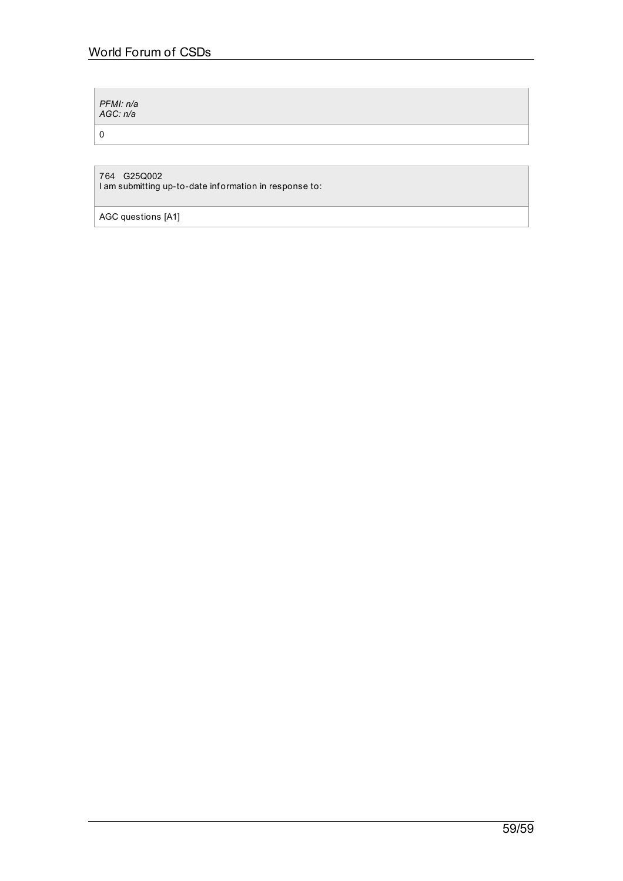*PFMI: n/a*
*AGC: n/a*

0

764 G25Q002
I am submitting up-to-date information in response to:

AGC questions [A1]